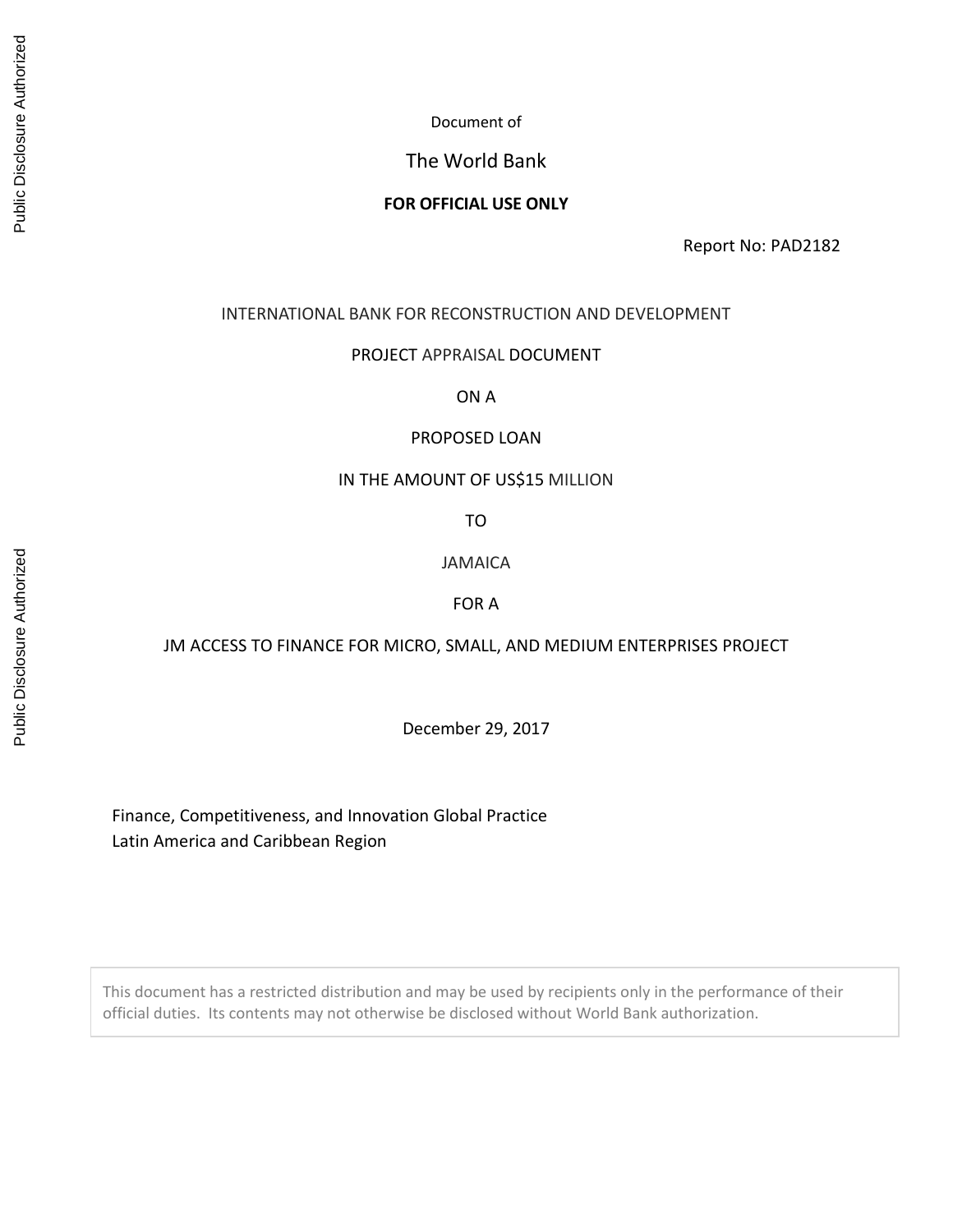Document of

The World Bank

**FOR OFFICIAL USE ONLY**

Report No: PAD2182

INTERNATIONAL BANK FOR RECONSTRUCTION AND DEVELOPMENT

PROJECT APPRAISAL DOCUMENT

ON A

PROPOSED LOAN

IN THE AMOUNT OF US$15 MILLION

TO

JAMAICA

FOR A

JM ACCESS TO FINANCE FOR MICRO, SMALL, AND MEDIUM ENTERPRISES PROJECT

December 29, 2017

Finance, Competitiveness, and Innovation Global Practice
Latin America and Caribbean Region

This document has a restricted distribution and may be used by recipients only in the performance of their official duties. Its contents may not otherwise be disclosed without World Bank authorization.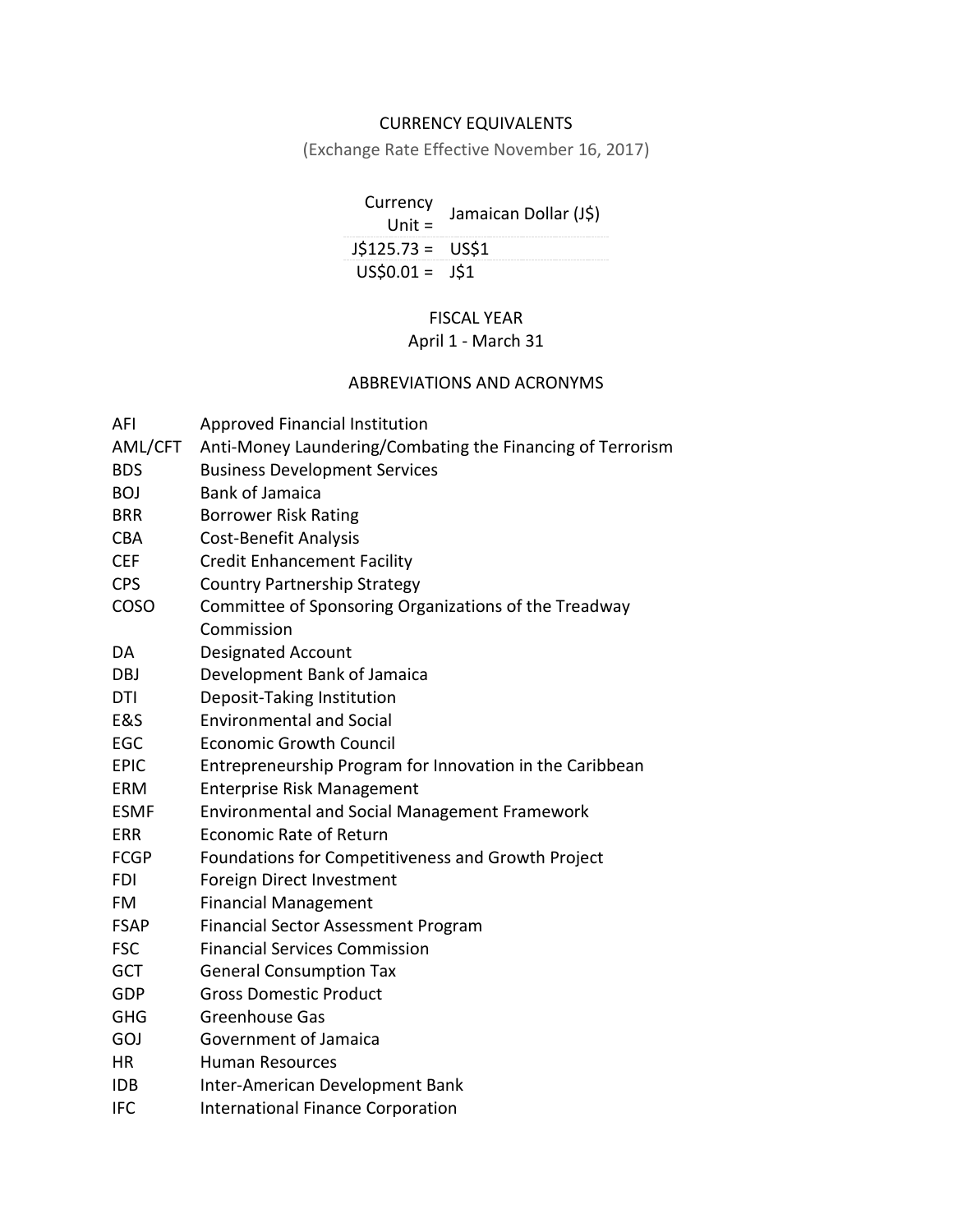## CURRENCY EQUIVALENTS

(Exchange Rate Effective November 16, 2017)

| Currency Unit = | Jamaican Dollar (J$) |
|---|---|
| J$125.73 = | US$1 |
| US$0.01 = | J$1 |

## FISCAL YEAR

April 1 - March 31

## ABBREVIATIONS AND ACRONYMS

| | |
|---|---|
| AFI | Approved Financial Institution |
| AML/CFT | Anti-Money Laundering/Combating the Financing of Terrorism |
| BDS | Business Development Services |
| BOJ | Bank of Jamaica |
| BRR | Borrower Risk Rating |
| CBA | Cost-Benefit Analysis |
| CEF | Credit Enhancement Facility |
| CPS | Country Partnership Strategy |
| COSO | Committee of Sponsoring Organizations of the Treadway Commission |
| DA | Designated Account |
| DBJ | Development Bank of Jamaica |
| DTI | Deposit-Taking Institution |
| E&S | Environmental and Social |
| EGC | Economic Growth Council |
| EPIC | Entrepreneurship Program for Innovation in the Caribbean |
| ERM | Enterprise Risk Management |
| ESMF | Environmental and Social Management Framework |
| ERR | Economic Rate of Return |
| FCGP | Foundations for Competitiveness and Growth Project |
| FDI | Foreign Direct Investment |
| FM | Financial Management |
| FSAP | Financial Sector Assessment Program |
| FSC | Financial Services Commission |
| GCT | General Consumption Tax |
| GDP | Gross Domestic Product |
| GHG | Greenhouse Gas |
| GOJ | Government of Jamaica |
| HR | Human Resources |
| IDB | Inter-American Development Bank |
| IFC | International Finance Corporation |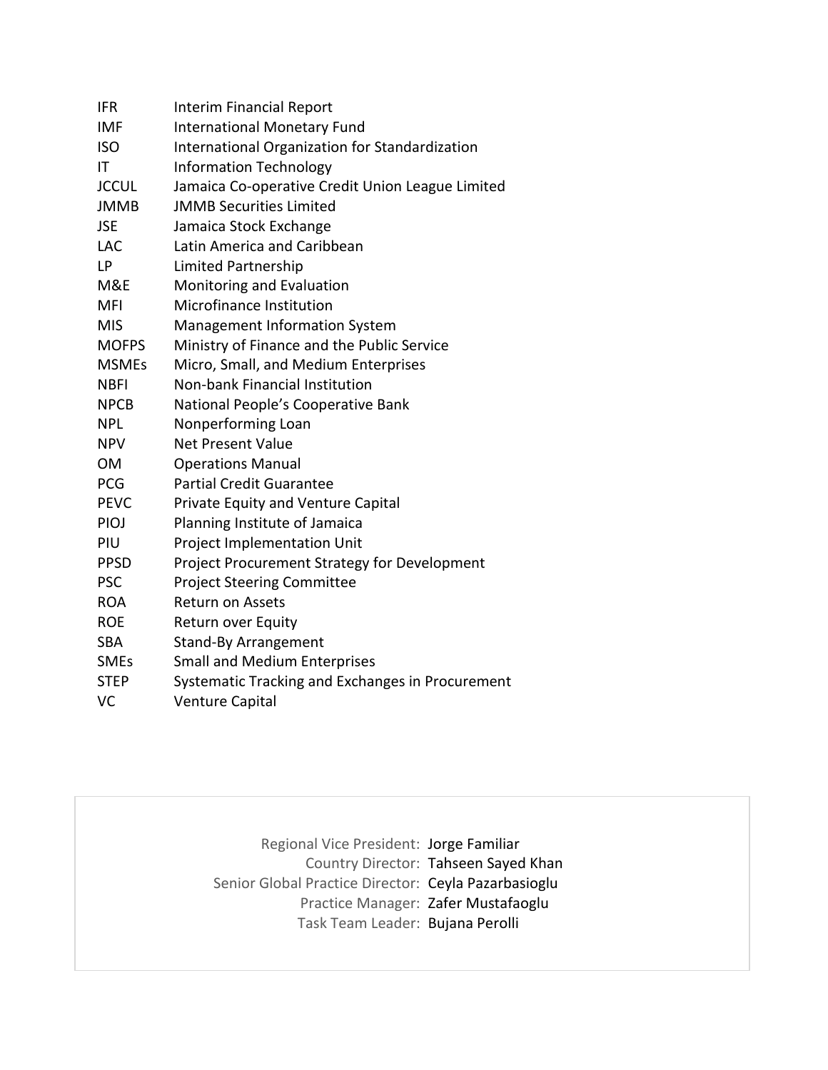| | |
|---|---|
| IFR | Interim Financial Report |
| IMF | International Monetary Fund |
| ISO | International Organization for Standardization |
| IT | Information Technology |
| JCCUL | Jamaica Co-operative Credit Union League Limited |
| JMMB | JMMB Securities Limited |
| JSE | Jamaica Stock Exchange |
| LAC | Latin America and Caribbean |
| LP | Limited Partnership |
| M&E | Monitoring and Evaluation |
| MFI | Microfinance Institution |
| MIS | Management Information System |
| MOFPS | Ministry of Finance and the Public Service |
| MSMEs | Micro, Small, and Medium Enterprises |
| NBFI | Non-bank Financial Institution |
| NPCB | National People's Cooperative Bank |
| NPL | Nonperforming Loan |
| NPV | Net Present Value |
| OM | Operations Manual |
| PCG | Partial Credit Guarantee |
| PEVC | Private Equity and Venture Capital |
| PIOJ | Planning Institute of Jamaica |
| PIU | Project Implementation Unit |
| PPSD | Project Procurement Strategy for Development |
| PSC | Project Steering Committee |
| ROA | Return on Assets |
| ROE | Return over Equity |
| SBA | Stand-By Arrangement |
| SMEs | Small and Medium Enterprises |
| STEP | Systematic Tracking and Exchanges in Procurement |
| VC | Venture Capital |

| | |
|---|---|
| Regional Vice President: | Jorge Familiar |
| Country Director: | Tahseen Sayed Khan |
| Senior Global Practice Director: | Ceyla Pazarbasioglu |
| Practice Manager: | Zafer Mustafaoglu |
| Task Team Leader: | Bujana Perolli |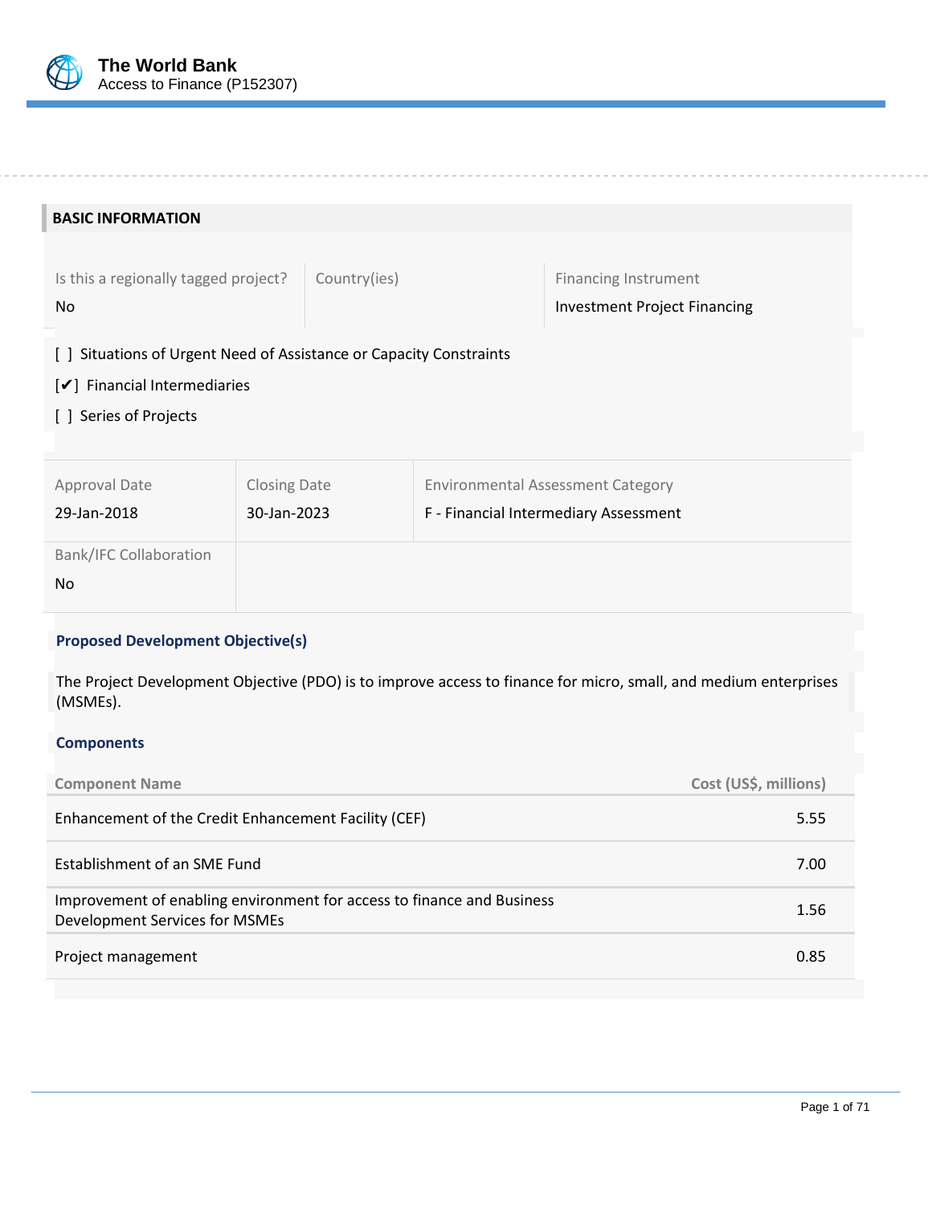## BASIC INFORMATION

| Is this a regionally tagged project? | Country(ies) | Financing Instrument |
|---|---|---|
| No | | Investment Project Financing |

[ ] Situations of Urgent Need of Assistance or Capacity Constraints

[✔] Financial Intermediaries

[ ] Series of Projects

| Approval Date | Closing Date | Environmental Assessment Category |
|---|---|---|
| 29-Jan-2018 | 30-Jan-2023 | F - Financial Intermediary Assessment |

| Bank/IFC Collaboration |
|---|
| No |

### Proposed Development Objective(s)

The Project Development Objective (PDO) is to improve access to finance for micro, small, and medium enterprises (MSMEs).

### Components

| Component Name | Cost (US$, millions) |
|---|---|
| Enhancement of the Credit Enhancement Facility (CEF) | 5.55 |
| Establishment of an SME Fund | 7.00 |
| Improvement of enabling environment for access to finance and Business Development Services for MSMEs | 1.56 |
| Project management | 0.85 |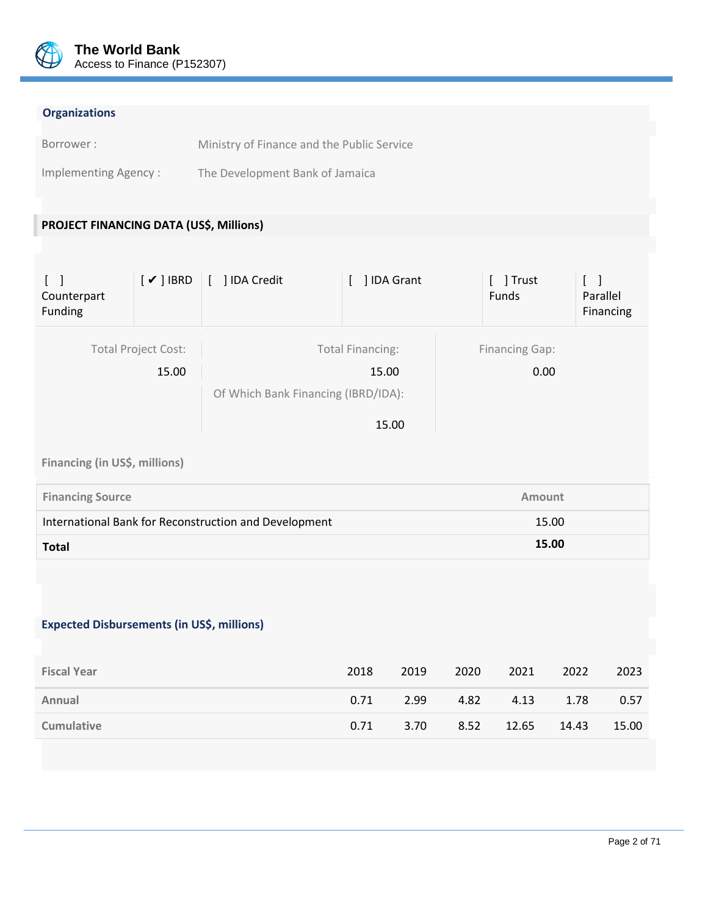## Organizations

Borrower : Ministry of Finance and the Public Service

Implementing Agency : The Development Bank of Jamaica

## PROJECT FINANCING DATA (US$, Millions)

| [ ] Counterpart Funding | [ ✔ ] IBRD | [ ] IDA Credit | [ ] IDA Grant | [ ] Trust Funds | [ ] Parallel Financing |
|---|---|---|---|---|---|

| Total Project Cost: | Total Financing: | Financing Gap: |
|---|---|---|
| 15.00 | 15.00 | 0.00 |
| | Of Which Bank Financing (IBRD/IDA): | |
| | 15.00 | |

**Financing (in US$, millions)**

| Financing Source | Amount |
|---|---|
| International Bank for Reconstruction and Development | 15.00 |
| **Total** | **15.00** |

### Expected Disbursements (in US$, millions)

| Fiscal Year | 2018 | 2019 | 2020 | 2021 | 2022 | 2023 |
|---|---|---|---|---|---|---|
| Annual | 0.71 | 2.99 | 4.82 | 4.13 | 1.78 | 0.57 |
| Cumulative | 0.71 | 3.70 | 8.52 | 12.65 | 14.43 | 15.00 |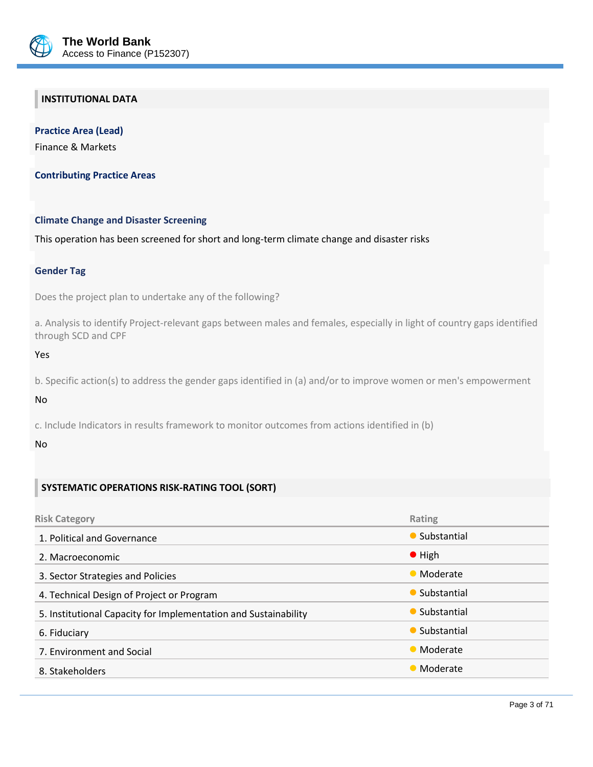## INSTITUTIONAL DATA

**Practice Area (Lead)**

Finance & Markets

**Contributing Practice Areas**

**Climate Change and Disaster Screening**

This operation has been screened for short and long-term climate change and disaster risks

**Gender Tag**

Does the project plan to undertake any of the following?

a. Analysis to identify Project-relevant gaps between males and females, especially in light of country gaps identified through SCD and CPF

Yes

b. Specific action(s) to address the gender gaps identified in (a) and/or to improve women or men's empowerment

No

c. Include Indicators in results framework to monitor outcomes from actions identified in (b)

No

## SYSTEMATIC OPERATIONS RISK-RATING TOOL (SORT)

| Risk Category | Rating |
|---|---|
| 1. Political and Governance | Substantial |
| 2. Macroeconomic | High |
| 3. Sector Strategies and Policies | Moderate |
| 4. Technical Design of Project or Program | Substantial |
| 5. Institutional Capacity for Implementation and Sustainability | Substantial |
| 6. Fiduciary | Substantial |
| 7. Environment and Social | Moderate |
| 8. Stakeholders | Moderate |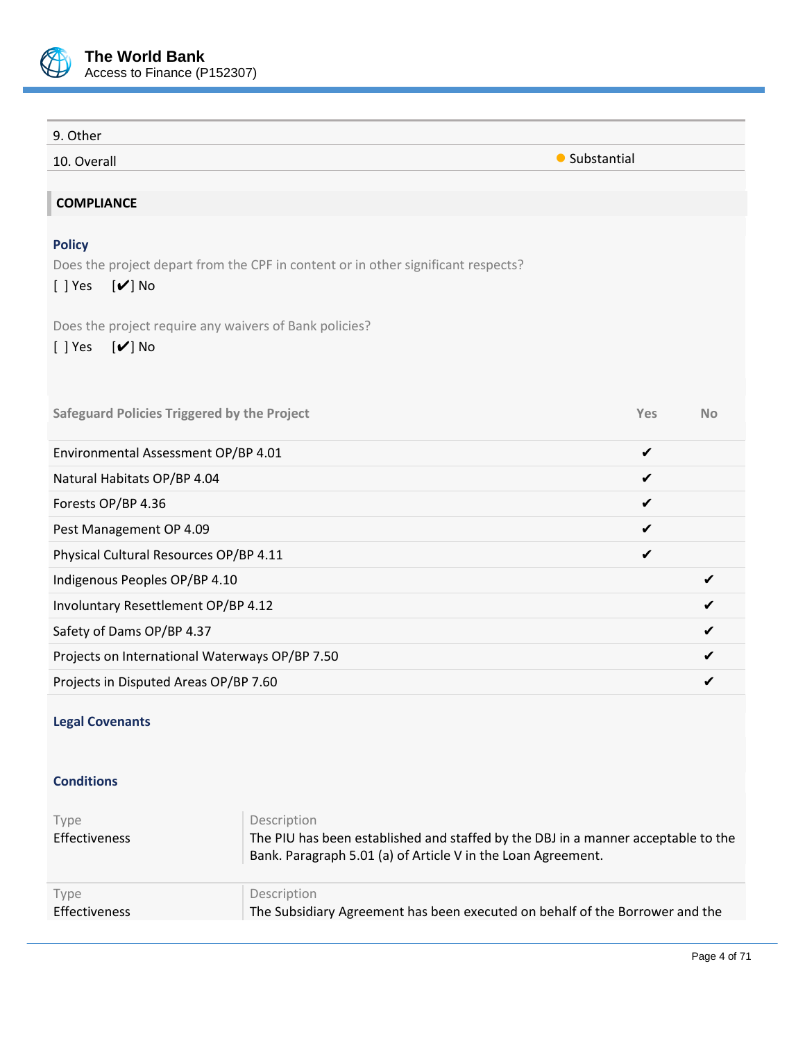| | |
|---|---|
| 9. Other | |
| 10. Overall | ● Substantial |

## COMPLIANCE

### Policy

Does the project depart from the CPF in content or in other significant respects?

[ ] Yes [✔] No

Does the project require any waivers of Bank policies?

[ ] Yes [✔] No

| Safeguard Policies Triggered by the Project | Yes | No |
|---|---|---|
| Environmental Assessment OP/BP 4.01 | ✔ | |
| Natural Habitats OP/BP 4.04 | ✔ | |
| Forests OP/BP 4.36 | ✔ | |
| Pest Management OP 4.09 | ✔ | |
| Physical Cultural Resources OP/BP 4.11 | ✔ | |
| Indigenous Peoples OP/BP 4.10 | | ✔ |
| Involuntary Resettlement OP/BP 4.12 | | ✔ |
| Safety of Dams OP/BP 4.37 | | ✔ |
| Projects on International Waterways OP/BP 7.50 | | ✔ |
| Projects in Disputed Areas OP/BP 7.60 | | ✔ |

### Legal Covenants

### Conditions

| Type | Description |
|---|---|
| Effectiveness | The PIU has been established and staffed by the DBJ in a manner acceptable to the Bank. Paragraph 5.01 (a) of Article V in the Loan Agreement. |
| Effectiveness | The Subsidiary Agreement has been executed on behalf of the Borrower and the |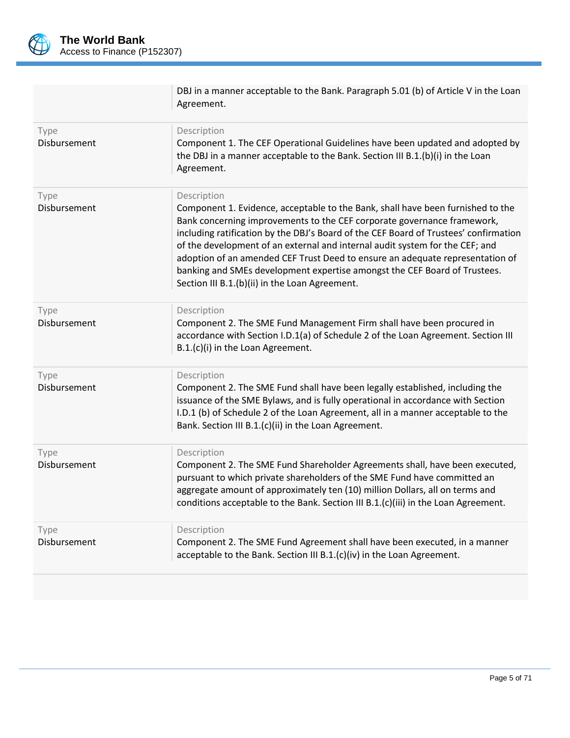| | |
|---|---|
| | DBJ in a manner acceptable to the Bank. Paragraph 5.01 (b) of Article V in the Loan Agreement. |
| Type<br>Disbursement | Description<br>Component 1. The CEF Operational Guidelines have been updated and adopted by the DBJ in a manner acceptable to the Bank. Section III B.1.(b)(i) in the Loan Agreement. |
| Type<br>Disbursement | Description<br>Component 1. Evidence, acceptable to the Bank, shall have been furnished to the Bank concerning improvements to the CEF corporate governance framework, including ratification by the DBJ's Board of the CEF Board of Trustees' confirmation of the development of an external and internal audit system for the CEF; and adoption of an amended CEF Trust Deed to ensure an adequate representation of banking and SMEs development expertise amongst the CEF Board of Trustees. Section III B.1.(b)(ii) in the Loan Agreement. |
| Type<br>Disbursement | Description<br>Component 2. The SME Fund Management Firm shall have been procured in accordance with Section I.D.1(a) of Schedule 2 of the Loan Agreement. Section III B.1.(c)(i) in the Loan Agreement. |
| Type<br>Disbursement | Description<br>Component 2. The SME Fund shall have been legally established, including the issuance of the SME Bylaws, and is fully operational in accordance with Section I.D.1 (b) of Schedule 2 of the Loan Agreement, all in a manner acceptable to the Bank. Section III B.1.(c)(ii) in the Loan Agreement. |
| Type<br>Disbursement | Description<br>Component 2. The SME Fund Shareholder Agreements shall, have been executed, pursuant to which private shareholders of the SME Fund have committed an aggregate amount of approximately ten (10) million Dollars, all on terms and conditions acceptable to the Bank. Section III B.1.(c)(iii) in the Loan Agreement. |
| Type<br>Disbursement | Description<br>Component 2. The SME Fund Agreement shall have been executed, in a manner acceptable to the Bank. Section III B.1.(c)(iv) in the Loan Agreement. |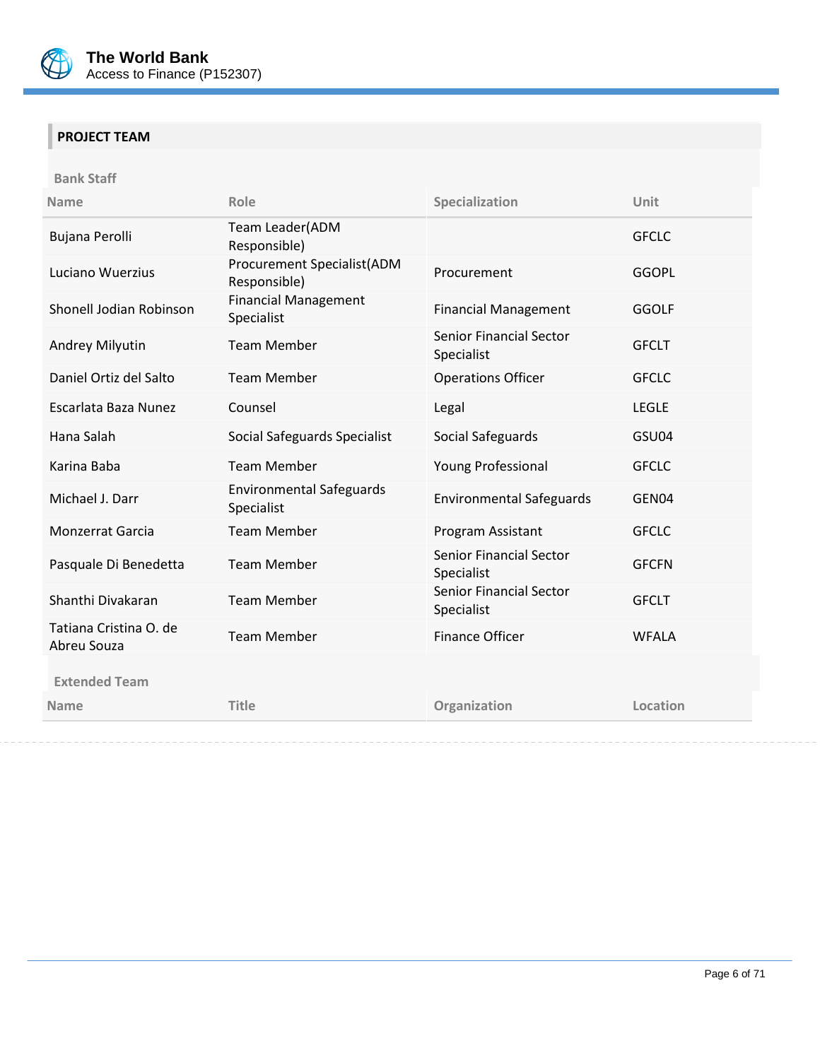## PROJECT TEAM

### Bank Staff

| Name | Role | Specialization | Unit |
|---|---|---|---|
| Bujana Perolli | Team Leader(ADM Responsible) | | GFCLC |
| Luciano Wuerzius | Procurement Specialist(ADM Responsible) | Procurement | GGOPL |
| Shonell Jodian Robinson | Financial Management Specialist | Financial Management | GGOLF |
| Andrey Milyutin | Team Member | Senior Financial Sector Specialist | GFCLT |
| Daniel Ortiz del Salto | Team Member | Operations Officer | GFCLC |
| Escarlata Baza Nunez | Counsel | Legal | LEGLE |
| Hana Salah | Social Safeguards Specialist | Social Safeguards | GSU04 |
| Karina Baba | Team Member | Young Professional | GFCLC |
| Michael J. Darr | Environmental Safeguards Specialist | Environmental Safeguards | GEN04 |
| Monzerrat Garcia | Team Member | Program Assistant | GFCLC |
| Pasquale Di Benedetta | Team Member | Senior Financial Sector Specialist | GFCFN |
| Shanthi Divakaran | Team Member | Senior Financial Sector Specialist | GFCLT |
| Tatiana Cristina O. de Abreu Souza | Team Member | Finance Officer | WFALA |

### Extended Team

| Name | Title | Organization | Location |
|---|---|---|---|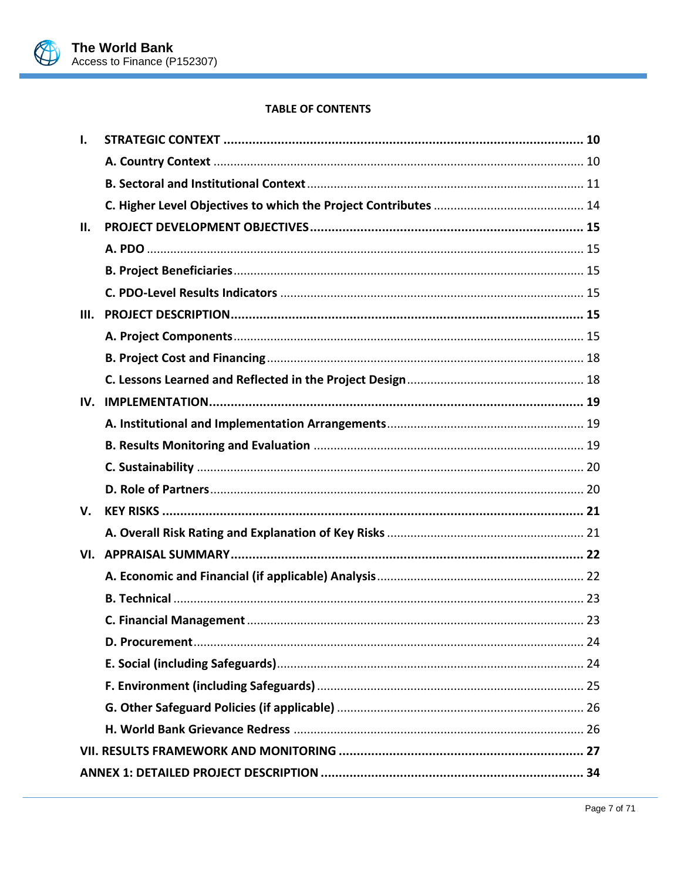**TABLE OF CONTENTS**

| | | |
|---|---|---|
| **I.** | **STRATEGIC CONTEXT** | **10** |
| | **A. Country Context** | 10 |
| | **B. Sectoral and Institutional Context** | 11 |
| | **C. Higher Level Objectives to which the Project Contributes** | 14 |
| **II.** | **PROJECT DEVELOPMENT OBJECTIVES** | **15** |
| | **A. PDO** | 15 |
| | **B. Project Beneficiaries** | 15 |
| | **C. PDO-Level Results Indicators** | 15 |
| **III.** | **PROJECT DESCRIPTION** | **15** |
| | **A. Project Components** | 15 |
| | **B. Project Cost and Financing** | 18 |
| | **C. Lessons Learned and Reflected in the Project Design** | 18 |
| **IV.** | **IMPLEMENTATION** | **19** |
| | **A. Institutional and Implementation Arrangements** | 19 |
| | **B. Results Monitoring and Evaluation** | 19 |
| | **C. Sustainability** | 20 |
| | **D. Role of Partners** | 20 |
| **V.** | **KEY RISKS** | **21** |
| | **A. Overall Risk Rating and Explanation of Key Risks** | 21 |
| **VI.** | **APPRAISAL SUMMARY** | **22** |
| | **A. Economic and Financial (if applicable) Analysis** | 22 |
| | **B. Technical** | 23 |
| | **C. Financial Management** | 23 |
| | **D. Procurement** | 24 |
| | **E. Social (including Safeguards)** | 24 |
| | **F. Environment (including Safeguards)** | 25 |
| | **G. Other Safeguard Policies (if applicable)** | 26 |
| | **H. World Bank Grievance Redress** | 26 |
| **VII. RESULTS FRAMEWORK AND MONITORING** | | **27** |
| **ANNEX 1: DETAILED PROJECT DESCRIPTION** | | **34** |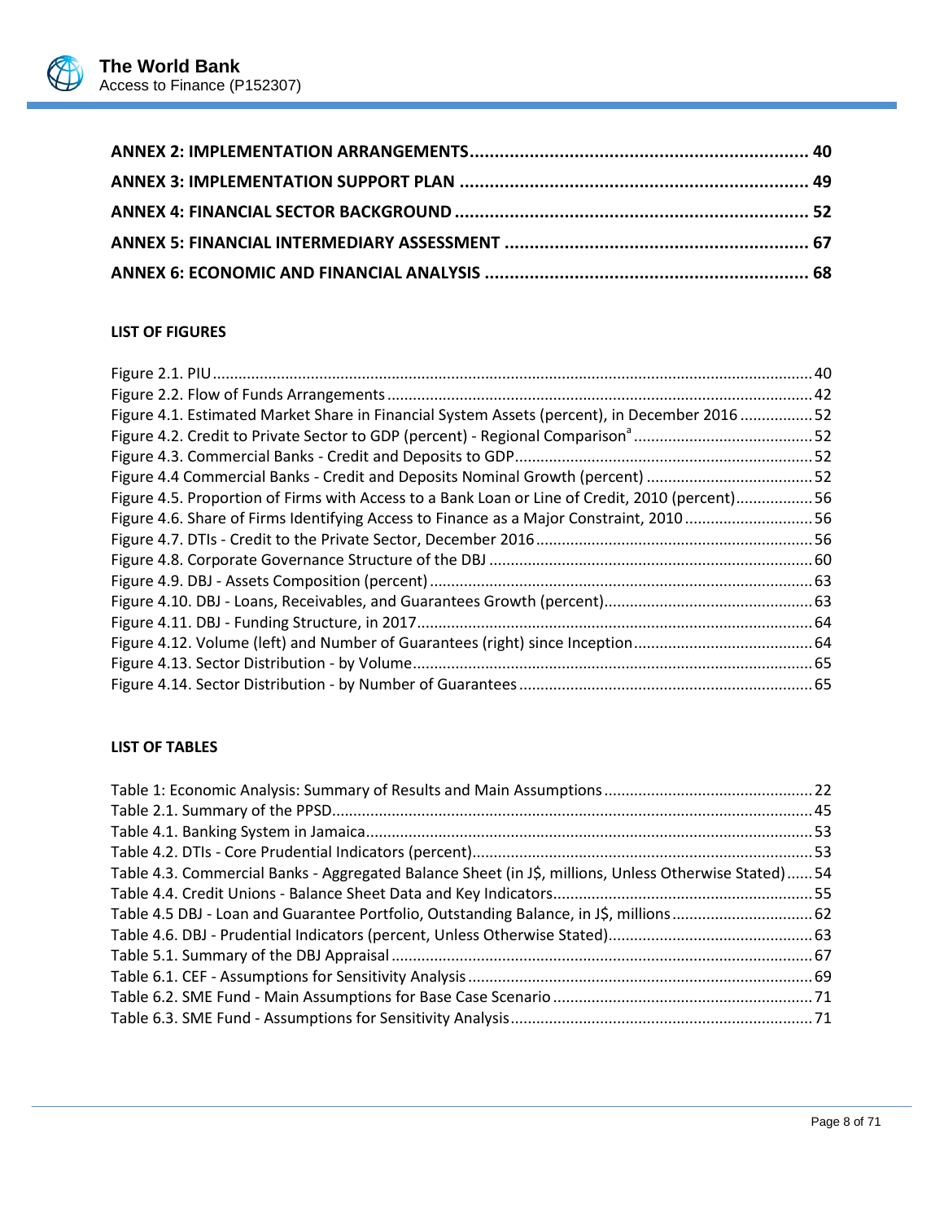**ANNEX 2: IMPLEMENTATION ARRANGEMENTS** .................................................................... 40

**ANNEX 3: IMPLEMENTATION SUPPORT PLAN** ...................................................................... 49

**ANNEX 4: FINANCIAL SECTOR BACKGROUND** ........................................................................ 52

**ANNEX 5: FINANCIAL INTERMEDIARY ASSESSMENT** ............................................................. 67

**ANNEX 6: ECONOMIC AND FINANCIAL ANALYSIS** ................................................................. 68

**LIST OF FIGURES**

Figure 2.1. PIU ........................................................................................................................... 40
Figure 2.2. Flow of Funds Arrangements ................................................................................... 42
Figure 4.1. Estimated Market Share in Financial System Assets (percent), in December 2016 ................. 52
Figure 4.2. Credit to Private Sector to GDP (percent) - Regional Comparison[a] .......................................... 52
Figure 4.3. Commercial Banks - Credit and Deposits to GDP ..................................................................... 52
Figure 4.4 Commercial Banks - Credit and Deposits Nominal Growth (percent) ....................................... 52
Figure 4.5. Proportion of Firms with Access to a Bank Loan or Line of Credit, 2010 (percent) .................. 56
Figure 4.6. Share of Firms Identifying Access to Finance as a Major Constraint, 2010 .............................. 56
Figure 4.7. DTIs - Credit to the Private Sector, December 2016 ................................................................. 56
Figure 4.8. Corporate Governance Structure of the DBJ ............................................................................ 60
Figure 4.9. DBJ - Assets Composition (percent) ......................................................................................... 63
Figure 4.10. DBJ - Loans, Receivables, and Guarantees Growth (percent) ................................................. 63
Figure 4.11. DBJ - Funding Structure, in 2017 ............................................................................................ 64
Figure 4.12. Volume (left) and Number of Guarantees (right) since Inception .......................................... 64
Figure 4.13. Sector Distribution - by Volume ............................................................................................. 65
Figure 4.14. Sector Distribution - by Number of Guarantees .................................................................... 65

**LIST OF TABLES**

Table 1: Economic Analysis: Summary of Results and Main Assumptions ................................................. 22
Table 2.1. Summary of the PPSD ................................................................................................................ 45
Table 4.1. Banking System in Jamaica ........................................................................................................ 53
Table 4.2. DTIs - Core Prudential Indicators (percent) ................................................................................ 53
Table 4.3. Commercial Banks - Aggregated Balance Sheet (in J$, millions, Unless Otherwise Stated) ...... 54
Table 4.4. Credit Unions - Balance Sheet Data and Key Indicators ............................................................. 55
Table 4.5 DBJ - Loan and Guarantee Portfolio, Outstanding Balance, in J$, millions ................................. 62
Table 4.6. DBJ - Prudential Indicators (percent, Unless Otherwise Stated) ................................................ 63
Table 5.1. Summary of the DBJ Appraisal ................................................................................................... 67
Table 6.1. CEF - Assumptions for Sensitivity Analysis ................................................................................. 69
Table 6.2. SME Fund - Main Assumptions for Base Case Scenario ............................................................. 71
Table 6.3. SME Fund - Assumptions for Sensitivity Analysis ....................................................................... 71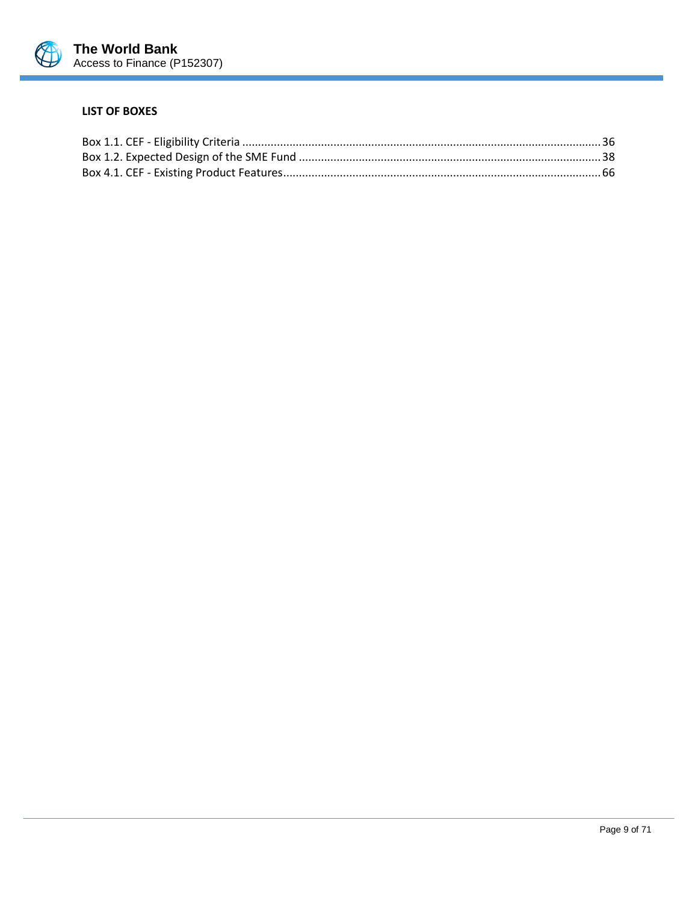**LIST OF BOXES**

Box 1.1. CEF - Eligibility Criteria ........................................................................................................... 36
Box 1.2. Expected Design of the SME Fund ........................................................................................... 38
Box 4.1. CEF - Existing Product Features................................................................................................. 66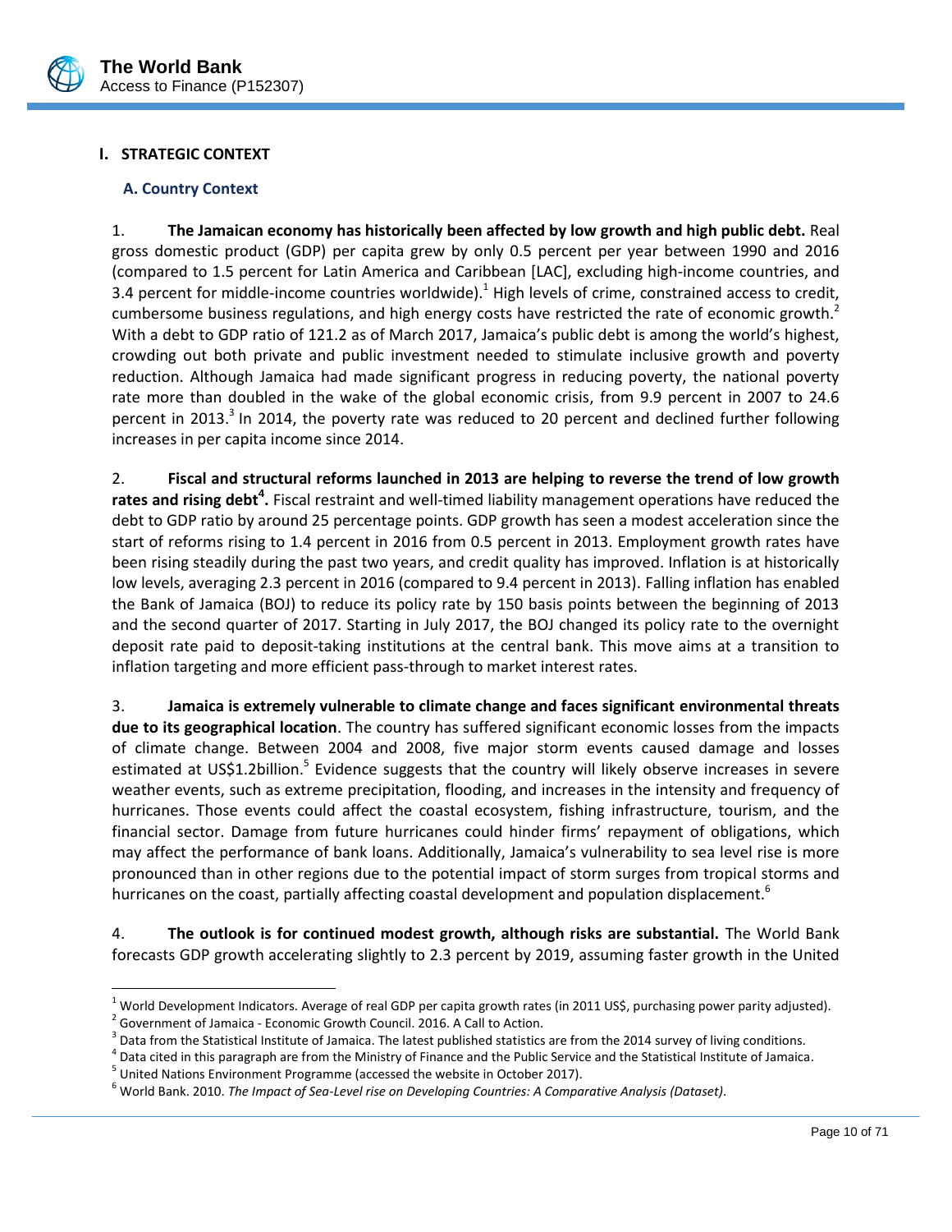## I. STRATEGIC CONTEXT

### A. Country Context

1. **The Jamaican economy has historically been affected by low growth and high public debt.** Real gross domestic product (GDP) per capita grew by only 0.5 percent per year between 1990 and 2016 (compared to 1.5 percent for Latin America and Caribbean [LAC], excluding high-income countries, and 3.4 percent for middle-income countries worldwide).[1] High levels of crime, constrained access to credit, cumbersome business regulations, and high energy costs have restricted the rate of economic growth.[2] With a debt to GDP ratio of 121.2 as of March 2017, Jamaica's public debt is among the world's highest, crowding out both private and public investment needed to stimulate inclusive growth and poverty reduction. Although Jamaica had made significant progress in reducing poverty, the national poverty rate more than doubled in the wake of the global economic crisis, from 9.9 percent in 2007 to 24.6 percent in 2013.[3] In 2014, the poverty rate was reduced to 20 percent and declined further following increases in per capita income since 2014.

2. **Fiscal and structural reforms launched in 2013 are helping to reverse the trend of low growth rates and rising debt[4].** Fiscal restraint and well-timed liability management operations have reduced the debt to GDP ratio by around 25 percentage points. GDP growth has seen a modest acceleration since the start of reforms rising to 1.4 percent in 2016 from 0.5 percent in 2013. Employment growth rates have been rising steadily during the past two years, and credit quality has improved. Inflation is at historically low levels, averaging 2.3 percent in 2016 (compared to 9.4 percent in 2013). Falling inflation has enabled the Bank of Jamaica (BOJ) to reduce its policy rate by 150 basis points between the beginning of 2013 and the second quarter of 2017. Starting in July 2017, the BOJ changed its policy rate to the overnight deposit rate paid to deposit-taking institutions at the central bank. This move aims at a transition to inflation targeting and more efficient pass-through to market interest rates.

3. **Jamaica is extremely vulnerable to climate change and faces significant environmental threats due to its geographical location**. The country has suffered significant economic losses from the impacts of climate change. Between 2004 and 2008, five major storm events caused damage and losses estimated at US$1.2billion.[5] Evidence suggests that the country will likely observe increases in severe weather events, such as extreme precipitation, flooding, and increases in the intensity and frequency of hurricanes. Those events could affect the coastal ecosystem, fishing infrastructure, tourism, and the financial sector. Damage from future hurricanes could hinder firms' repayment of obligations, which may affect the performance of bank loans. Additionally, Jamaica's vulnerability to sea level rise is more pronounced than in other regions due to the potential impact of storm surges from tropical storms and hurricanes on the coast, partially affecting coastal development and population displacement.[6]

4. **The outlook is for continued modest growth, although risks are substantial.** The World Bank forecasts GDP growth accelerating slightly to 2.3 percent by 2019, assuming faster growth in the United

---

[1] World Development Indicators. Average of real GDP per capita growth rates (in 2011 US$, purchasing power parity adjusted).

[2] Government of Jamaica - Economic Growth Council. 2016. A Call to Action.

[3] Data from the Statistical Institute of Jamaica. The latest published statistics are from the 2014 survey of living conditions.

[4] Data cited in this paragraph are from the Ministry of Finance and the Public Service and the Statistical Institute of Jamaica.

[5] United Nations Environment Programme (accessed the website in October 2017).

[6] World Bank. 2010. *The Impact of Sea-Level rise on Developing Countries: A Comparative Analysis (Dataset)*.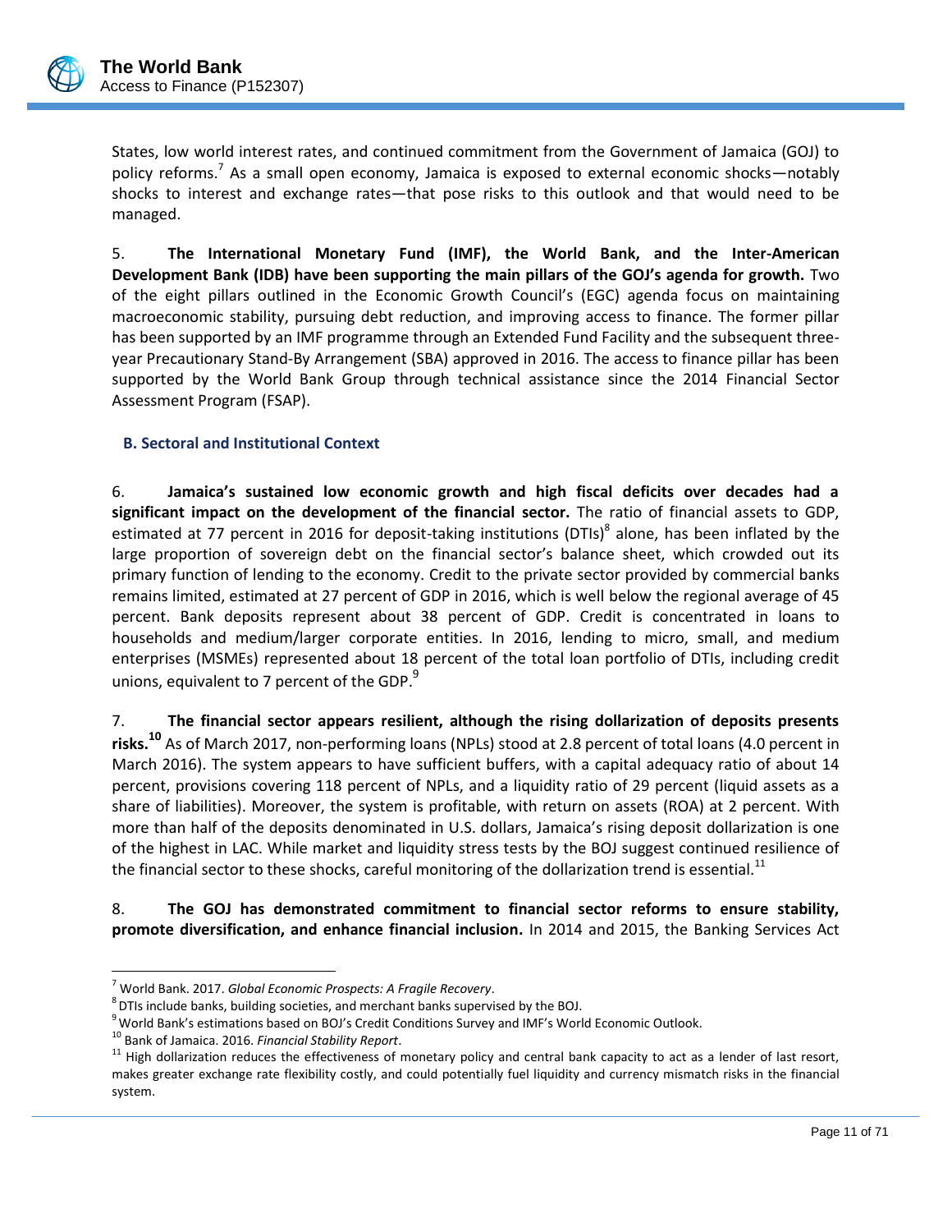States, low world interest rates, and continued commitment from the Government of Jamaica (GOJ) to policy reforms.[7] As a small open economy, Jamaica is exposed to external economic shocks—notably shocks to interest and exchange rates—that pose risks to this outlook and that would need to be managed.

5. **The International Monetary Fund (IMF), the World Bank, and the Inter-American Development Bank (IDB) have been supporting the main pillars of the GOJ's agenda for growth.** Two of the eight pillars outlined in the Economic Growth Council's (EGC) agenda focus on maintaining macroeconomic stability, pursuing debt reduction, and improving access to finance. The former pillar has been supported by an IMF programme through an Extended Fund Facility and the subsequent three-year Precautionary Stand-By Arrangement (SBA) approved in 2016. The access to finance pillar has been supported by the World Bank Group through technical assistance since the 2014 Financial Sector Assessment Program (FSAP).

### B. Sectoral and Institutional Context

6. **Jamaica's sustained low economic growth and high fiscal deficits over decades had a significant impact on the development of the financial sector.** The ratio of financial assets to GDP, estimated at 77 percent in 2016 for deposit-taking institutions (DTIs)[8] alone, has been inflated by the large proportion of sovereign debt on the financial sector's balance sheet, which crowded out its primary function of lending to the economy. Credit to the private sector provided by commercial banks remains limited, estimated at 27 percent of GDP in 2016, which is well below the regional average of 45 percent. Bank deposits represent about 38 percent of GDP. Credit is concentrated in loans to households and medium/larger corporate entities. In 2016, lending to micro, small, and medium enterprises (MSMEs) represented about 18 percent of the total loan portfolio of DTIs, including credit unions, equivalent to 7 percent of the GDP.[9]

7. **The financial sector appears resilient, although the rising dollarization of deposits presents risks.[10]** As of March 2017, non-performing loans (NPLs) stood at 2.8 percent of total loans (4.0 percent in March 2016). The system appears to have sufficient buffers, with a capital adequacy ratio of about 14 percent, provisions covering 118 percent of NPLs, and a liquidity ratio of 29 percent (liquid assets as a share of liabilities). Moreover, the system is profitable, with return on assets (ROA) at 2 percent. With more than half of the deposits denominated in U.S. dollars, Jamaica's rising deposit dollarization is one of the highest in LAC. While market and liquidity stress tests by the BOJ suggest continued resilience of the financial sector to these shocks, careful monitoring of the dollarization trend is essential.[11]

8. **The GOJ has demonstrated commitment to financial sector reforms to ensure stability, promote diversification, and enhance financial inclusion.** In 2014 and 2015, the Banking Services Act

---

[7] World Bank. 2017. *Global Economic Prospects: A Fragile Recovery*.

[8] DTIs include banks, building societies, and merchant banks supervised by the BOJ.

[9] World Bank's estimations based on BOJ's Credit Conditions Survey and IMF's World Economic Outlook.

[10] Bank of Jamaica. 2016. *Financial Stability Report*.

[11] High dollarization reduces the effectiveness of monetary policy and central bank capacity to act as a lender of last resort, makes greater exchange rate flexibility costly, and could potentially fuel liquidity and currency mismatch risks in the financial system.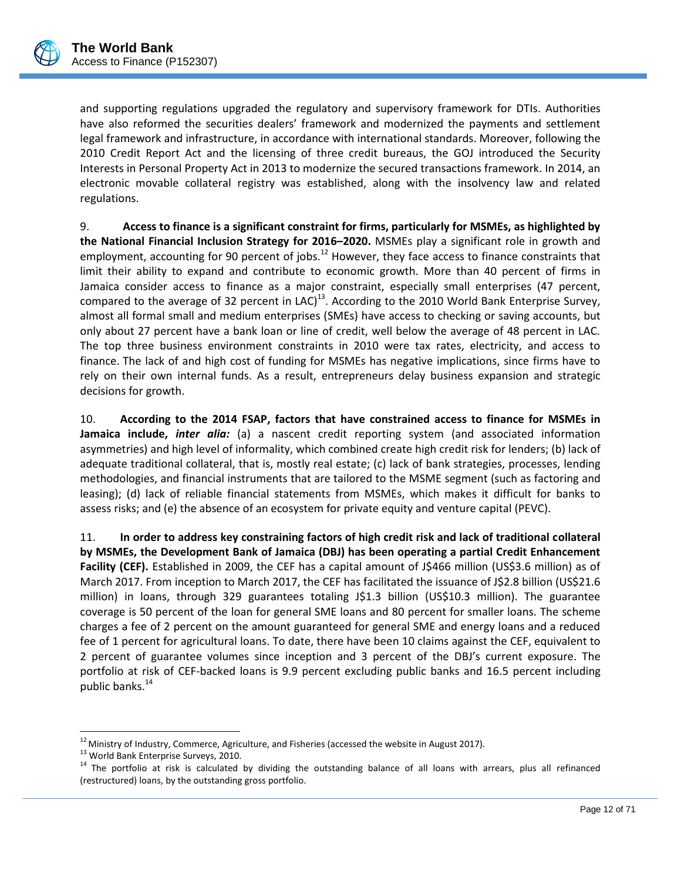and supporting regulations upgraded the regulatory and supervisory framework for DTIs. Authorities have also reformed the securities dealers' framework and modernized the payments and settlement legal framework and infrastructure, in accordance with international standards. Moreover, following the 2010 Credit Report Act and the licensing of three credit bureaus, the GOJ introduced the Security Interests in Personal Property Act in 2013 to modernize the secured transactions framework. In 2014, an electronic movable collateral registry was established, along with the insolvency law and related regulations.

9. **Access to finance is a significant constraint for firms, particularly for MSMEs, as highlighted by the National Financial Inclusion Strategy for 2016–2020.** MSMEs play a significant role in growth and employment, accounting for 90 percent of jobs.[12] However, they face access to finance constraints that limit their ability to expand and contribute to economic growth. More than 40 percent of firms in Jamaica consider access to finance as a major constraint, especially small enterprises (47 percent, compared to the average of 32 percent in LAC)[13]. According to the 2010 World Bank Enterprise Survey, almost all formal small and medium enterprises (SMEs) have access to checking or saving accounts, but only about 27 percent have a bank loan or line of credit, well below the average of 48 percent in LAC. The top three business environment constraints in 2010 were tax rates, electricity, and access to finance. The lack of and high cost of funding for MSMEs has negative implications, since firms have to rely on their own internal funds. As a result, entrepreneurs delay business expansion and strategic decisions for growth.

10. **According to the 2014 FSAP, factors that have constrained access to finance for MSMEs in Jamaica include, *inter alia:*** (a) a nascent credit reporting system (and associated information asymmetries) and high level of informality, which combined create high credit risk for lenders; (b) lack of adequate traditional collateral, that is, mostly real estate; (c) lack of bank strategies, processes, lending methodologies, and financial instruments that are tailored to the MSME segment (such as factoring and leasing); (d) lack of reliable financial statements from MSMEs, which makes it difficult for banks to assess risks; and (e) the absence of an ecosystem for private equity and venture capital (PEVC).

11. **In order to address key constraining factors of high credit risk and lack of traditional collateral by MSMEs, the Development Bank of Jamaica (DBJ) has been operating a partial Credit Enhancement Facility (CEF).** Established in 2009, the CEF has a capital amount of J$466 million (US$3.6 million) as of March 2017. From inception to March 2017, the CEF has facilitated the issuance of J$2.8 billion (US$21.6 million) in loans, through 329 guarantees totaling J$1.3 billion (US$10.3 million). The guarantee coverage is 50 percent of the loan for general SME loans and 80 percent for smaller loans. The scheme charges a fee of 2 percent on the amount guaranteed for general SME and energy loans and a reduced fee of 1 percent for agricultural loans. To date, there have been 10 claims against the CEF, equivalent to 2 percent of guarantee volumes since inception and 3 percent of the DBJ's current exposure. The portfolio at risk of CEF-backed loans is 9.9 percent excluding public banks and 16.5 percent including public banks.[14]

---

[12] Ministry of Industry, Commerce, Agriculture, and Fisheries (accessed the website in August 2017).

[13] World Bank Enterprise Surveys, 2010.

[14] The portfolio at risk is calculated by dividing the outstanding balance of all loans with arrears, plus all refinanced (restructured) loans, by the outstanding gross portfolio.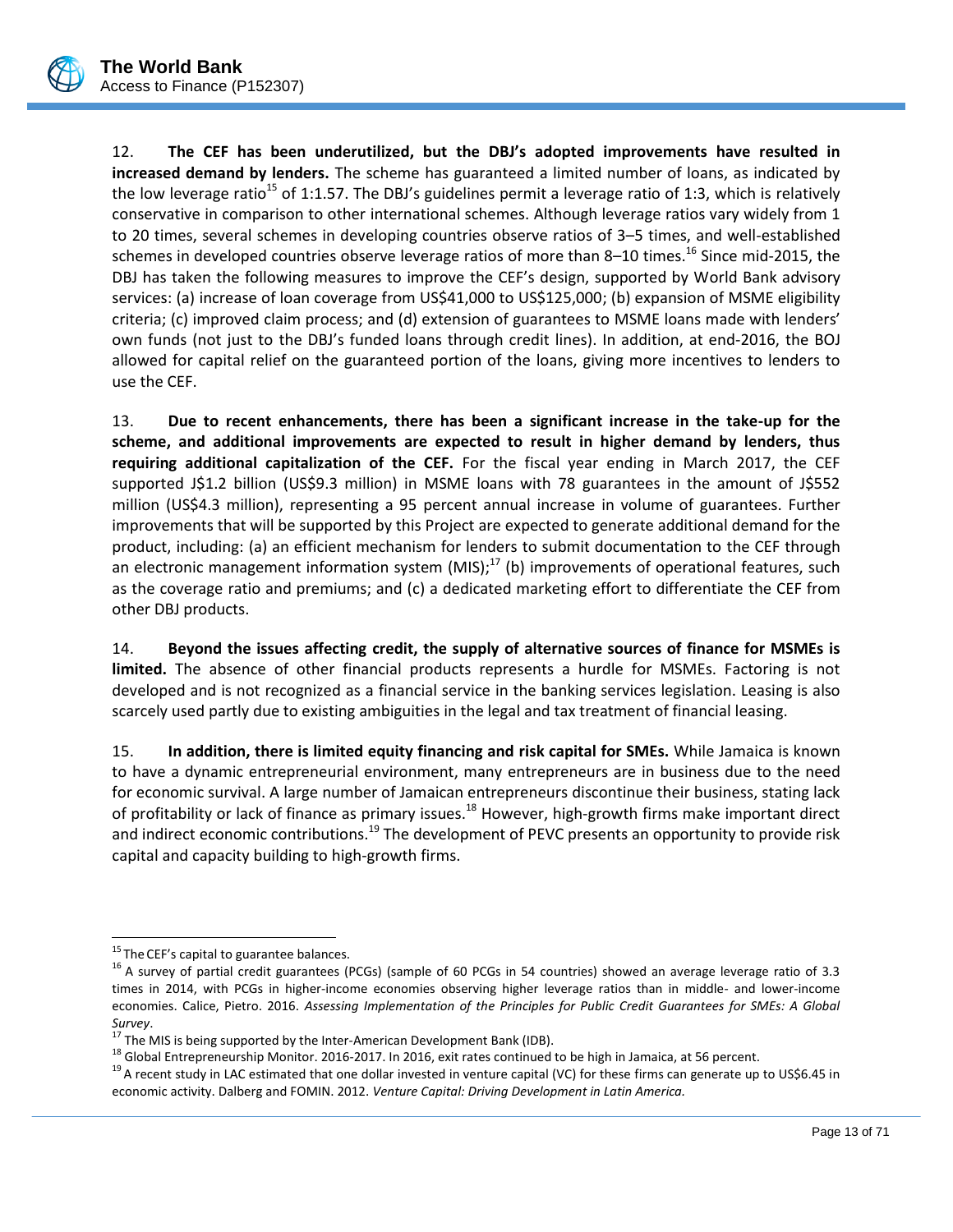12. **The CEF has been underutilized, but the DBJ's adopted improvements have resulted in increased demand by lenders.** The scheme has guaranteed a limited number of loans, as indicated by the low leverage ratio[15] of 1:1.57. The DBJ's guidelines permit a leverage ratio of 1:3, which is relatively conservative in comparison to other international schemes. Although leverage ratios vary widely from 1 to 20 times, several schemes in developing countries observe ratios of 3–5 times, and well-established schemes in developed countries observe leverage ratios of more than 8–10 times.[16] Since mid-2015, the DBJ has taken the following measures to improve the CEF's design, supported by World Bank advisory services: (a) increase of loan coverage from US$41,000 to US$125,000; (b) expansion of MSME eligibility criteria; (c) improved claim process; and (d) extension of guarantees to MSME loans made with lenders' own funds (not just to the DBJ's funded loans through credit lines). In addition, at end-2016, the BOJ allowed for capital relief on the guaranteed portion of the loans, giving more incentives to lenders to use the CEF.

13. **Due to recent enhancements, there has been a significant increase in the take-up for the scheme, and additional improvements are expected to result in higher demand by lenders, thus requiring additional capitalization of the CEF.** For the fiscal year ending in March 2017, the CEF supported J$1.2 billion (US$9.3 million) in MSME loans with 78 guarantees in the amount of J$552 million (US$4.3 million), representing a 95 percent annual increase in volume of guarantees. Further improvements that will be supported by this Project are expected to generate additional demand for the product, including: (a) an efficient mechanism for lenders to submit documentation to the CEF through an electronic management information system (MIS);[17] (b) improvements of operational features, such as the coverage ratio and premiums; and (c) a dedicated marketing effort to differentiate the CEF from other DBJ products.

14. **Beyond the issues affecting credit, the supply of alternative sources of finance for MSMEs is limited.** The absence of other financial products represents a hurdle for MSMEs. Factoring is not developed and is not recognized as a financial service in the banking services legislation. Leasing is also scarcely used partly due to existing ambiguities in the legal and tax treatment of financial leasing.

15. **In addition, there is limited equity financing and risk capital for SMEs.** While Jamaica is known to have a dynamic entrepreneurial environment, many entrepreneurs are in business due to the need for economic survival. A large number of Jamaican entrepreneurs discontinue their business, stating lack of profitability or lack of finance as primary issues.[18] However, high-growth firms make important direct and indirect economic contributions.[19] The development of PEVC presents an opportunity to provide risk capital and capacity building to high-growth firms.

---

[15] The CEF's capital to guarantee balances.

[16] A survey of partial credit guarantees (PCGs) (sample of 60 PCGs in 54 countries) showed an average leverage ratio of 3.3 times in 2014, with PCGs in higher-income economies observing higher leverage ratios than in middle- and lower-income economies. Calice, Pietro. 2016. *Assessing Implementation of the Principles for Public Credit Guarantees for SMEs: A Global Survey*.

[17] The MIS is being supported by the Inter-American Development Bank (IDB).

[18] Global Entrepreneurship Monitor. 2016-2017. In 2016, exit rates continued to be high in Jamaica, at 56 percent.

[19] A recent study in LAC estimated that one dollar invested in venture capital (VC) for these firms can generate up to US$6.45 in economic activity. Dalberg and FOMIN. 2012. *Venture Capital: Driving Development in Latin America.*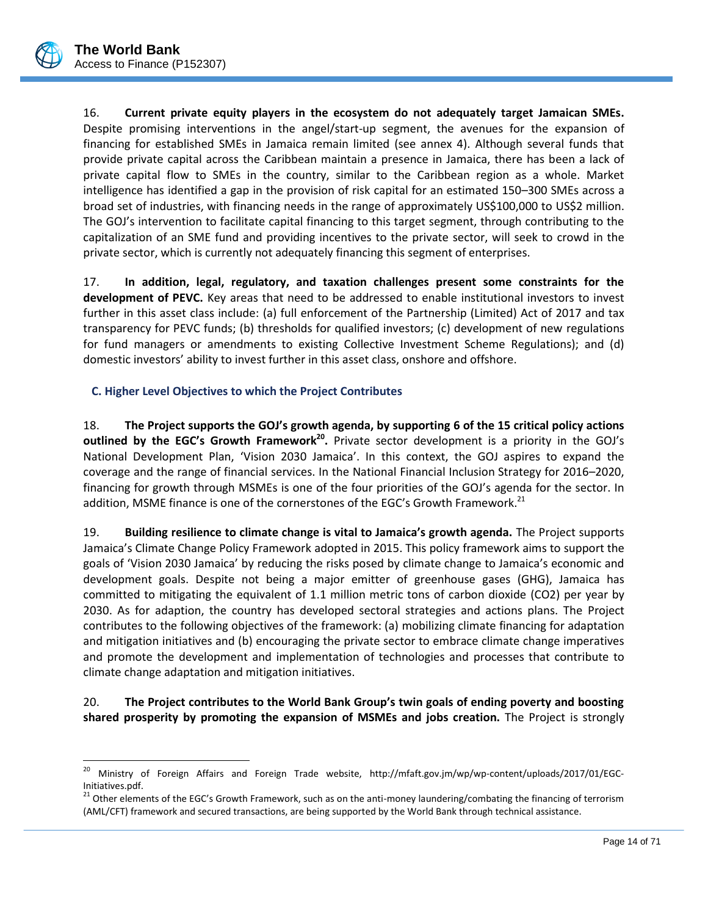16. **Current private equity players in the ecosystem do not adequately target Jamaican SMEs.** Despite promising interventions in the angel/start-up segment, the avenues for the expansion of financing for established SMEs in Jamaica remain limited (see annex 4). Although several funds that provide private capital across the Caribbean maintain a presence in Jamaica, there has been a lack of private capital flow to SMEs in the country, similar to the Caribbean region as a whole. Market intelligence has identified a gap in the provision of risk capital for an estimated 150–300 SMEs across a broad set of industries, with financing needs in the range of approximately US$100,000 to US$2 million. The GOJ's intervention to facilitate capital financing to this target segment, through contributing to the capitalization of an SME fund and providing incentives to the private sector, will seek to crowd in the private sector, which is currently not adequately financing this segment of enterprises.

17. **In addition, legal, regulatory, and taxation challenges present some constraints for the development of PEVC.** Key areas that need to be addressed to enable institutional investors to invest further in this asset class include: (a) full enforcement of the Partnership (Limited) Act of 2017 and tax transparency for PEVC funds; (b) thresholds for qualified investors; (c) development of new regulations for fund managers or amendments to existing Collective Investment Scheme Regulations); and (d) domestic investors' ability to invest further in this asset class, onshore and offshore.

### C. Higher Level Objectives to which the Project Contributes

18. **The Project supports the GOJ's growth agenda, by supporting 6 of the 15 critical policy actions outlined by the EGC's Growth Framework[20].** Private sector development is a priority in the GOJ's National Development Plan, 'Vision 2030 Jamaica'. In this context, the GOJ aspires to expand the coverage and the range of financial services. In the National Financial Inclusion Strategy for 2016–2020, financing for growth through MSMEs is one of the four priorities of the GOJ's agenda for the sector. In addition, MSME finance is one of the cornerstones of the EGC's Growth Framework.[21]

19. **Building resilience to climate change is vital to Jamaica's growth agenda.** The Project supports Jamaica's Climate Change Policy Framework adopted in 2015. This policy framework aims to support the goals of 'Vision 2030 Jamaica' by reducing the risks posed by climate change to Jamaica's economic and development goals. Despite not being a major emitter of greenhouse gases (GHG), Jamaica has committed to mitigating the equivalent of 1.1 million metric tons of carbon dioxide ($CO_2$) per year by 2030. As for adaption, the country has developed sectoral strategies and actions plans. The Project contributes to the following objectives of the framework: (a) mobilizing climate financing for adaptation and mitigation initiatives and (b) encouraging the private sector to embrace climate change imperatives and promote the development and implementation of technologies and processes that contribute to climate change adaptation and mitigation initiatives.

20. **The Project contributes to the World Bank Group's twin goals of ending poverty and boosting shared prosperity by promoting the expansion of MSMEs and jobs creation.** The Project is strongly

---

[20] Ministry of Foreign Affairs and Foreign Trade website, http://mfaft.gov.jm/wp/wp-content/uploads/2017/01/EGC-Initiatives.pdf.

[21] Other elements of the EGC's Growth Framework, such as on the anti-money laundering/combating the financing of terrorism (AML/CFT) framework and secured transactions, are being supported by the World Bank through technical assistance.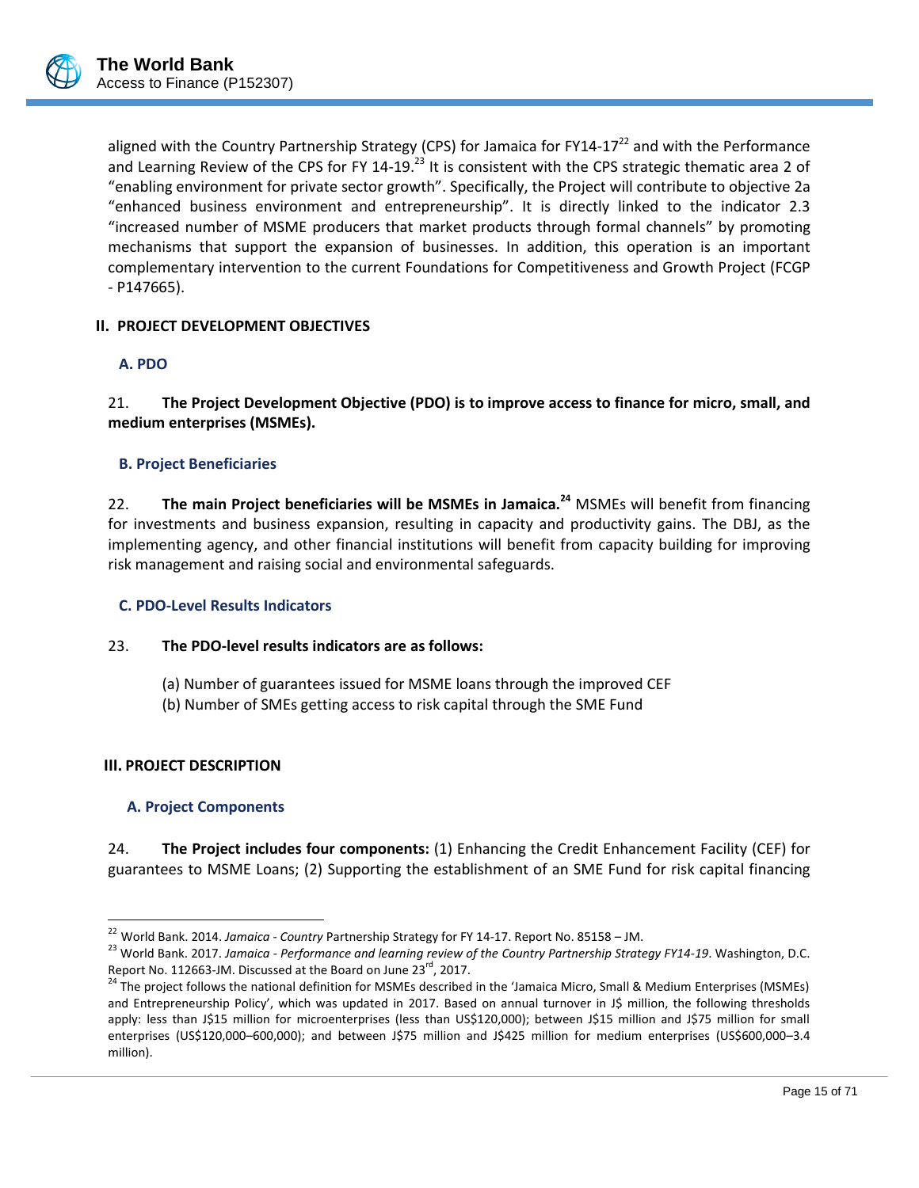aligned with the Country Partnership Strategy (CPS) for Jamaica for FY14-17[22] and with the Performance and Learning Review of the CPS for FY 14-19.[23] It is consistent with the CPS strategic thematic area 2 of "enabling environment for private sector growth". Specifically, the Project will contribute to objective 2a "enhanced business environment and entrepreneurship". It is directly linked to the indicator 2.3 "increased number of MSME producers that market products through formal channels" by promoting mechanisms that support the expansion of businesses. In addition, this operation is an important complementary intervention to the current Foundations for Competitiveness and Growth Project (FCGP - P147665).

## II. PROJECT DEVELOPMENT OBJECTIVES

### A. PDO

21. **The Project Development Objective (PDO) is to improve access to finance for micro, small, and medium enterprises (MSMEs).**

### B. Project Beneficiaries

22. **The main Project beneficiaries will be MSMEs in Jamaica.[24]** MSMEs will benefit from financing for investments and business expansion, resulting in capacity and productivity gains. The DBJ, as the implementing agency, and other financial institutions will benefit from capacity building for improving risk management and raising social and environmental safeguards.

### C. PDO-Level Results Indicators

23. **The PDO-level results indicators are as follows:**

(a) Number of guarantees issued for MSME loans through the improved CEF
(b) Number of SMEs getting access to risk capital through the SME Fund

## III. PROJECT DESCRIPTION

### A. Project Components

24. **The Project includes four components:** (1) Enhancing the Credit Enhancement Facility (CEF) for guarantees to MSME Loans; (2) Supporting the establishment of an SME Fund for risk capital financing

---

[22] World Bank. 2014. *Jamaica - Country* Partnership Strategy for FY 14-17. Report No. 85158 – JM.

[23] World Bank. 2017. *Jamaica - Performance and learning review of the Country Partnership Strategy FY14-19*. Washington, D.C. Report No. 112663-JM. Discussed at the Board on June 23rd, 2017.

[24] The project follows the national definition for MSMEs described in the 'Jamaica Micro, Small & Medium Enterprises (MSMEs) and Entrepreneurship Policy', which was updated in 2017. Based on annual turnover in J$ million, the following thresholds apply: less than J$15 million for microenterprises (less than US$120,000); between J$15 million and J$75 million for small enterprises (US$120,000–600,000); and between J$75 million and J$425 million for medium enterprises (US$600,000–3.4 million).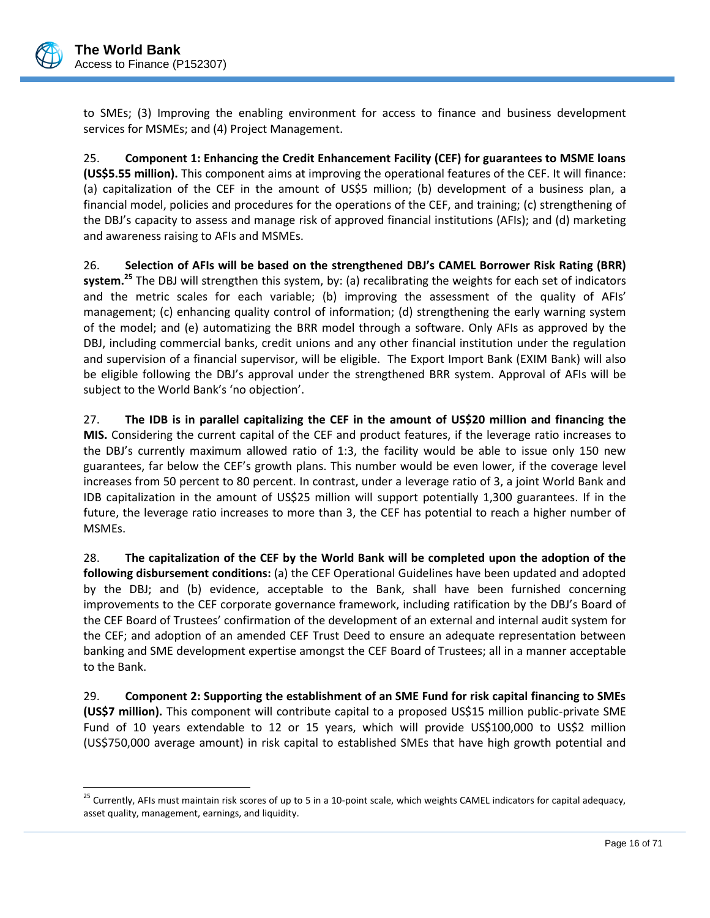to SMEs; (3) Improving the enabling environment for access to finance and business development services for MSMEs; and (4) Project Management.

25. **Component 1: Enhancing the Credit Enhancement Facility (CEF) for guarantees to MSME loans (US$5.55 million).** This component aims at improving the operational features of the CEF. It will finance: (a) capitalization of the CEF in the amount of US$5 million; (b) development of a business plan, a financial model, policies and procedures for the operations of the CEF, and training; (c) strengthening of the DBJ's capacity to assess and manage risk of approved financial institutions (AFIs); and (d) marketing and awareness raising to AFIs and MSMEs.

26. **Selection of AFIs will be based on the strengthened DBJ's CAMEL Borrower Risk Rating (BRR) system.**[25] The DBJ will strengthen this system, by: (a) recalibrating the weights for each set of indicators and the metric scales for each variable; (b) improving the assessment of the quality of AFIs' management; (c) enhancing quality control of information; (d) strengthening the early warning system of the model; and (e) automatizing the BRR model through a software. Only AFIs as approved by the DBJ, including commercial banks, credit unions and any other financial institution under the regulation and supervision of a financial supervisor, will be eligible. The Export Import Bank (EXIM Bank) will also be eligible following the DBJ's approval under the strengthened BRR system. Approval of AFIs will be subject to the World Bank's 'no objection'.

27. **The IDB is in parallel capitalizing the CEF in the amount of US$20 million and financing the MIS.** Considering the current capital of the CEF and product features, if the leverage ratio increases to the DBJ's currently maximum allowed ratio of 1:3, the facility would be able to issue only 150 new guarantees, far below the CEF's growth plans. This number would be even lower, if the coverage level increases from 50 percent to 80 percent. In contrast, under a leverage ratio of 3, a joint World Bank and IDB capitalization in the amount of US$25 million will support potentially 1,300 guarantees. If in the future, the leverage ratio increases to more than 3, the CEF has potential to reach a higher number of MSMEs.

28. **The capitalization of the CEF by the World Bank will be completed upon the adoption of the following disbursement conditions:** (a) the CEF Operational Guidelines have been updated and adopted by the DBJ; and (b) evidence, acceptable to the Bank, shall have been furnished concerning improvements to the CEF corporate governance framework, including ratification by the DBJ's Board of the CEF Board of Trustees' confirmation of the development of an external and internal audit system for the CEF; and adoption of an amended CEF Trust Deed to ensure an adequate representation between banking and SME development expertise amongst the CEF Board of Trustees; all in a manner acceptable to the Bank.

29. **Component 2: Supporting the establishment of an SME Fund for risk capital financing to SMEs (US$7 million).** This component will contribute capital to a proposed US$15 million public-private SME Fund of 10 years extendable to 12 or 15 years, which will provide US$100,000 to US$2 million (US$750,000 average amount) in risk capital to established SMEs that have high growth potential and

[25] Currently, AFIs must maintain risk scores of up to 5 in a 10-point scale, which weights CAMEL indicators for capital adequacy, asset quality, management, earnings, and liquidity.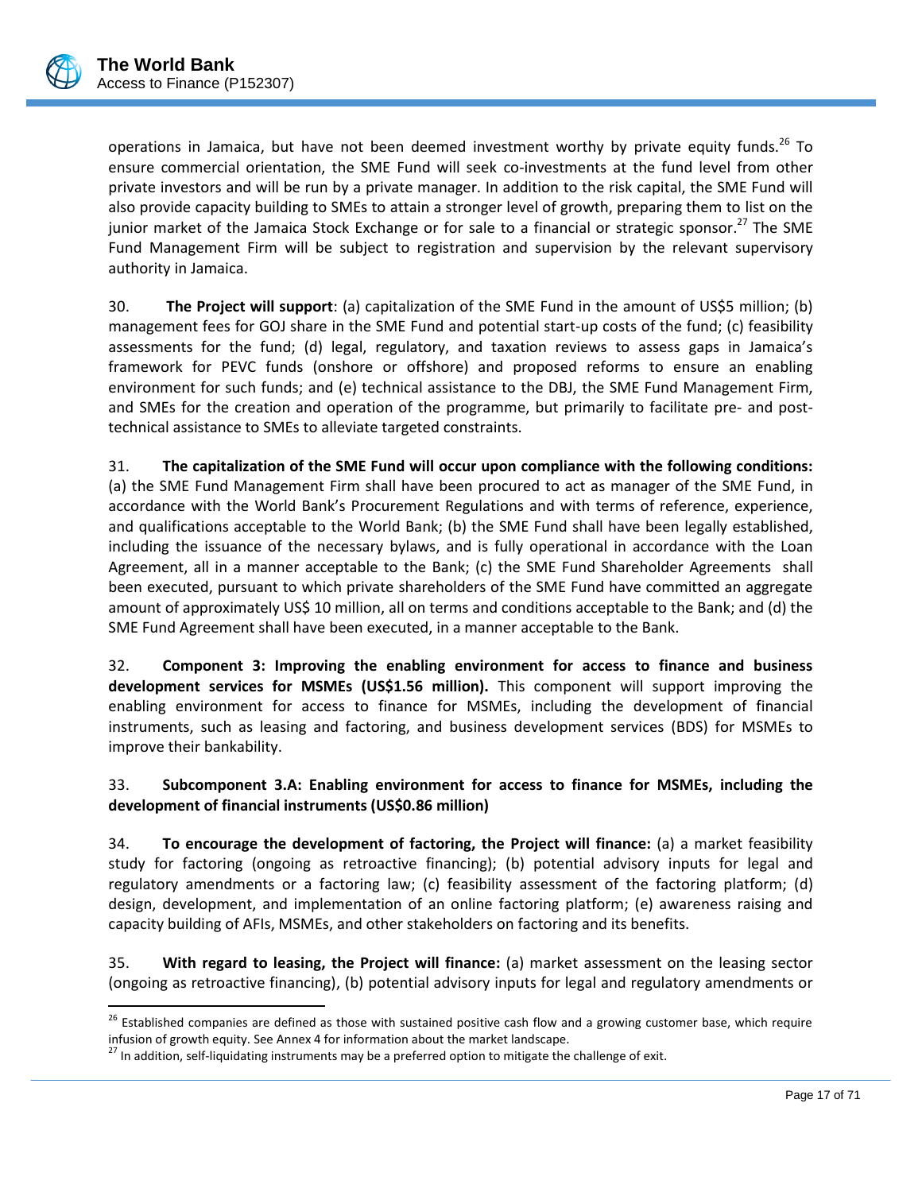operations in Jamaica, but have not been deemed investment worthy by private equity funds.[26] To ensure commercial orientation, the SME Fund will seek co-investments at the fund level from other private investors and will be run by a private manager. In addition to the risk capital, the SME Fund will also provide capacity building to SMEs to attain a stronger level of growth, preparing them to list on the junior market of the Jamaica Stock Exchange or for sale to a financial or strategic sponsor.[27] The SME Fund Management Firm will be subject to registration and supervision by the relevant supervisory authority in Jamaica.

30. **The Project will support**: (a) capitalization of the SME Fund in the amount of US$5 million; (b) management fees for GOJ share in the SME Fund and potential start-up costs of the fund; (c) feasibility assessments for the fund; (d) legal, regulatory, and taxation reviews to assess gaps in Jamaica's framework for PEVC funds (onshore or offshore) and proposed reforms to ensure an enabling environment for such funds; and (e) technical assistance to the DBJ, the SME Fund Management Firm, and SMEs for the creation and operation of the programme, but primarily to facilitate pre- and post-technical assistance to SMEs to alleviate targeted constraints.

31. **The capitalization of the SME Fund will occur upon compliance with the following conditions:** (a) the SME Fund Management Firm shall have been procured to act as manager of the SME Fund, in accordance with the World Bank's Procurement Regulations and with terms of reference, experience, and qualifications acceptable to the World Bank; (b) the SME Fund shall have been legally established, including the issuance of the necessary bylaws, and is fully operational in accordance with the Loan Agreement, all in a manner acceptable to the Bank; (c) the SME Fund Shareholder Agreements shall been executed, pursuant to which private shareholders of the SME Fund have committed an aggregate amount of approximately US$ 10 million, all on terms and conditions acceptable to the Bank; and (d) the SME Fund Agreement shall have been executed, in a manner acceptable to the Bank.

32. **Component 3: Improving the enabling environment for access to finance and business development services for MSMEs (US$1.56 million).** This component will support improving the enabling environment for access to finance for MSMEs, including the development of financial instruments, such as leasing and factoring, and business development services (BDS) for MSMEs to improve their bankability.

33. **Subcomponent 3.A: Enabling environment for access to finance for MSMEs, including the development of financial instruments (US$0.86 million)**

34. **To encourage the development of factoring, the Project will finance:** (a) a market feasibility study for factoring (ongoing as retroactive financing); (b) potential advisory inputs for legal and regulatory amendments or a factoring law; (c) feasibility assessment of the factoring platform; (d) design, development, and implementation of an online factoring platform; (e) awareness raising and capacity building of AFIs, MSMEs, and other stakeholders on factoring and its benefits.

35. **With regard to leasing, the Project will finance:** (a) market assessment on the leasing sector (ongoing as retroactive financing), (b) potential advisory inputs for legal and regulatory amendments or

[26] Established companies are defined as those with sustained positive cash flow and a growing customer base, which require infusion of growth equity. See Annex 4 for information about the market landscape.

[27] In addition, self-liquidating instruments may be a preferred option to mitigate the challenge of exit.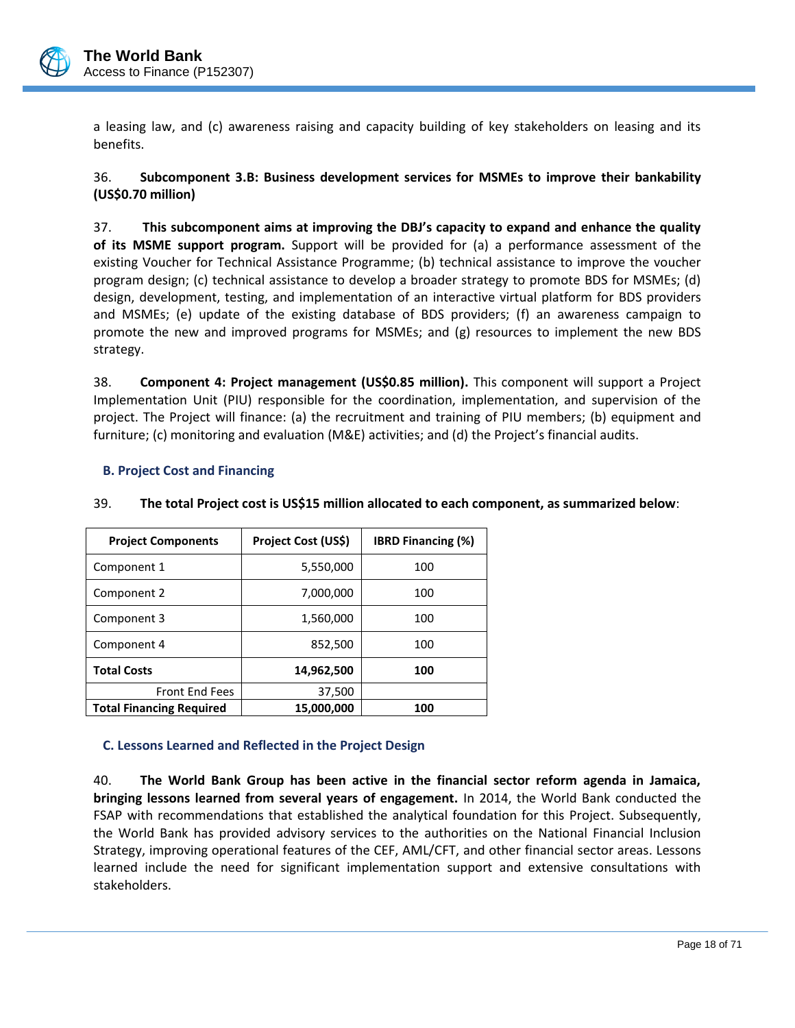a leasing law, and (c) awareness raising and capacity building of key stakeholders on leasing and its benefits.

36. **Subcomponent 3.B: Business development services for MSMEs to improve their bankability (US$0.70 million)**

37. **This subcomponent aims at improving the DBJ's capacity to expand and enhance the quality of its MSME support program.** Support will be provided for (a) a performance assessment of the existing Voucher for Technical Assistance Programme; (b) technical assistance to improve the voucher program design; (c) technical assistance to develop a broader strategy to promote BDS for MSMEs; (d) design, development, testing, and implementation of an interactive virtual platform for BDS providers and MSMEs; (e) update of the existing database of BDS providers; (f) an awareness campaign to promote the new and improved programs for MSMEs; and (g) resources to implement the new BDS strategy.

38. **Component 4: Project management (US$0.85 million).** This component will support a Project Implementation Unit (PIU) responsible for the coordination, implementation, and supervision of the project. The Project will finance: (a) the recruitment and training of PIU members; (b) equipment and furniture; (c) monitoring and evaluation (M&E) activities; and (d) the Project's financial audits.

### B. Project Cost and Financing

39. **The total Project cost is US$15 million allocated to each component, as summarized below**:

| Project Components | Project Cost (US$) | IBRD Financing (%) |
|---|---|---|
| Component 1 | 5,550,000 | 100 |
| Component 2 | 7,000,000 | 100 |
| Component 3 | 1,560,000 | 100 |
| Component 4 | 852,500 | 100 |
| **Total Costs** | **14,962,500** | **100** |
| Front End Fees | 37,500 | |
| **Total Financing Required** | **15,000,000** | **100** |

### C. Lessons Learned and Reflected in the Project Design

40. **The World Bank Group has been active in the financial sector reform agenda in Jamaica, bringing lessons learned from several years of engagement.** In 2014, the World Bank conducted the FSAP with recommendations that established the analytical foundation for this Project. Subsequently, the World Bank has provided advisory services to the authorities on the National Financial Inclusion Strategy, improving operational features of the CEF, AML/CFT, and other financial sector areas. Lessons learned include the need for significant implementation support and extensive consultations with stakeholders.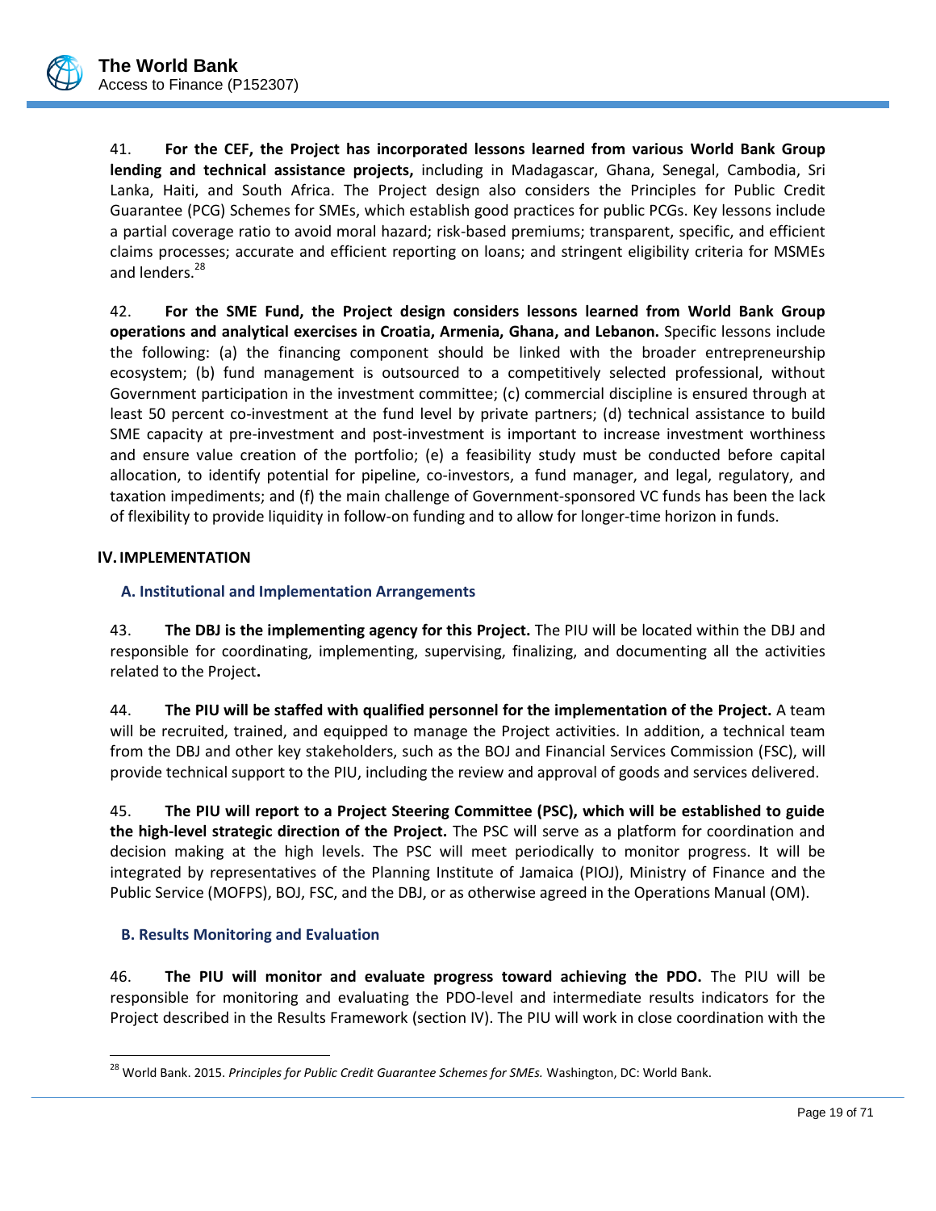41. **For the CEF, the Project has incorporated lessons learned from various World Bank Group lending and technical assistance projects,** including in Madagascar, Ghana, Senegal, Cambodia, Sri Lanka, Haiti, and South Africa. The Project design also considers the Principles for Public Credit Guarantee (PCG) Schemes for SMEs, which establish good practices for public PCGs. Key lessons include a partial coverage ratio to avoid moral hazard; risk-based premiums; transparent, specific, and efficient claims processes; accurate and efficient reporting on loans; and stringent eligibility criteria for MSMEs and lenders.[28]

42. **For the SME Fund, the Project design considers lessons learned from World Bank Group operations and analytical exercises in Croatia, Armenia, Ghana, and Lebanon.** Specific lessons include the following: (a) the financing component should be linked with the broader entrepreneurship ecosystem; (b) fund management is outsourced to a competitively selected professional, without Government participation in the investment committee; (c) commercial discipline is ensured through at least 50 percent co-investment at the fund level by private partners; (d) technical assistance to build SME capacity at pre-investment and post-investment is important to increase investment worthiness and ensure value creation of the portfolio; (e) a feasibility study must be conducted before capital allocation, to identify potential for pipeline, co-investors, a fund manager, and legal, regulatory, and taxation impediments; and (f) the main challenge of Government-sponsored VC funds has been the lack of flexibility to provide liquidity in follow-on funding and to allow for longer-time horizon in funds.

## IV. IMPLEMENTATION

### A. Institutional and Implementation Arrangements

43. **The DBJ is the implementing agency for this Project.** The PIU will be located within the DBJ and responsible for coordinating, implementing, supervising, finalizing, and documenting all the activities related to the Project**.**

44. **The PIU will be staffed with qualified personnel for the implementation of the Project.** A team will be recruited, trained, and equipped to manage the Project activities. In addition, a technical team from the DBJ and other key stakeholders, such as the BOJ and Financial Services Commission (FSC), will provide technical support to the PIU, including the review and approval of goods and services delivered.

45. **The PIU will report to a Project Steering Committee (PSC), which will be established to guide the high-level strategic direction of the Project.** The PSC will serve as a platform for coordination and decision making at the high levels. The PSC will meet periodically to monitor progress. It will be integrated by representatives of the Planning Institute of Jamaica (PIOJ), Ministry of Finance and the Public Service (MOFPS), BOJ, FSC, and the DBJ, or as otherwise agreed in the Operations Manual (OM).

### B. Results Monitoring and Evaluation

46. **The PIU will monitor and evaluate progress toward achieving the PDO.** The PIU will be responsible for monitoring and evaluating the PDO-level and intermediate results indicators for the Project described in the Results Framework (section IV). The PIU will work in close coordination with the

---

[28] World Bank. 2015. *Principles for Public Credit Guarantee Schemes for SMEs.* Washington, DC: World Bank.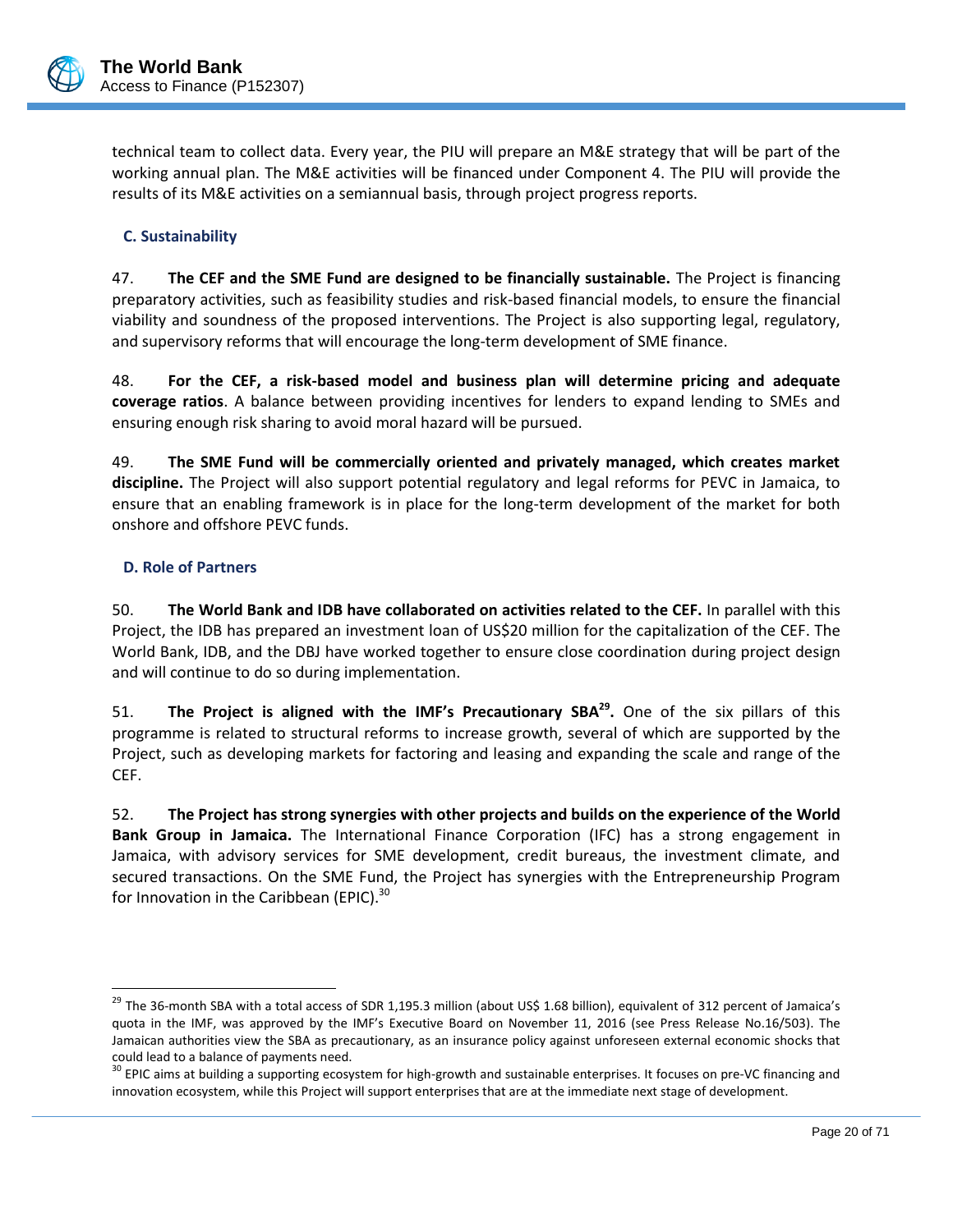technical team to collect data. Every year, the PIU will prepare an M&E strategy that will be part of the working annual plan. The M&E activities will be financed under Component 4. The PIU will provide the results of its M&E activities on a semiannual basis, through project progress reports.

### C. Sustainability

47. **The CEF and the SME Fund are designed to be financially sustainable.** The Project is financing preparatory activities, such as feasibility studies and risk-based financial models, to ensure the financial viability and soundness of the proposed interventions. The Project is also supporting legal, regulatory, and supervisory reforms that will encourage the long-term development of SME finance.

48. **For the CEF, a risk-based model and business plan will determine pricing and adequate coverage ratios**. A balance between providing incentives for lenders to expand lending to SMEs and ensuring enough risk sharing to avoid moral hazard will be pursued.

49. **The SME Fund will be commercially oriented and privately managed, which creates market discipline.** The Project will also support potential regulatory and legal reforms for PEVC in Jamaica, to ensure that an enabling framework is in place for the long-term development of the market for both onshore and offshore PEVC funds.

### D. Role of Partners

50. **The World Bank and IDB have collaborated on activities related to the CEF.** In parallel with this Project, the IDB has prepared an investment loan of US$20 million for the capitalization of the CEF. The World Bank, IDB, and the DBJ have worked together to ensure close coordination during project design and will continue to do so during implementation.

51. **The Project is aligned with the IMF's Precautionary SBA[29].** One of the six pillars of this programme is related to structural reforms to increase growth, several of which are supported by the Project, such as developing markets for factoring and leasing and expanding the scale and range of the CEF.

52. **The Project has strong synergies with other projects and builds on the experience of the World Bank Group in Jamaica.** The International Finance Corporation (IFC) has a strong engagement in Jamaica, with advisory services for SME development, credit bureaus, the investment climate, and secured transactions. On the SME Fund, the Project has synergies with the Entrepreneurship Program for Innovation in the Caribbean (EPIC).[30]

---

[29] The 36-month SBA with a total access of SDR 1,195.3 million (about US$ 1.68 billion), equivalent of 312 percent of Jamaica's quota in the IMF, was approved by the IMF's Executive Board on November 11, 2016 (see Press Release No.16/503). The Jamaican authorities view the SBA as precautionary, as an insurance policy against unforeseen external economic shocks that could lead to a balance of payments need.

[30] EPIC aims at building a supporting ecosystem for high-growth and sustainable enterprises. It focuses on pre-VC financing and innovation ecosystem, while this Project will support enterprises that are at the immediate next stage of development.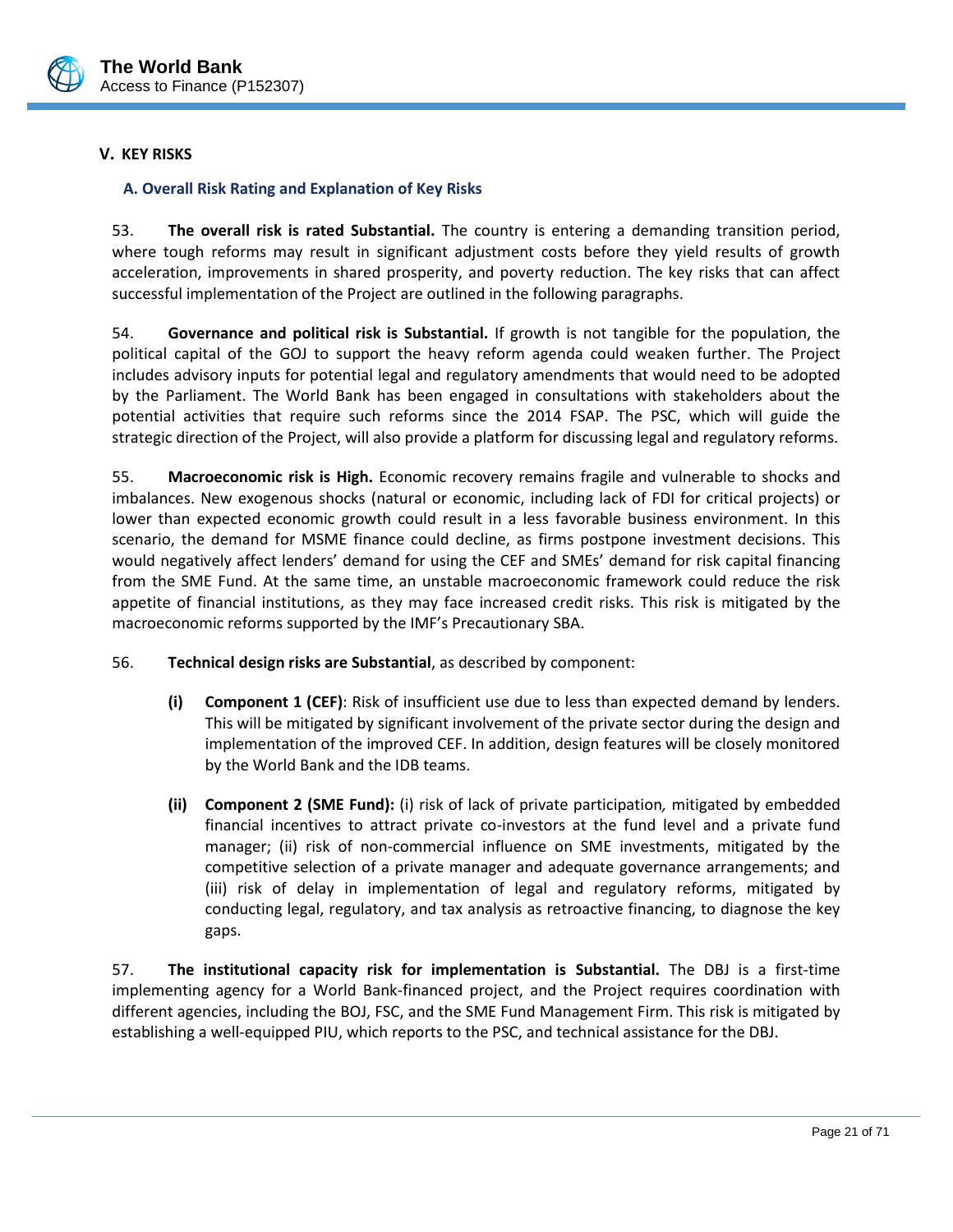## V. KEY RISKS

### A. Overall Risk Rating and Explanation of Key Risks

53. **The overall risk is rated Substantial.** The country is entering a demanding transition period, where tough reforms may result in significant adjustment costs before they yield results of growth acceleration, improvements in shared prosperity, and poverty reduction. The key risks that can affect successful implementation of the Project are outlined in the following paragraphs.

54. **Governance and political risk is Substantial.** If growth is not tangible for the population, the political capital of the GOJ to support the heavy reform agenda could weaken further. The Project includes advisory inputs for potential legal and regulatory amendments that would need to be adopted by the Parliament. The World Bank has been engaged in consultations with stakeholders about the potential activities that require such reforms since the 2014 FSAP. The PSC, which will guide the strategic direction of the Project, will also provide a platform for discussing legal and regulatory reforms.

55. **Macroeconomic risk is High.** Economic recovery remains fragile and vulnerable to shocks and imbalances. New exogenous shocks (natural or economic, including lack of FDI for critical projects) or lower than expected economic growth could result in a less favorable business environment. In this scenario, the demand for MSME finance could decline, as firms postpone investment decisions. This would negatively affect lenders' demand for using the CEF and SMEs' demand for risk capital financing from the SME Fund. At the same time, an unstable macroeconomic framework could reduce the risk appetite of financial institutions, as they may face increased credit risks. This risk is mitigated by the macroeconomic reforms supported by the IMF's Precautionary SBA.

56. **Technical design risks are Substantial**, as described by component:

- **(i) Component 1 (CEF)**: Risk of insufficient use due to less than expected demand by lenders. This will be mitigated by significant involvement of the private sector during the design and implementation of the improved CEF. In addition, design features will be closely monitored by the World Bank and the IDB teams.

- **(ii) Component 2 (SME Fund):** (i) risk of lack of private participation*,* mitigated by embedded financial incentives to attract private co-investors at the fund level and a private fund manager; (ii) risk of non-commercial influence on SME investments, mitigated by the competitive selection of a private manager and adequate governance arrangements; and (iii) risk of delay in implementation of legal and regulatory reforms, mitigated by conducting legal, regulatory, and tax analysis as retroactive financing, to diagnose the key gaps.

57. **The institutional capacity risk for implementation is Substantial.** The DBJ is a first-time implementing agency for a World Bank-financed project, and the Project requires coordination with different agencies, including the BOJ, FSC, and the SME Fund Management Firm. This risk is mitigated by establishing a well-equipped PIU, which reports to the PSC, and technical assistance for the DBJ.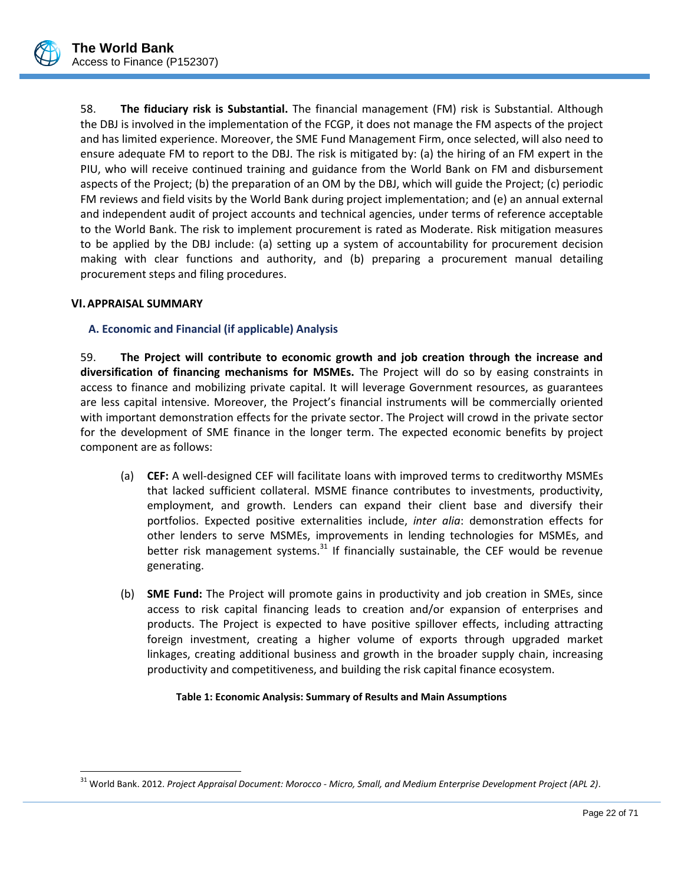58. **The fiduciary risk is Substantial.** The financial management (FM) risk is Substantial. Although the DBJ is involved in the implementation of the FCGP, it does not manage the FM aspects of the project and has limited experience. Moreover, the SME Fund Management Firm, once selected, will also need to ensure adequate FM to report to the DBJ. The risk is mitigated by: (a) the hiring of an FM expert in the PIU, who will receive continued training and guidance from the World Bank on FM and disbursement aspects of the Project; (b) the preparation of an OM by the DBJ, which will guide the Project; (c) periodic FM reviews and field visits by the World Bank during project implementation; and (e) an annual external and independent audit of project accounts and technical agencies, under terms of reference acceptable to the World Bank. The risk to implement procurement is rated as Moderate. Risk mitigation measures to be applied by the DBJ include: (a) setting up a system of accountability for procurement decision making with clear functions and authority, and (b) preparing a procurement manual detailing procurement steps and filing procedures.

## VI. APPRAISAL SUMMARY

### A. Economic and Financial (if applicable) Analysis

59. **The Project will contribute to economic growth and job creation through the increase and diversification of financing mechanisms for MSMEs.** The Project will do so by easing constraints in access to finance and mobilizing private capital. It will leverage Government resources, as guarantees are less capital intensive. Moreover, the Project's financial instruments will be commercially oriented with important demonstration effects for the private sector. The Project will crowd in the private sector for the development of SME finance in the longer term. The expected economic benefits by project component are as follows:

(a) **CEF:** A well-designed CEF will facilitate loans with improved terms to creditworthy MSMEs that lacked sufficient collateral. MSME finance contributes to investments, productivity, employment, and growth. Lenders can expand their client base and diversify their portfolios. Expected positive externalities include, *inter alia*: demonstration effects for other lenders to serve MSMEs, improvements in lending technologies for MSMEs, and better risk management systems.[31] If financially sustainable, the CEF would be revenue generating.

(b) **SME Fund:** The Project will promote gains in productivity and job creation in SMEs, since access to risk capital financing leads to creation and/or expansion of enterprises and products. The Project is expected to have positive spillover effects, including attracting foreign investment, creating a higher volume of exports through upgraded market linkages, creating additional business and growth in the broader supply chain, increasing productivity and competitiveness, and building the risk capital finance ecosystem.

**Table 1: Economic Analysis: Summary of Results and Main Assumptions**

---

[31] World Bank. 2012. *Project Appraisal Document: Morocco - Micro, Small, and Medium Enterprise Development Project (APL 2)*.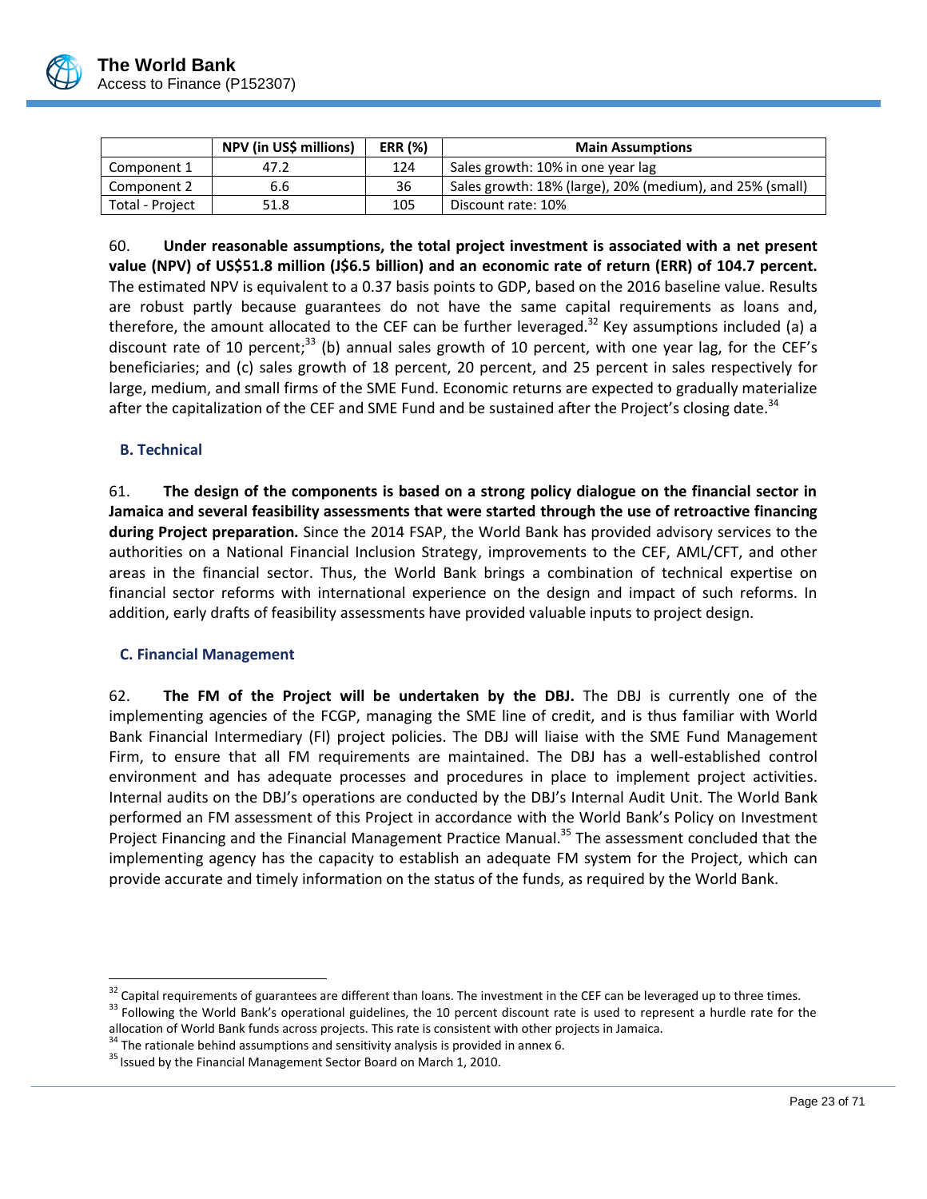| | NPV (in US$ millions) | ERR (%) | Main Assumptions |
|---|---|---|---|
| Component 1 | 47.2 | 124 | Sales growth: 10% in one year lag |
| Component 2 | 6.6 | 36 | Sales growth: 18% (large), 20% (medium), and 25% (small) |
| Total - Project | 51.8 | 105 | Discount rate: 10% |

60. **Under reasonable assumptions, the total project investment is associated with a net present value (NPV) of US$51.8 million (J$6.5 billion) and an economic rate of return (ERR) of 104.7 percent.** The estimated NPV is equivalent to a 0.37 basis points to GDP, based on the 2016 baseline value. Results are robust partly because guarantees do not have the same capital requirements as loans and, therefore, the amount allocated to the CEF can be further leveraged.[32] Key assumptions included (a) a discount rate of 10 percent;[33] (b) annual sales growth of 10 percent, with one year lag, for the CEF's beneficiaries; and (c) sales growth of 18 percent, 20 percent, and 25 percent in sales respectively for large, medium, and small firms of the SME Fund. Economic returns are expected to gradually materialize after the capitalization of the CEF and SME Fund and be sustained after the Project's closing date.[34]

## B. Technical

61. **The design of the components is based on a strong policy dialogue on the financial sector in Jamaica and several feasibility assessments that were started through the use of retroactive financing during Project preparation.** Since the 2014 FSAP, the World Bank has provided advisory services to the authorities on a National Financial Inclusion Strategy, improvements to the CEF, AML/CFT, and other areas in the financial sector. Thus, the World Bank brings a combination of technical expertise on financial sector reforms with international experience on the design and impact of such reforms. In addition, early drafts of feasibility assessments have provided valuable inputs to project design.

## C. Financial Management

62. **The FM of the Project will be undertaken by the DBJ.** The DBJ is currently one of the implementing agencies of the FCGP, managing the SME line of credit, and is thus familiar with World Bank Financial Intermediary (FI) project policies. The DBJ will liaise with the SME Fund Management Firm, to ensure that all FM requirements are maintained. The DBJ has a well-established control environment and has adequate processes and procedures in place to implement project activities. Internal audits on the DBJ's operations are conducted by the DBJ's Internal Audit Unit. The World Bank performed an FM assessment of this Project in accordance with the World Bank's Policy on Investment Project Financing and the Financial Management Practice Manual.[35] The assessment concluded that the implementing agency has the capacity to establish an adequate FM system for the Project, which can provide accurate and timely information on the status of the funds, as required by the World Bank.

---

[32] Capital requirements of guarantees are different than loans. The investment in the CEF can be leveraged up to three times.

[33] Following the World Bank's operational guidelines, the 10 percent discount rate is used to represent a hurdle rate for the allocation of World Bank funds across projects. This rate is consistent with other projects in Jamaica.

[34] The rationale behind assumptions and sensitivity analysis is provided in annex 6.

[35] Issued by the Financial Management Sector Board on March 1, 2010.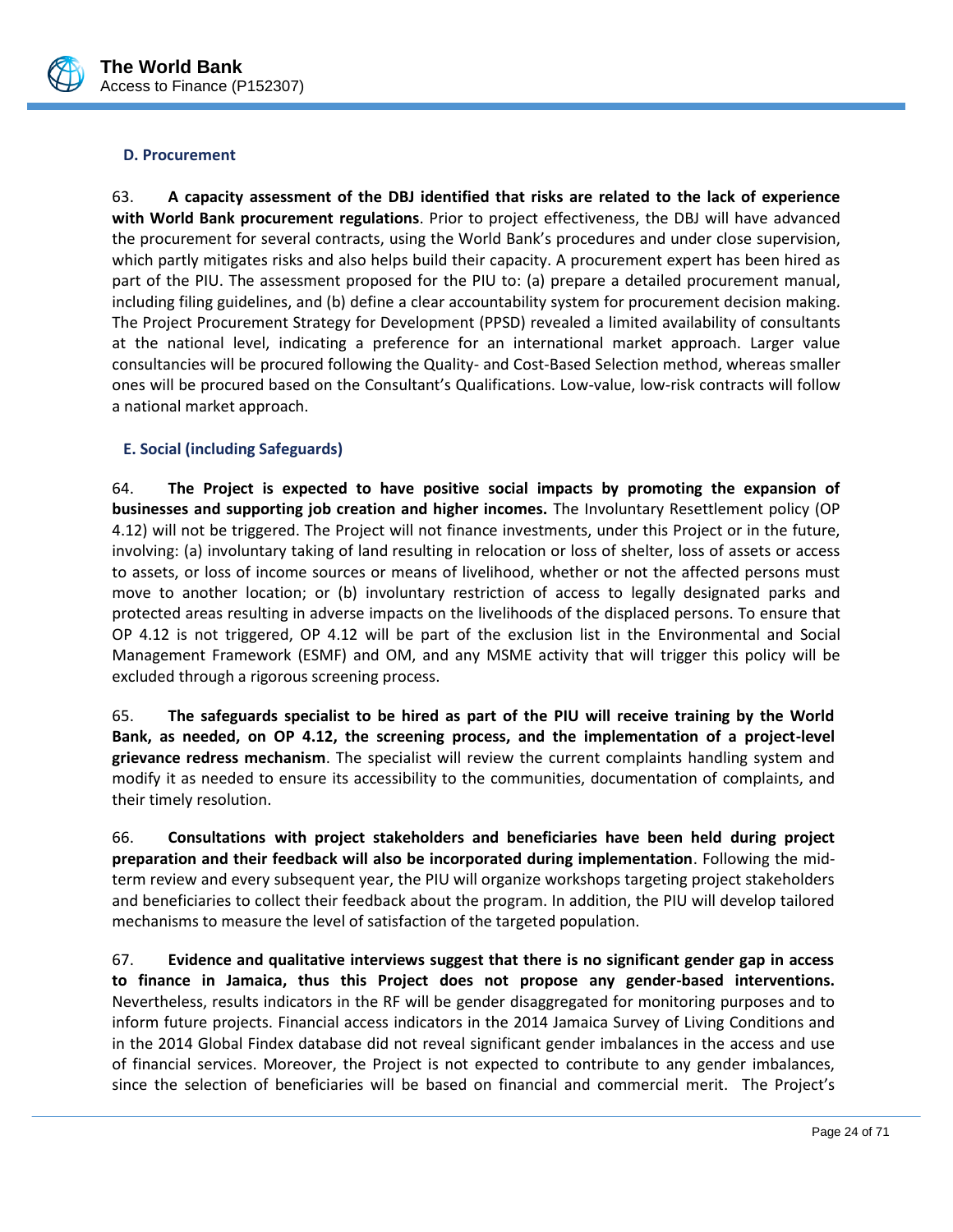### D. Procurement

63. **A capacity assessment of the DBJ identified that risks are related to the lack of experience with World Bank procurement regulations**. Prior to project effectiveness, the DBJ will have advanced the procurement for several contracts, using the World Bank's procedures and under close supervision, which partly mitigates risks and also helps build their capacity. A procurement expert has been hired as part of the PIU. The assessment proposed for the PIU to: (a) prepare a detailed procurement manual, including filing guidelines, and (b) define a clear accountability system for procurement decision making. The Project Procurement Strategy for Development (PPSD) revealed a limited availability of consultants at the national level, indicating a preference for an international market approach. Larger value consultancies will be procured following the Quality- and Cost-Based Selection method, whereas smaller ones will be procured based on the Consultant's Qualifications. Low-value, low-risk contracts will follow a national market approach.

### E. Social (including Safeguards)

64. **The Project is expected to have positive social impacts by promoting the expansion of businesses and supporting job creation and higher incomes.** The Involuntary Resettlement policy (OP 4.12) will not be triggered. The Project will not finance investments, under this Project or in the future, involving: (a) involuntary taking of land resulting in relocation or loss of shelter, loss of assets or access to assets, or loss of income sources or means of livelihood, whether or not the affected persons must move to another location; or (b) involuntary restriction of access to legally designated parks and protected areas resulting in adverse impacts on the livelihoods of the displaced persons. To ensure that OP 4.12 is not triggered, OP 4.12 will be part of the exclusion list in the Environmental and Social Management Framework (ESMF) and OM, and any MSME activity that will trigger this policy will be excluded through a rigorous screening process.

65. **The safeguards specialist to be hired as part of the PIU will receive training by the World Bank, as needed, on OP 4.12, the screening process, and the implementation of a project-level grievance redress mechanism**. The specialist will review the current complaints handling system and modify it as needed to ensure its accessibility to the communities, documentation of complaints, and their timely resolution.

66. **Consultations with project stakeholders and beneficiaries have been held during project preparation and their feedback will also be incorporated during implementation**. Following the mid-term review and every subsequent year, the PIU will organize workshops targeting project stakeholders and beneficiaries to collect their feedback about the program. In addition, the PIU will develop tailored mechanisms to measure the level of satisfaction of the targeted population.

67. **Evidence and qualitative interviews suggest that there is no significant gender gap in access to finance in Jamaica, thus this Project does not propose any gender-based interventions.** Nevertheless, results indicators in the RF will be gender disaggregated for monitoring purposes and to inform future projects. Financial access indicators in the 2014 Jamaica Survey of Living Conditions and in the 2014 Global Findex database did not reveal significant gender imbalances in the access and use of financial services. Moreover, the Project is not expected to contribute to any gender imbalances, since the selection of beneficiaries will be based on financial and commercial merit. The Project's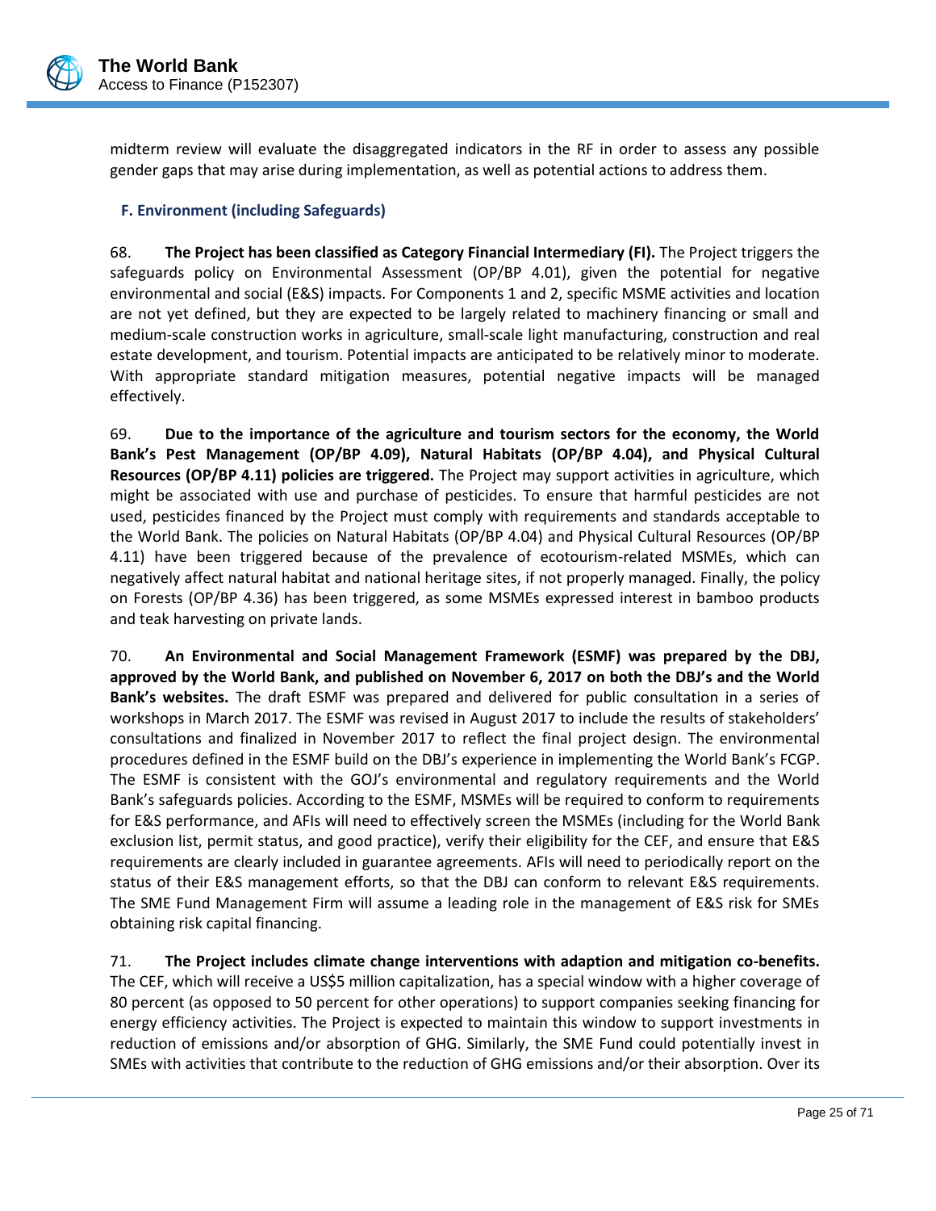midterm review will evaluate the disaggregated indicators in the RF in order to assess any possible gender gaps that may arise during implementation, as well as potential actions to address them.

### F. Environment (including Safeguards)

68. **The Project has been classified as Category Financial Intermediary (FI).** The Project triggers the safeguards policy on Environmental Assessment (OP/BP 4.01), given the potential for negative environmental and social (E&S) impacts. For Components 1 and 2, specific MSME activities and location are not yet defined, but they are expected to be largely related to machinery financing or small and medium-scale construction works in agriculture, small-scale light manufacturing, construction and real estate development, and tourism. Potential impacts are anticipated to be relatively minor to moderate. With appropriate standard mitigation measures, potential negative impacts will be managed effectively.

69. **Due to the importance of the agriculture and tourism sectors for the economy, the World Bank's Pest Management (OP/BP 4.09), Natural Habitats (OP/BP 4.04), and Physical Cultural Resources (OP/BP 4.11) policies are triggered.** The Project may support activities in agriculture, which might be associated with use and purchase of pesticides. To ensure that harmful pesticides are not used, pesticides financed by the Project must comply with requirements and standards acceptable to the World Bank. The policies on Natural Habitats (OP/BP 4.04) and Physical Cultural Resources (OP/BP 4.11) have been triggered because of the prevalence of ecotourism-related MSMEs, which can negatively affect natural habitat and national heritage sites, if not properly managed. Finally, the policy on Forests (OP/BP 4.36) has been triggered, as some MSMEs expressed interest in bamboo products and teak harvesting on private lands.

70. **An Environmental and Social Management Framework (ESMF) was prepared by the DBJ, approved by the World Bank, and published on November 6, 2017 on both the DBJ's and the World Bank's websites.** The draft ESMF was prepared and delivered for public consultation in a series of workshops in March 2017. The ESMF was revised in August 2017 to include the results of stakeholders' consultations and finalized in November 2017 to reflect the final project design. The environmental procedures defined in the ESMF build on the DBJ's experience in implementing the World Bank's FCGP. The ESMF is consistent with the GOJ's environmental and regulatory requirements and the World Bank's safeguards policies. According to the ESMF, MSMEs will be required to conform to requirements for E&S performance, and AFIs will need to effectively screen the MSMEs (including for the World Bank exclusion list, permit status, and good practice), verify their eligibility for the CEF, and ensure that E&S requirements are clearly included in guarantee agreements. AFIs will need to periodically report on the status of their E&S management efforts, so that the DBJ can conform to relevant E&S requirements. The SME Fund Management Firm will assume a leading role in the management of E&S risk for SMEs obtaining risk capital financing.

71. **The Project includes climate change interventions with adaption and mitigation co-benefits.** The CEF, which will receive a US$5 million capitalization, has a special window with a higher coverage of 80 percent (as opposed to 50 percent for other operations) to support companies seeking financing for energy efficiency activities. The Project is expected to maintain this window to support investments in reduction of emissions and/or absorption of GHG. Similarly, the SME Fund could potentially invest in SMEs with activities that contribute to the reduction of GHG emissions and/or their absorption. Over its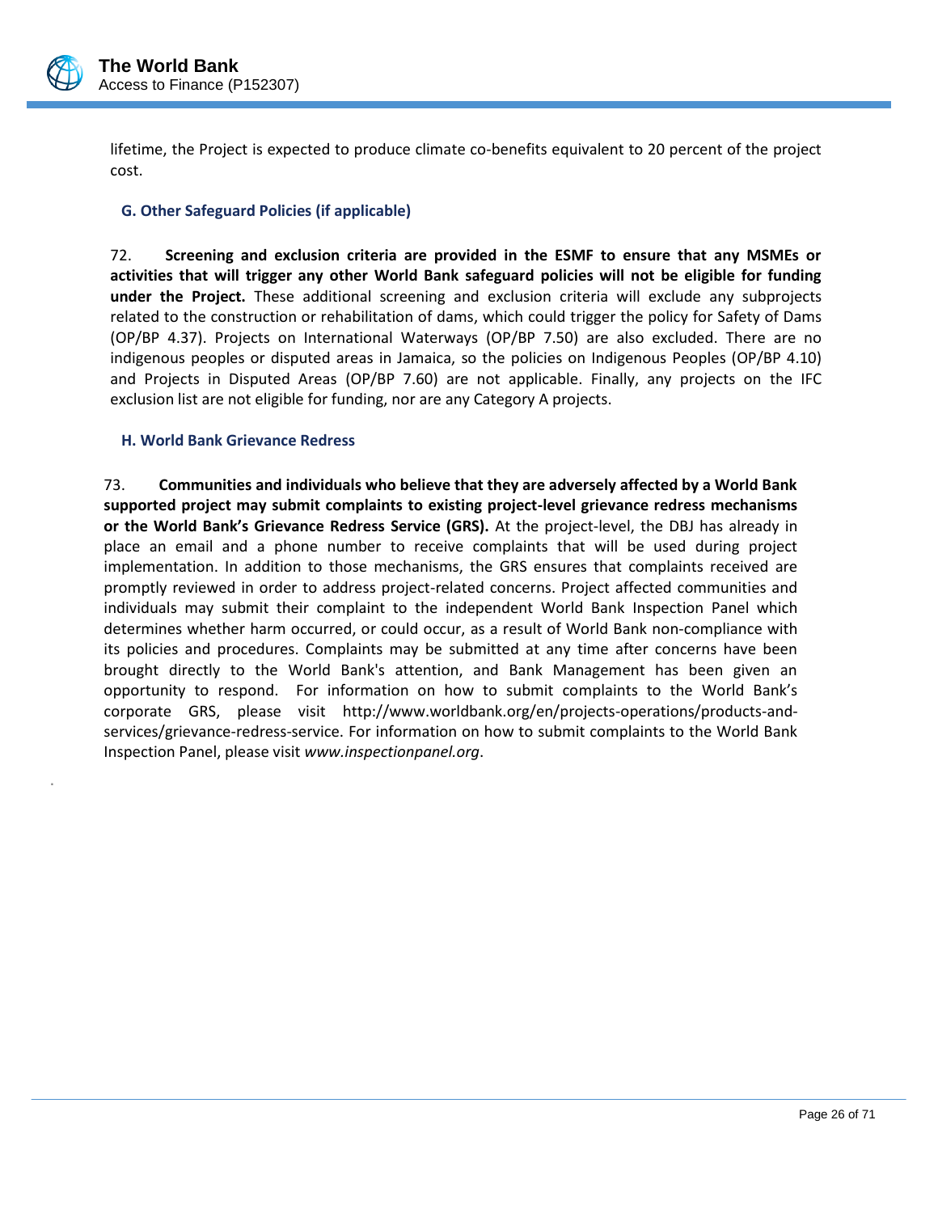lifetime, the Project is expected to produce climate co-benefits equivalent to 20 percent of the project cost.

### G. Other Safeguard Policies (if applicable)

72. **Screening and exclusion criteria are provided in the ESMF to ensure that any MSMEs or activities that will trigger any other World Bank safeguard policies will not be eligible for funding under the Project.** These additional screening and exclusion criteria will exclude any subprojects related to the construction or rehabilitation of dams, which could trigger the policy for Safety of Dams (OP/BP 4.37). Projects on International Waterways (OP/BP 7.50) are also excluded. There are no indigenous peoples or disputed areas in Jamaica, so the policies on Indigenous Peoples (OP/BP 4.10) and Projects in Disputed Areas (OP/BP 7.60) are not applicable. Finally, any projects on the IFC exclusion list are not eligible for funding, nor are any Category A projects.

### H. World Bank Grievance Redress

73. **Communities and individuals who believe that they are adversely affected by a World Bank supported project may submit complaints to existing project-level grievance redress mechanisms or the World Bank's Grievance Redress Service (GRS).** At the project-level, the DBJ has already in place an email and a phone number to receive complaints that will be used during project implementation. In addition to those mechanisms, the GRS ensures that complaints received are promptly reviewed in order to address project-related concerns. Project affected communities and individuals may submit their complaint to the independent World Bank Inspection Panel which determines whether harm occurred, or could occur, as a result of World Bank non-compliance with its policies and procedures. Complaints may be submitted at any time after concerns have been brought directly to the World Bank's attention, and Bank Management has been given an opportunity to respond. For information on how to submit complaints to the World Bank's corporate GRS, please visit http://www.worldbank.org/en/projects-operations/products-and-services/grievance-redress-service. For information on how to submit complaints to the World Bank Inspection Panel, please visit *www.inspectionpanel.org*.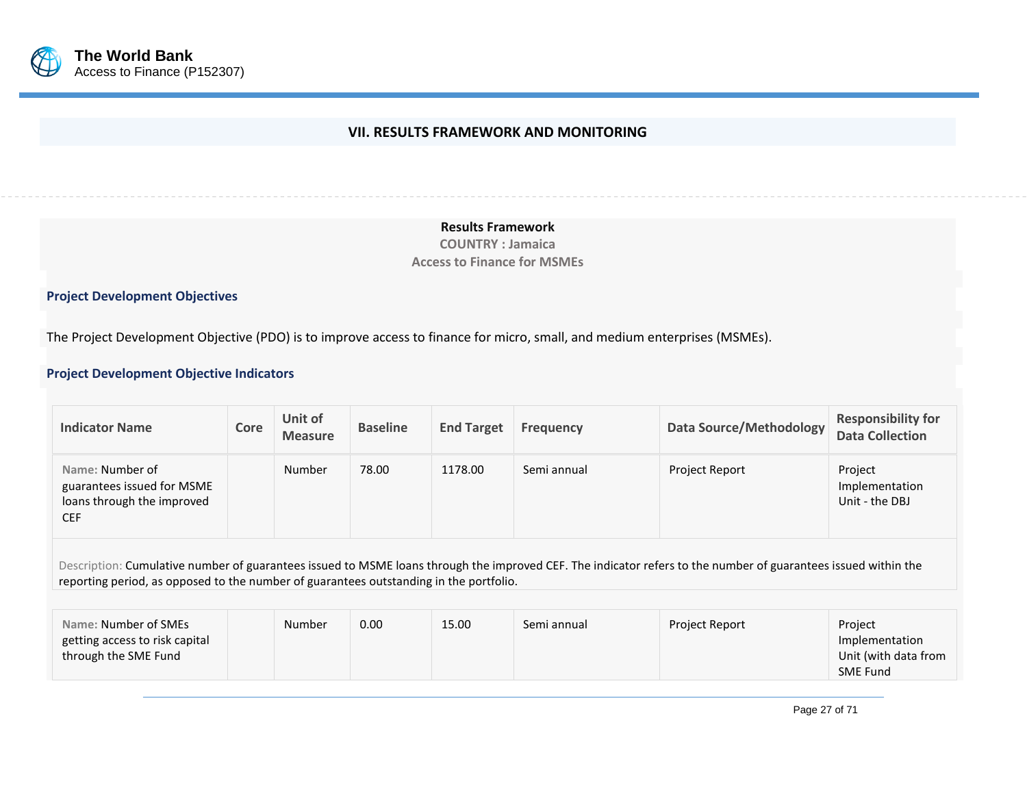## VII. RESULTS FRAMEWORK AND MONITORING

**Results Framework**
**COUNTRY : Jamaica**
**Access to Finance for MSMEs**

### Project Development Objectives

The Project Development Objective (PDO) is to improve access to finance for micro, small, and medium enterprises (MSMEs).

### Project Development Objective Indicators

| Indicator Name | Core | Unit of Measure | Baseline | End Target | Frequency | Data Source/Methodology | Responsibility for Data Collection |
|---|---|---|---|---|---|---|---|
| Name: Number of guarantees issued for MSME loans through the improved CEF | | Number | 78.00 | 1178.00 | Semi annual | Project Report | Project Implementation Unit - the DBJ |
| Description: Cumulative number of guarantees issued to MSME loans through the improved CEF. The indicator refers to the number of guarantees issued within the reporting period, as opposed to the number of guarantees outstanding in the portfolio. | | | | | | | |
| Name: Number of SMEs getting access to risk capital through the SME Fund | | Number | 0.00 | 15.00 | Semi annual | Project Report | Project Implementation Unit (with data from SME Fund |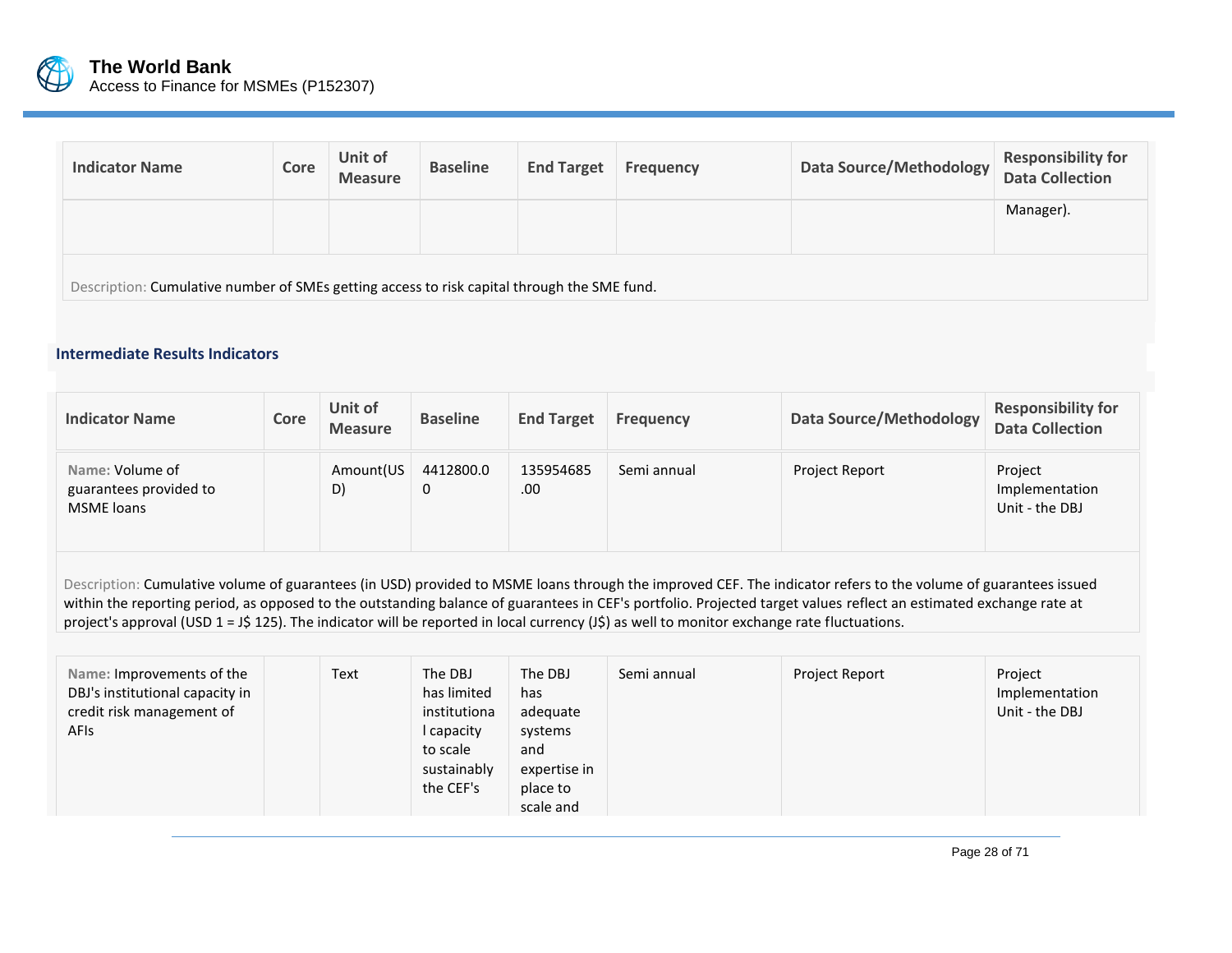| Indicator Name | Core | Unit of Measure | Baseline | End Target | Frequency | Data Source/Methodology | Responsibility for Data Collection |
|---|---|---|---|---|---|---|---|
| | | | | | | | Manager). |

Description: Cumulative number of SMEs getting access to risk capital through the SME fund.

### Intermediate Results Indicators

| Indicator Name | Core | Unit of Measure | Baseline | End Target | Frequency | Data Source/Methodology | Responsibility for Data Collection |
|---|---|---|---|---|---|---|---|
| Name: Volume of guarantees provided to MSME loans | | Amount(USD) | 4412800.00 | 135954685.00 | Semi annual | Project Report | Project Implementation Unit - the DBJ |

Description: Cumulative volume of guarantees (in USD) provided to MSME loans through the improved CEF. The indicator refers to the volume of guarantees issued within the reporting period, as opposed to the outstanding balance of guarantees in CEF's portfolio. Projected target values reflect an estimated exchange rate at project's approval (USD 1 = J$ 125). The indicator will be reported in local currency (J$) as well to monitor exchange rate fluctuations.

| Indicator Name | Core | Unit of Measure | Baseline | End Target | Frequency | Data Source/Methodology | Responsibility for Data Collection |
|---|---|---|---|---|---|---|---|
| Name: Improvements of the DBJ's institutional capacity in credit risk management of AFIs | | Text | The DBJ has limited institutional capacity to scale sustainably the CEF's | The DBJ has adequate systems and expertise in place to scale and | Semi annual | Project Report | Project Implementation Unit - the DBJ |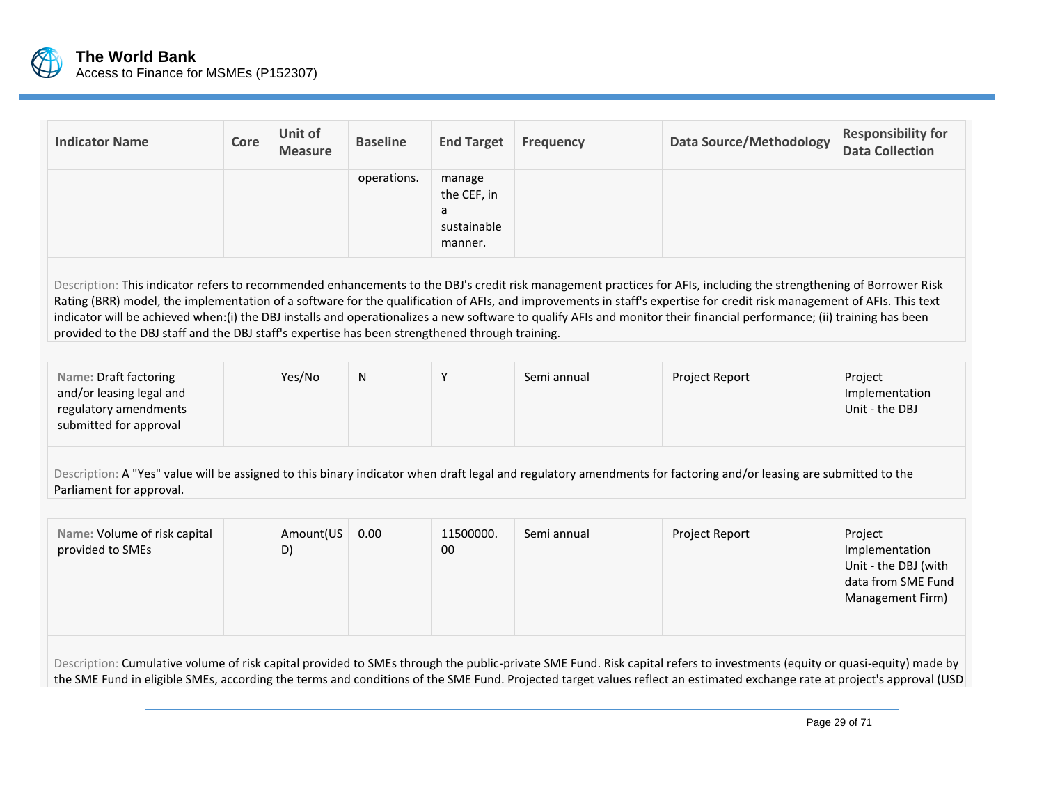| Indicator Name | Core | Unit of Measure | Baseline | End Target | Frequency | Data Source/Methodology | Responsibility for Data Collection |
|---|---|---|---|---|---|---|---|
| | | | operations. | manage the CEF, in a sustainable manner. | | | |

Description: This indicator refers to recommended enhancements to the DBJ's credit risk management practices for AFIs, including the strengthening of Borrower Risk Rating (BRR) model, the implementation of a software for the qualification of AFIs, and improvements in staff's expertise for credit risk management of AFIs. This text indicator will be achieved when:(i) the DBJ installs and operationalizes a new software to qualify AFIs and monitor their financial performance; (ii) training has been provided to the DBJ staff and the DBJ staff's expertise has been strengthened through training.

| Indicator Name | Core | Unit of Measure | Baseline | End Target | Frequency | Data Source/Methodology | Responsibility for Data Collection |
|---|---|---|---|---|---|---|---|
| Name: Draft factoring and/or leasing legal and regulatory amendments submitted for approval | | Yes/No | N | Y | Semi annual | Project Report | Project Implementation Unit - the DBJ |

Description: A "Yes" value will be assigned to this binary indicator when draft legal and regulatory amendments for factoring and/or leasing are submitted to the Parliament for approval.

| Indicator Name | Core | Unit of Measure | Baseline | End Target | Frequency | Data Source/Methodology | Responsibility for Data Collection |
|---|---|---|---|---|---|---|---|
| Name: Volume of risk capital provided to SMEs | | Amount(USD) | 0.00 | 11500000.00 | Semi annual | Project Report | Project Implementation Unit - the DBJ (with data from SME Fund Management Firm) |

Description: Cumulative volume of risk capital provided to SMEs through the public-private SME Fund. Risk capital refers to investments (equity or quasi-equity) made by the SME Fund in eligible SMEs, according the terms and conditions of the SME Fund. Projected target values reflect an estimated exchange rate at project's approval (USD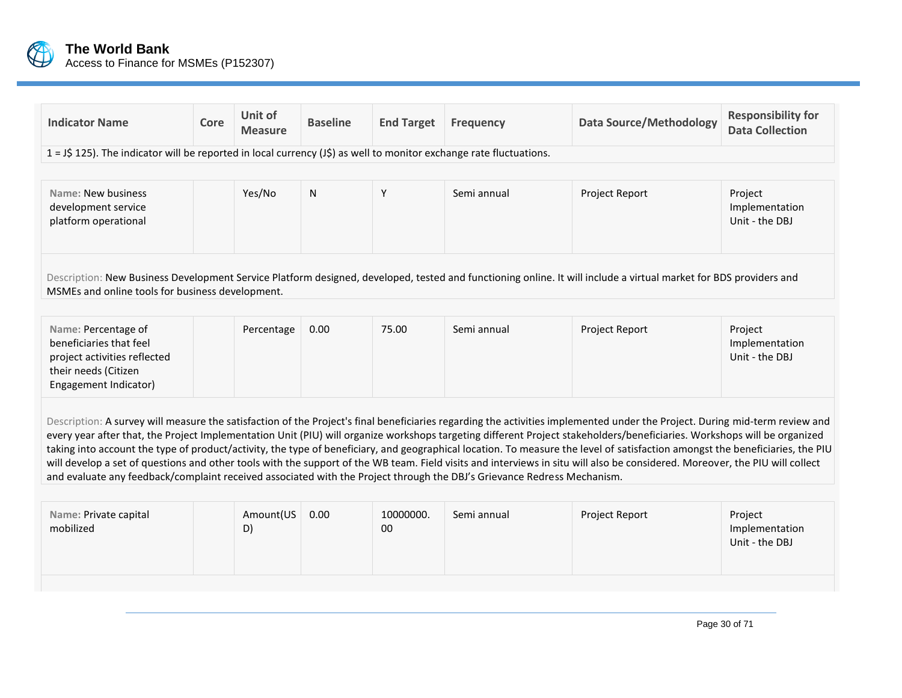| Indicator Name | Core | Unit of Measure | Baseline | End Target | Frequency | Data Source/Methodology | Responsibility for Data Collection |
|---|---|---|---|---|---|---|---|
| 1 = J$ 125). The indicator will be reported in local currency (J$) as well to monitor exchange rate fluctuations. | | | | | | | |
| Name: New business development service platform operational | | Yes/No | N | Y | Semi annual | Project Report | Project Implementation Unit - the DBJ |
| Description: New Business Development Service Platform designed, developed, tested and functioning online. It will include a virtual market for BDS providers and MSMEs and online tools for business development. | | | | | | | |
| Name: Percentage of beneficiaries that feel project activities reflected their needs (Citizen Engagement Indicator) | | Percentage | 0.00 | 75.00 | Semi annual | Project Report | Project Implementation Unit - the DBJ |
| Description: A survey will measure the satisfaction of the Project's final beneficiaries regarding the activities implemented under the Project. During mid-term review and every year after that, the Project Implementation Unit (PIU) will organize workshops targeting different Project stakeholders/beneficiaries. Workshops will be organized taking into account the type of product/activity, the type of beneficiary, and geographical location. To measure the level of satisfaction amongst the beneficiaries, the PIU will develop a set of questions and other tools with the support of the WB team. Field visits and interviews in situ will also be considered. Moreover, the PIU will collect and evaluate any feedback/complaint received associated with the Project through the DBJ's Grievance Redress Mechanism. | | | | | | | |
| Name: Private capital mobilized | | Amount(USD) | 0.00 | 10000000.00 | Semi annual | Project Report | Project Implementation Unit - the DBJ |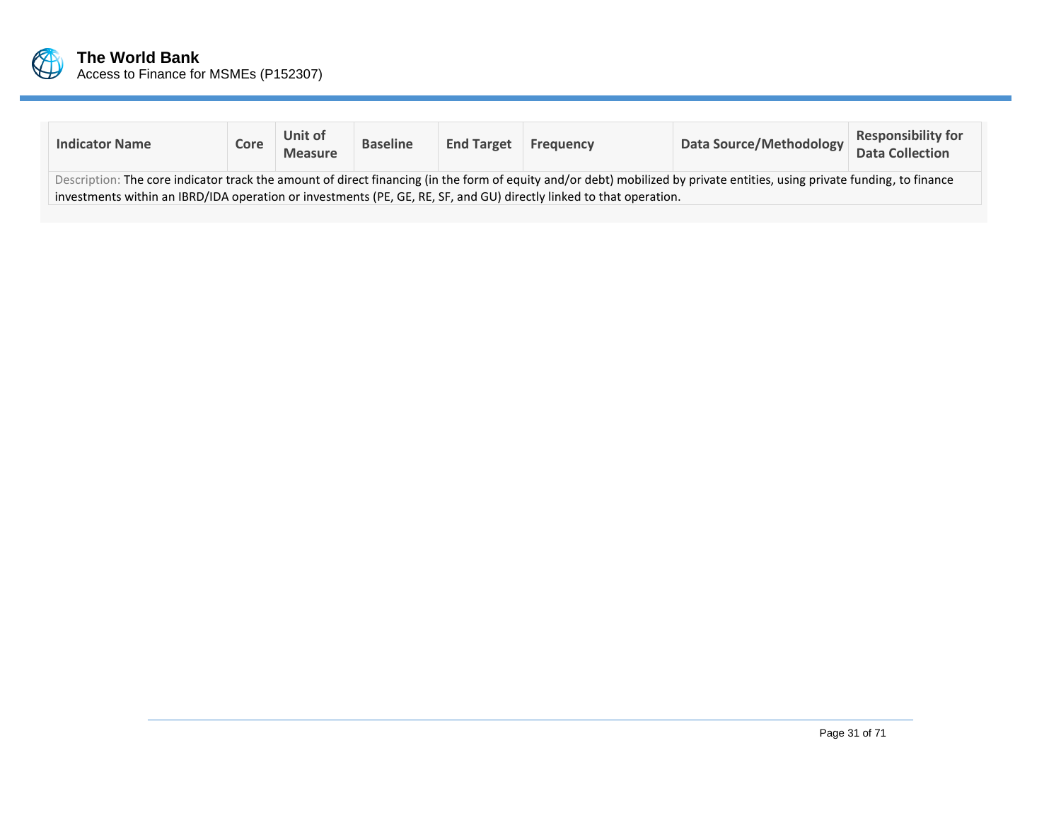| Indicator Name | Core | Unit of Measure | Baseline | End Target | Frequency | Data Source/Methodology | Responsibility for Data Collection |
|---|---|---|---|---|---|---|---|
| Description: The core indicator track the amount of direct financing (in the form of equity and/or debt) mobilized by private entities, using private funding, to finance investments within an IBRD/IDA operation or investments (PE, GE, RE, SF, and GU) directly linked to that operation. | | | | | | | |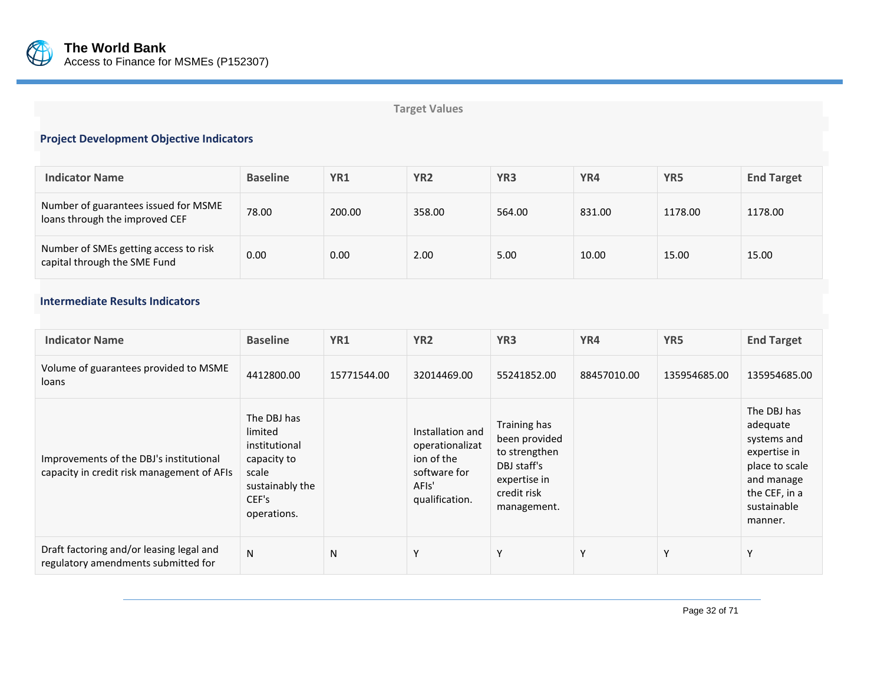Target Values

### Project Development Objective Indicators

| Indicator Name | Baseline | YR1 | YR2 | YR3 | YR4 | YR5 | End Target |
|---|---|---|---|---|---|---|---|
| Number of guarantees issued for MSME loans through the improved CEF | 78.00 | 200.00 | 358.00 | 564.00 | 831.00 | 1178.00 | 1178.00 |
| Number of SMEs getting access to risk capital through the SME Fund | 0.00 | 0.00 | 2.00 | 5.00 | 10.00 | 15.00 | 15.00 |

### Intermediate Results Indicators

| Indicator Name | Baseline | YR1 | YR2 | YR3 | YR4 | YR5 | End Target |
|---|---|---|---|---|---|---|---|
| Volume of guarantees provided to MSME loans | 4412800.00 | 15771544.00 | 32014469.00 | 55241852.00 | 88457010.00 | 135954685.00 | 135954685.00 |
| Improvements of the DBJ's institutional capacity in credit risk management of AFIs | The DBJ has limited institutional capacity to scale sustainably the CEF's operations. | | Installation and operationalization of the software for AFIs' qualification. | Training has been provided to strengthen DBJ staff's expertise in credit risk management. | | | The DBJ has adequate systems and expertise in place to scale and manage the CEF, in a sustainable manner. |
| Draft factoring and/or leasing legal and regulatory amendments submitted for | N | N | Y | Y | Y | Y | Y |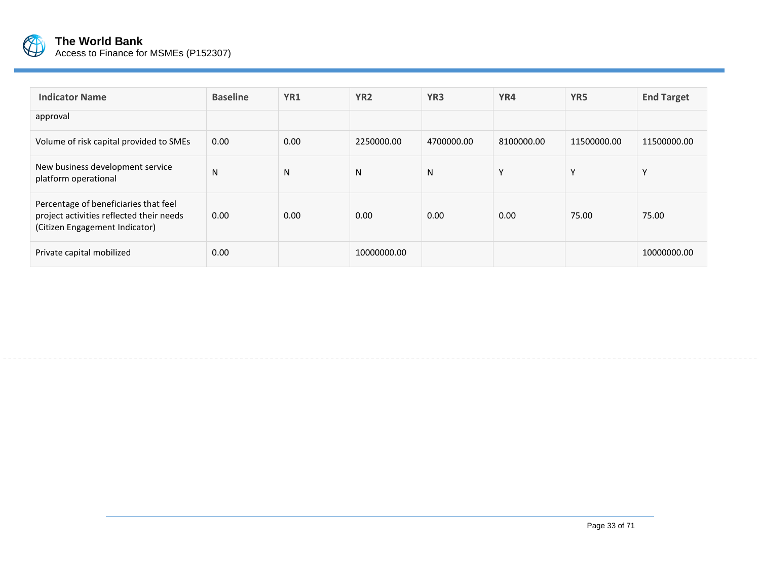| Indicator Name | Baseline | YR1 | YR2 | YR3 | YR4 | YR5 | End Target |
| --- | --- | --- | --- | --- | --- | --- | --- |
| approval | | | | | | | |
| Volume of risk capital provided to SMEs | 0.00 | 0.00 | 2250000.00 | 4700000.00 | 8100000.00 | 11500000.00 | 11500000.00 |
| New business development service platform operational | N | N | N | N | Y | Y | Y |
| Percentage of beneficiaries that feel project activities reflected their needs (Citizen Engagement Indicator) | 0.00 | 0.00 | 0.00 | 0.00 | 0.00 | 75.00 | 75.00 |
| Private capital mobilized | 0.00 | | 10000000.00 | | | | 10000000.00 |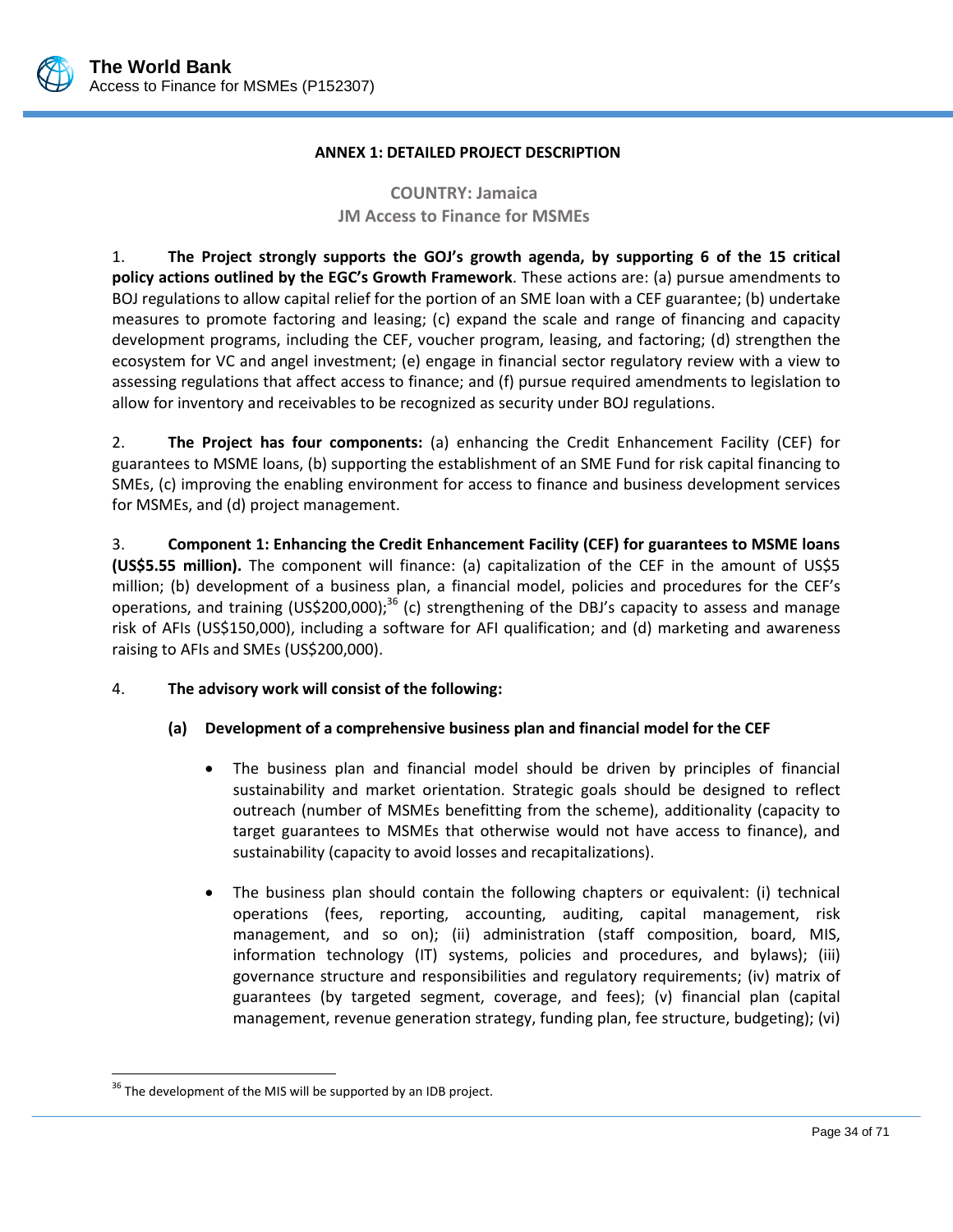## ANNEX 1: DETAILED PROJECT DESCRIPTION

**COUNTRY: Jamaica**
**JM Access to Finance for MSMEs**

1. **The Project strongly supports the GOJ's growth agenda, by supporting 6 of the 15 critical policy actions outlined by the EGC's Growth Framework**. These actions are: (a) pursue amendments to BOJ regulations to allow capital relief for the portion of an SME loan with a CEF guarantee; (b) undertake measures to promote factoring and leasing; (c) expand the scale and range of financing and capacity development programs, including the CEF, voucher program, leasing, and factoring; (d) strengthen the ecosystem for VC and angel investment; (e) engage in financial sector regulatory review with a view to assessing regulations that affect access to finance; and (f) pursue required amendments to legislation to allow for inventory and receivables to be recognized as security under BOJ regulations.

2. **The Project has four components:** (a) enhancing the Credit Enhancement Facility (CEF) for guarantees to MSME loans, (b) supporting the establishment of an SME Fund for risk capital financing to SMEs, (c) improving the enabling environment for access to finance and business development services for MSMEs, and (d) project management.

3. **Component 1: Enhancing the Credit Enhancement Facility (CEF) for guarantees to MSME loans (US$5.55 million).** The component will finance: (a) capitalization of the CEF in the amount of US$5 million; (b) development of a business plan, a financial model, policies and procedures for the CEF's operations, and training (US$200,000);[36] (c) strengthening of the DBJ's capacity to assess and manage risk of AFIs (US$150,000), including a software for AFI qualification; and (d) marketing and awareness raising to AFIs and SMEs (US$200,000).

4. **The advisory work will consist of the following:**

**(a) Development of a comprehensive business plan and financial model for the CEF**

- The business plan and financial model should be driven by principles of financial sustainability and market orientation. Strategic goals should be designed to reflect outreach (number of MSMEs benefitting from the scheme), additionality (capacity to target guarantees to MSMEs that otherwise would not have access to finance), and sustainability (capacity to avoid losses and recapitalizations).

- The business plan should contain the following chapters or equivalent: (i) technical operations (fees, reporting, accounting, auditing, capital management, risk management, and so on); (ii) administration (staff composition, board, MIS, information technology (IT) systems, policies and procedures, and bylaws); (iii) governance structure and responsibilities and regulatory requirements; (iv) matrix of guarantees (by targeted segment, coverage, and fees); (v) financial plan (capital management, revenue generation strategy, funding plan, fee structure, budgeting); (vi)

[36] The development of the MIS will be supported by an IDB project.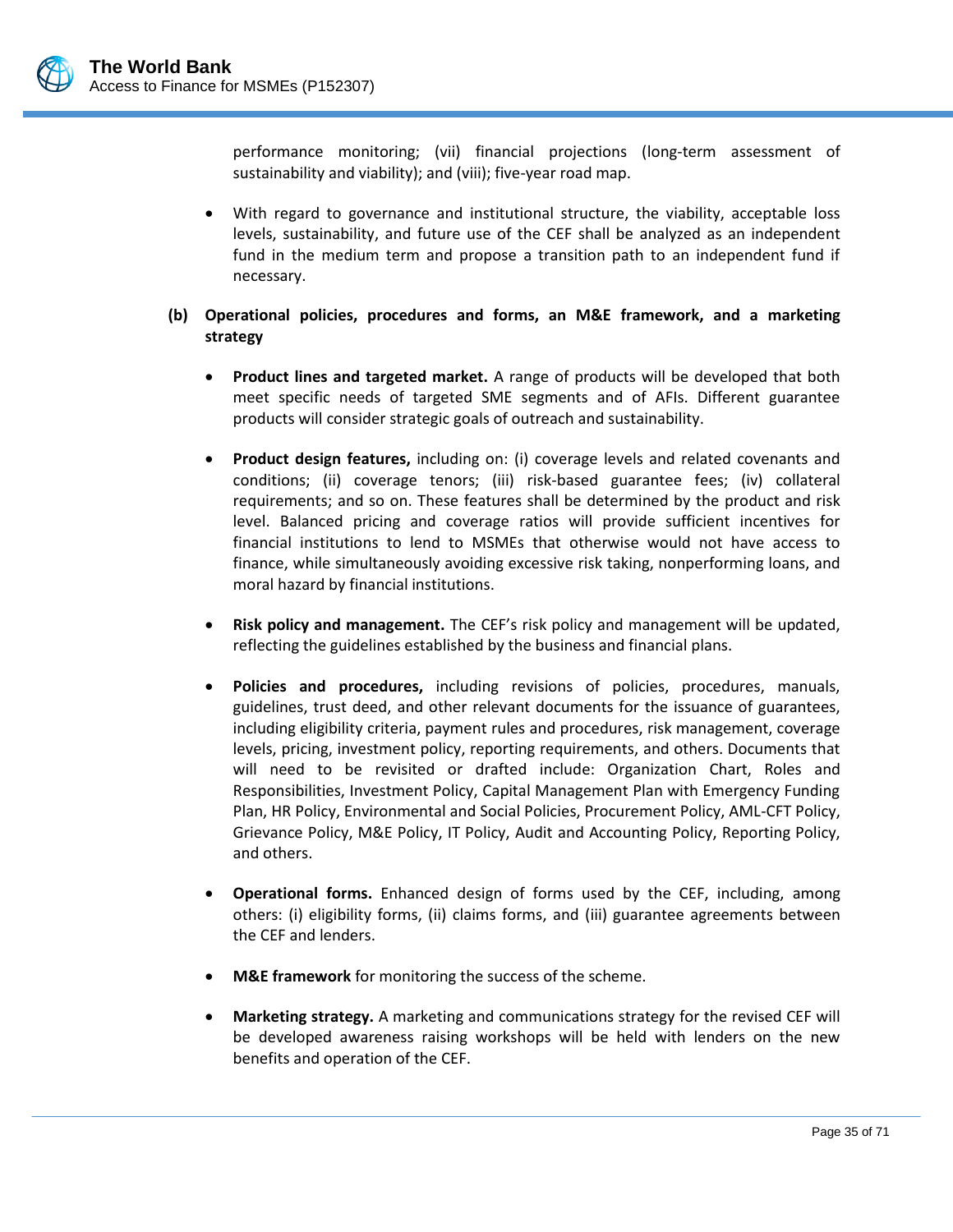performance monitoring; (vii) financial projections (long-term assessment of sustainability and viability); and (viii); five-year road map.

- With regard to governance and institutional structure, the viability, acceptable loss levels, sustainability, and future use of the CEF shall be analyzed as an independent fund in the medium term and propose a transition path to an independent fund if necessary.

**(b) Operational policies, procedures and forms, an M&E framework, and a marketing strategy**

- **Product lines and targeted market.** A range of products will be developed that both meet specific needs of targeted SME segments and of AFIs. Different guarantee products will consider strategic goals of outreach and sustainability.

- **Product design features,** including on: (i) coverage levels and related covenants and conditions; (ii) coverage tenors; (iii) risk-based guarantee fees; (iv) collateral requirements; and so on. These features shall be determined by the product and risk level. Balanced pricing and coverage ratios will provide sufficient incentives for financial institutions to lend to MSMEs that otherwise would not have access to finance, while simultaneously avoiding excessive risk taking, nonperforming loans, and moral hazard by financial institutions.

- **Risk policy and management.** The CEF's risk policy and management will be updated, reflecting the guidelines established by the business and financial plans.

- **Policies and procedures,** including revisions of policies, procedures, manuals, guidelines, trust deed, and other relevant documents for the issuance of guarantees, including eligibility criteria, payment rules and procedures, risk management, coverage levels, pricing, investment policy, reporting requirements, and others. Documents that will need to be revisited or drafted include: Organization Chart, Roles and Responsibilities, Investment Policy, Capital Management Plan with Emergency Funding Plan, HR Policy, Environmental and Social Policies, Procurement Policy, AML-CFT Policy, Grievance Policy, M&E Policy, IT Policy, Audit and Accounting Policy, Reporting Policy, and others.

- **Operational forms.** Enhanced design of forms used by the CEF, including, among others: (i) eligibility forms, (ii) claims forms, and (iii) guarantee agreements between the CEF and lenders.

- **M&E framework** for monitoring the success of the scheme.

- **Marketing strategy.** A marketing and communications strategy for the revised CEF will be developed awareness raising workshops will be held with lenders on the new benefits and operation of the CEF.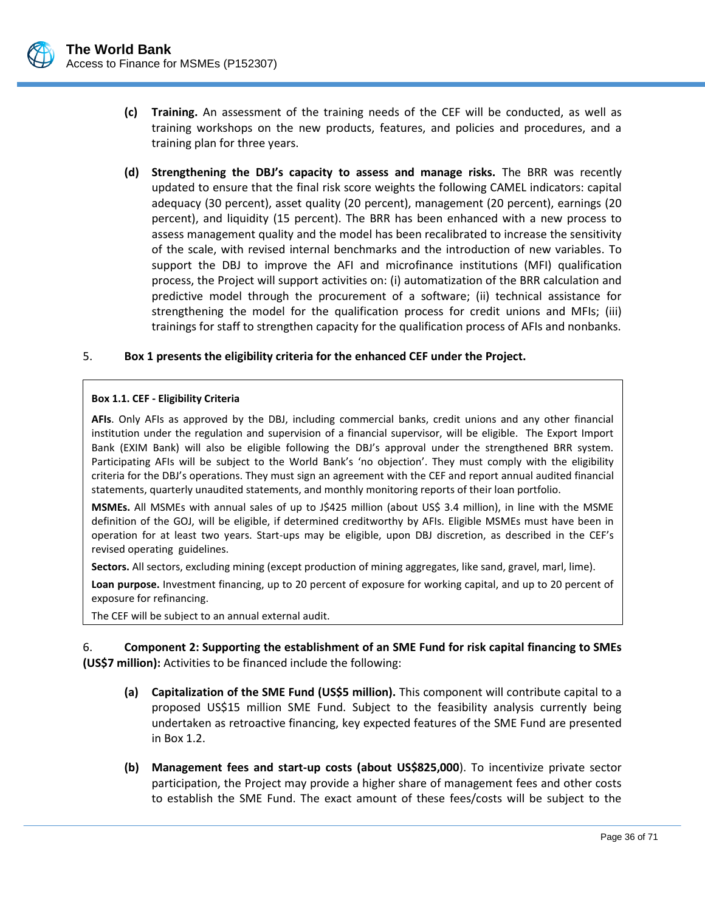(c) **Training.** An assessment of the training needs of the CEF will be conducted, as well as training workshops on the new products, features, and policies and procedures, and a training plan for three years.

(d) **Strengthening the DBJ's capacity to assess and manage risks.** The BRR was recently updated to ensure that the final risk score weights the following CAMEL indicators: capital adequacy (30 percent), asset quality (20 percent), management (20 percent), earnings (20 percent), and liquidity (15 percent). The BRR has been enhanced with a new process to assess management quality and the model has been recalibrated to increase the sensitivity of the scale, with revised internal benchmarks and the introduction of new variables. To support the DBJ to improve the AFI and microfinance institutions (MFI) qualification process, the Project will support activities on: (i) automatization of the BRR calculation and predictive model through the procurement of a software; (ii) technical assistance for strengthening the model for the qualification process for credit unions and MFIs; (iii) trainings for staff to strengthen capacity for the qualification process of AFIs and nonbanks.

5. **Box 1 presents the eligibility criteria for the enhanced CEF under the Project.**

> **Box 1.1. CEF - Eligibility Criteria**
>
> **AFIs**. Only AFIs as approved by the DBJ, including commercial banks, credit unions and any other financial institution under the regulation and supervision of a financial supervisor, will be eligible. The Export Import Bank (EXIM Bank) will also be eligible following the DBJ's approval under the strengthened BRR system. Participating AFIs will be subject to the World Bank's 'no objection'. They must comply with the eligibility criteria for the DBJ's operations. They must sign an agreement with the CEF and report annual audited financial statements, quarterly unaudited statements, and monthly monitoring reports of their loan portfolio.
>
> **MSMEs.** All MSMEs with annual sales of up to J$425 million (about US$ 3.4 million), in line with the MSME definition of the GOJ, will be eligible, if determined creditworthy by AFIs. Eligible MSMEs must have been in operation for at least two years. Start-ups may be eligible, upon DBJ discretion, as described in the CEF's revised operating guidelines.
>
> **Sectors.** All sectors, excluding mining (except production of mining aggregates, like sand, gravel, marl, lime).
>
> **Loan purpose.** Investment financing, up to 20 percent of exposure for working capital, and up to 20 percent of exposure for refinancing.
>
> The CEF will be subject to an annual external audit.

6. **Component 2: Supporting the establishment of an SME Fund for risk capital financing to SMEs (US$7 million):** Activities to be financed include the following:

(a) **Capitalization of the SME Fund (US$5 million).** This component will contribute capital to a proposed US$15 million SME Fund. Subject to the feasibility analysis currently being undertaken as retroactive financing, key expected features of the SME Fund are presented in Box 1.2.

(b) **Management fees and start-up costs (about US$825,000**). To incentivize private sector participation, the Project may provide a higher share of management fees and other costs to establish the SME Fund. The exact amount of these fees/costs will be subject to the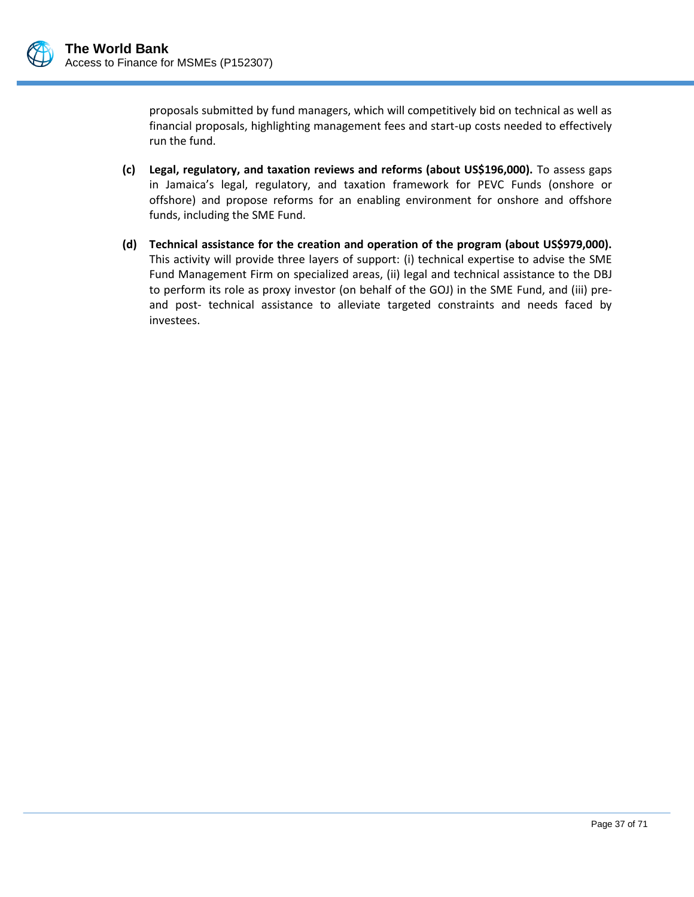proposals submitted by fund managers, which will competitively bid on technical as well as financial proposals, highlighting management fees and start-up costs needed to effectively run the fund.

**(c) Legal, regulatory, and taxation reviews and reforms (about US$196,000).** To assess gaps in Jamaica's legal, regulatory, and taxation framework for PEVC Funds (onshore or offshore) and propose reforms for an enabling environment for onshore and offshore funds, including the SME Fund.

**(d) Technical assistance for the creation and operation of the program (about US$979,000).** This activity will provide three layers of support: (i) technical expertise to advise the SME Fund Management Firm on specialized areas, (ii) legal and technical assistance to the DBJ to perform its role as proxy investor (on behalf of the GOJ) in the SME Fund, and (iii) pre- and post- technical assistance to alleviate targeted constraints and needs faced by investees.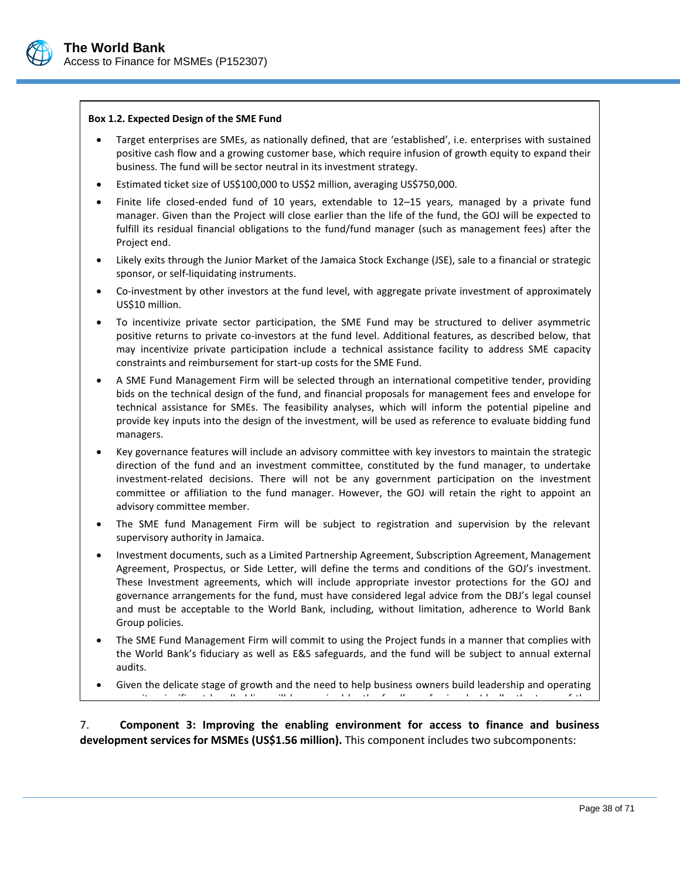**Box 1.2. Expected Design of the SME Fund**

- Target enterprises are SMEs, as nationally defined, that are 'established', i.e. enterprises with sustained positive cash flow and a growing customer base, which require infusion of growth equity to expand their business. The fund will be sector neutral in its investment strategy.
- Estimated ticket size of US$100,000 to US$2 million, averaging US$750,000.
- Finite life closed-ended fund of 10 years, extendable to 12–15 years, managed by a private fund manager. Given than the Project will close earlier than the life of the fund, the GOJ will be expected to fulfill its residual financial obligations to the fund/fund manager (such as management fees) after the Project end.
- Likely exits through the Junior Market of the Jamaica Stock Exchange (JSE), sale to a financial or strategic sponsor, or self-liquidating instruments.
- Co-investment by other investors at the fund level, with aggregate private investment of approximately US$10 million.
- To incentivize private sector participation, the SME Fund may be structured to deliver asymmetric positive returns to private co-investors at the fund level. Additional features, as described below, that may incentivize private participation include a technical assistance facility to address SME capacity constraints and reimbursement for start-up costs for the SME Fund.
- A SME Fund Management Firm will be selected through an international competitive tender, providing bids on the technical design of the fund, and financial proposals for management fees and envelope for technical assistance for SMEs. The feasibility analyses, which will inform the potential pipeline and provide key inputs into the design of the investment, will be used as reference to evaluate bidding fund managers.
- Key governance features will include an advisory committee with key investors to maintain the strategic direction of the fund and an investment committee, constituted by the fund manager, to undertake investment-related decisions. There will not be any government participation on the investment committee or affiliation to the fund manager. However, the GOJ will retain the right to appoint an advisory committee member.
- The SME fund Management Firm will be subject to registration and supervision by the relevant supervisory authority in Jamaica.
- Investment documents, such as a Limited Partnership Agreement, Subscription Agreement, Management Agreement, Prospectus, or Side Letter, will define the terms and conditions of the GOJ's investment. These Investment agreements, which will include appropriate investor protections for the GOJ and governance arrangements for the fund, must have considered legal advice from the DBJ's legal counsel and must be acceptable to the World Bank, including, without limitation, adherence to World Bank Group policies.
- The SME Fund Management Firm will commit to using the Project funds in a manner that complies with the World Bank's fiduciary as well as E&S safeguards, and the fund will be subject to annual external audits.
- Given the delicate stage of growth and the need to help business owners build leadership and operating

7. **Component 3: Improving the enabling environment for access to finance and business development services for MSMEs (US$1.56 million).** This component includes two subcomponents: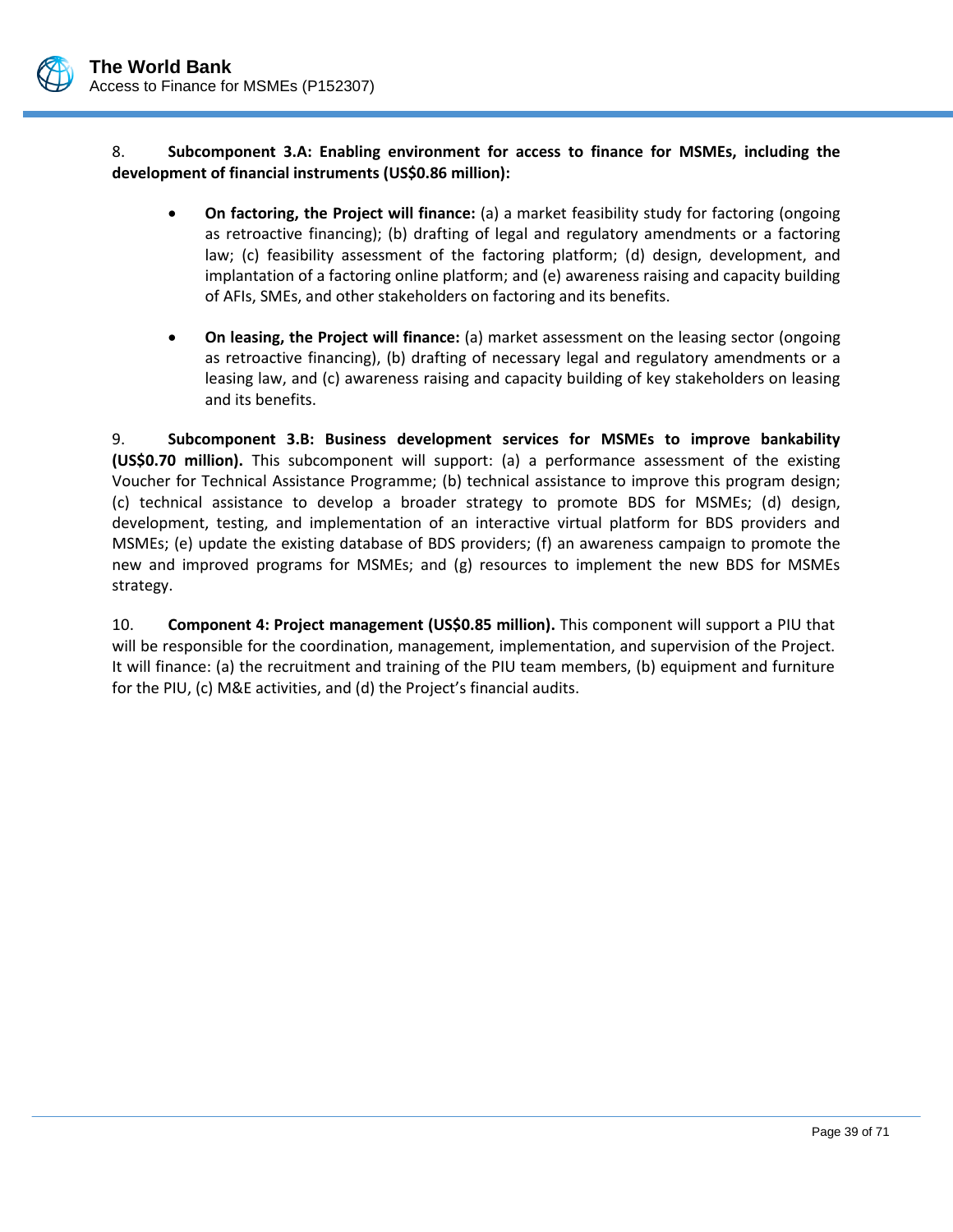8. **Subcomponent 3.A: Enabling environment for access to finance for MSMEs, including the development of financial instruments (US$0.86 million):**

- **On factoring, the Project will finance:** (a) a market feasibility study for factoring (ongoing as retroactive financing); (b) drafting of legal and regulatory amendments or a factoring law; (c) feasibility assessment of the factoring platform; (d) design, development, and implantation of a factoring online platform; and (e) awareness raising and capacity building of AFIs, SMEs, and other stakeholders on factoring and its benefits.

- **On leasing, the Project will finance:** (a) market assessment on the leasing sector (ongoing as retroactive financing), (b) drafting of necessary legal and regulatory amendments or a leasing law, and (c) awareness raising and capacity building of key stakeholders on leasing and its benefits.

9. **Subcomponent 3.B: Business development services for MSMEs to improve bankability (US$0.70 million).** This subcomponent will support: (a) a performance assessment of the existing Voucher for Technical Assistance Programme; (b) technical assistance to improve this program design; (c) technical assistance to develop a broader strategy to promote BDS for MSMEs; (d) design, development, testing, and implementation of an interactive virtual platform for BDS providers and MSMEs; (e) update the existing database of BDS providers; (f) an awareness campaign to promote the new and improved programs for MSMEs; and (g) resources to implement the new BDS for MSMEs strategy.

10. **Component 4: Project management (US$0.85 million).** This component will support a PIU that will be responsible for the coordination, management, implementation, and supervision of the Project. It will finance: (a) the recruitment and training of the PIU team members, (b) equipment and furniture for the PIU, (c) M&E activities, and (d) the Project's financial audits.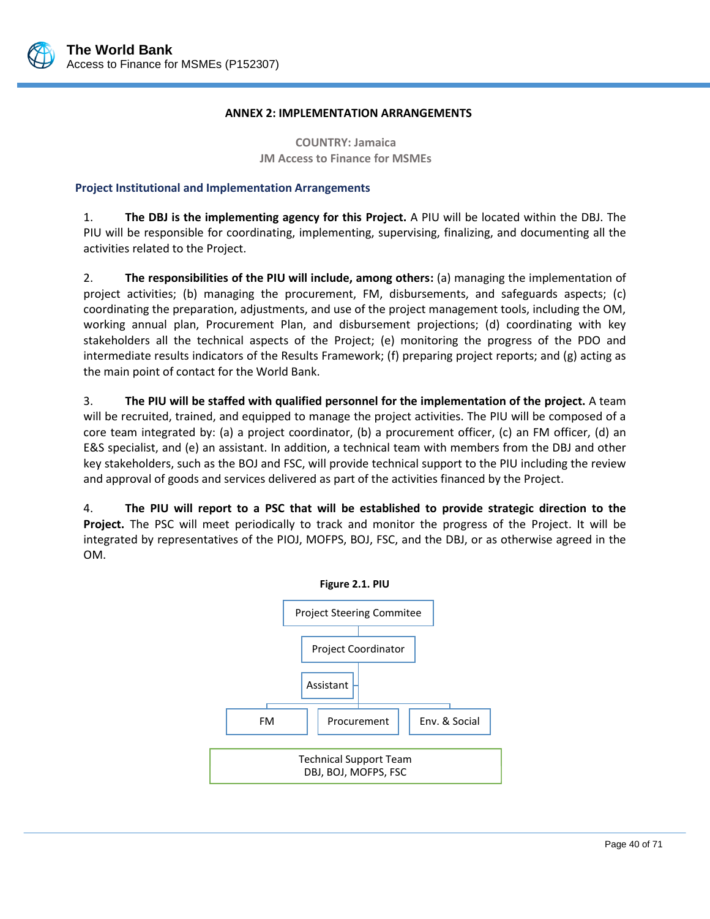**ANNEX 2: IMPLEMENTATION ARRANGEMENTS**

**COUNTRY: Jamaica**
**JM Access to Finance for MSMEs**

## Project Institutional and Implementation Arrangements

1. **The DBJ is the implementing agency for this Project.** A PIU will be located within the DBJ. The PIU will be responsible for coordinating, implementing, supervising, finalizing, and documenting all the activities related to the Project.

2. **The responsibilities of the PIU will include, among others:** (a) managing the implementation of project activities; (b) managing the procurement, FM, disbursements, and safeguards aspects; (c) coordinating the preparation, adjustments, and use of the project management tools, including the OM, working annual plan, Procurement Plan, and disbursement projections; (d) coordinating with key stakeholders all the technical aspects of the Project; (e) monitoring the progress of the PDO and intermediate results indicators of the Results Framework; (f) preparing project reports; and (g) acting as the main point of contact for the World Bank.

3. **The PIU will be staffed with qualified personnel for the implementation of the project.** A team will be recruited, trained, and equipped to manage the project activities. The PIU will be composed of a core team integrated by: (a) a project coordinator, (b) a procurement officer, (c) an FM officer, (d) an E&S specialist, and (e) an assistant. In addition, a technical team with members from the DBJ and other key stakeholders, such as the BOJ and FSC, will provide technical support to the PIU including the review and approval of goods and services delivered as part of the activities financed by the Project.

4. **The PIU will report to a PSC that will be established to provide strategic direction to the Project.** The PSC will meet periodically to track and monitor the progress of the Project. It will be integrated by representatives of the PIOJ, MOFPS, BOJ, FSC, and the DBJ, or as otherwise agreed in the OM.

**Figure 2.1. PIU**

Project Steering Commitee

Project Coordinator

Assistant

FM | Procurement | Env. & Social

Technical Support Team
DBJ, BOJ, MOFPS, FSC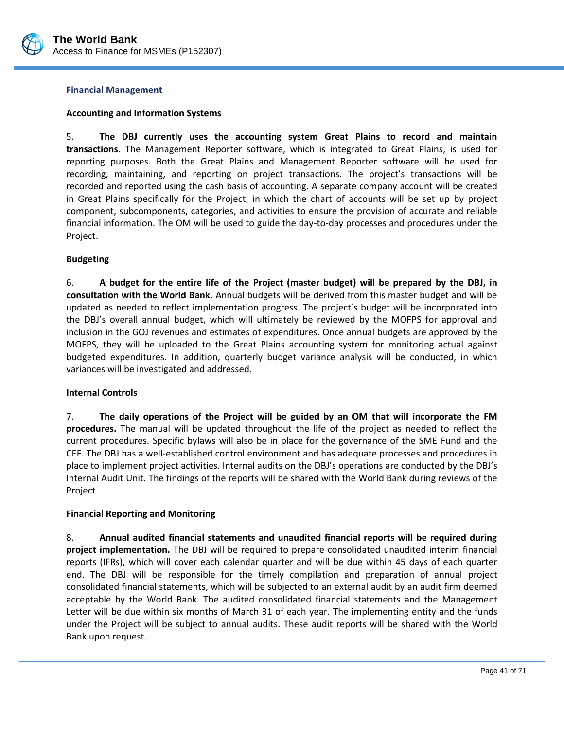### Financial Management

#### Accounting and Information Systems

5. **The DBJ currently uses the accounting system Great Plains to record and maintain transactions.** The Management Reporter software, which is integrated to Great Plains, is used for reporting purposes. Both the Great Plains and Management Reporter software will be used for recording, maintaining, and reporting on project transactions. The project's transactions will be recorded and reported using the cash basis of accounting. A separate company account will be created in Great Plains specifically for the Project, in which the chart of accounts will be set up by project component, subcomponents, categories, and activities to ensure the provision of accurate and reliable financial information. The OM will be used to guide the day-to-day processes and procedures under the Project.

#### Budgeting

6. **A budget for the entire life of the Project (master budget) will be prepared by the DBJ, in consultation with the World Bank.** Annual budgets will be derived from this master budget and will be updated as needed to reflect implementation progress. The project's budget will be incorporated into the DBJ's overall annual budget, which will ultimately be reviewed by the MOFPS for approval and inclusion in the GOJ revenues and estimates of expenditures. Once annual budgets are approved by the MOFPS, they will be uploaded to the Great Plains accounting system for monitoring actual against budgeted expenditures. In addition, quarterly budget variance analysis will be conducted, in which variances will be investigated and addressed.

#### Internal Controls

7. **The daily operations of the Project will be guided by an OM that will incorporate the FM procedures.** The manual will be updated throughout the life of the project as needed to reflect the current procedures. Specific bylaws will also be in place for the governance of the SME Fund and the CEF. The DBJ has a well-established control environment and has adequate processes and procedures in place to implement project activities. Internal audits on the DBJ's operations are conducted by the DBJ's Internal Audit Unit. The findings of the reports will be shared with the World Bank during reviews of the Project.

#### Financial Reporting and Monitoring

8. **Annual audited financial statements and unaudited financial reports will be required during project implementation.** The DBJ will be required to prepare consolidated unaudited interim financial reports (IFRs), which will cover each calendar quarter and will be due within 45 days of each quarter end. The DBJ will be responsible for the timely compilation and preparation of annual project consolidated financial statements, which will be subjected to an external audit by an audit firm deemed acceptable by the World Bank. The audited consolidated financial statements and the Management Letter will be due within six months of March 31 of each year. The implementing entity and the funds under the Project will be subject to annual audits. These audit reports will be shared with the World Bank upon request.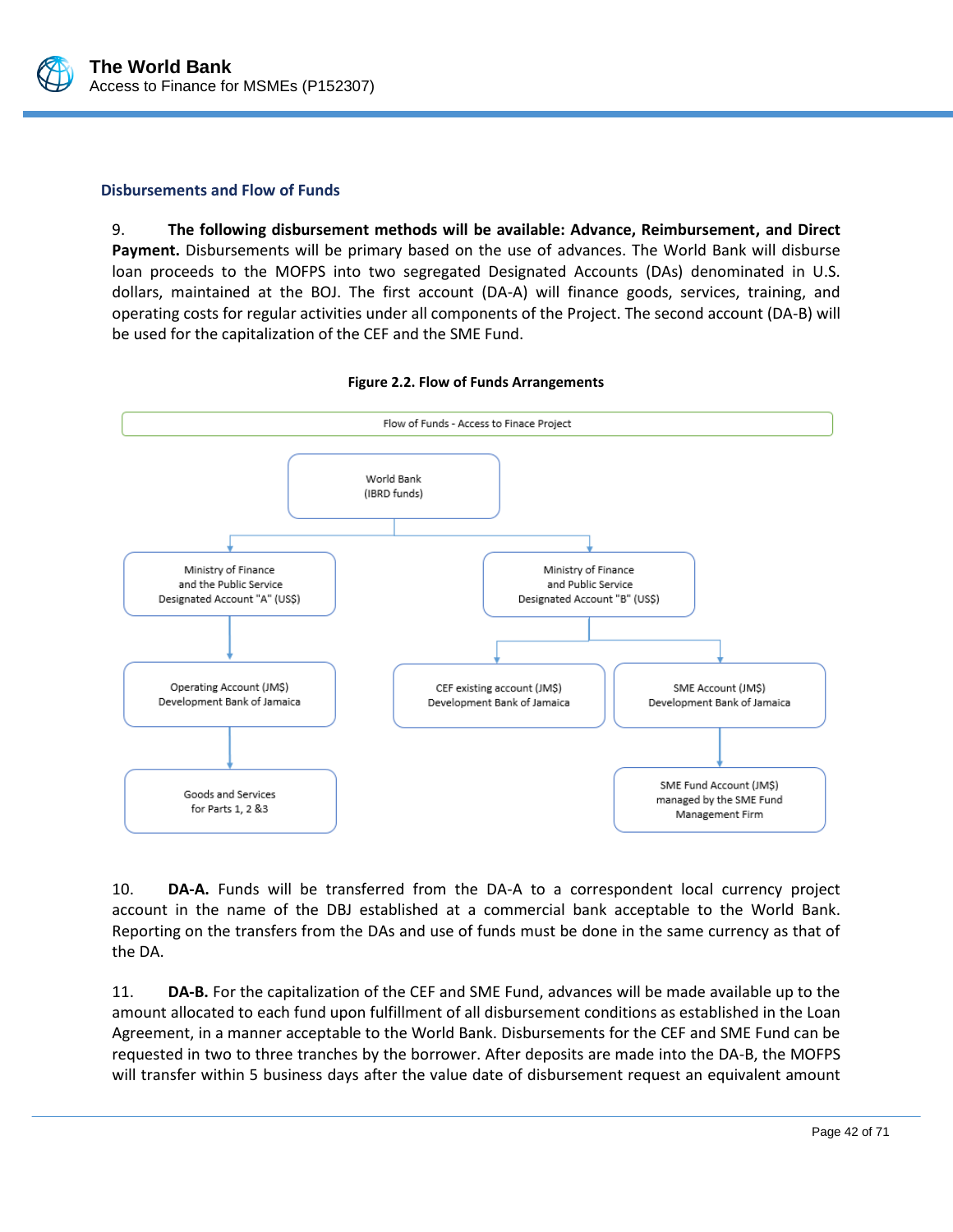### Disbursements and Flow of Funds

9. **The following disbursement methods will be available: Advance, Reimbursement, and Direct Payment.** Disbursements will be primary based on the use of advances. The World Bank will disburse loan proceeds to the MOFPS into two segregated Designated Accounts (DAs) denominated in U.S. dollars, maintained at the BOJ. The first account (DA-A) will finance goods, services, training, and operating costs for regular activities under all components of the Project. The second account (DA-B) will be used for the capitalization of the CEF and the SME Fund.

**Figure 2.2. Flow of Funds Arrangements**

Flow of Funds - Access to Finace Project

- World Bank (IBRD funds)
  - Ministry of Finance and the Public Service Designated Account "A" (US$)
    - Operating Account (JM$) Development Bank of Jamaica
      - Goods and Services for Parts 1, 2 &3
  - Ministry of Finance and Public Service Designated Account "B" (US$)
    - CEF existing account (JM$) Development Bank of Jamaica
    - SME Account (JM$) Development Bank of Jamaica
      - SME Fund Account (JM$) managed by the SME Fund Management Firm

10. **DA-A.** Funds will be transferred from the DA-A to a correspondent local currency project account in the name of the DBJ established at a commercial bank acceptable to the World Bank. Reporting on the transfers from the DAs and use of funds must be done in the same currency as that of the DA.

11. **DA-B.** For the capitalization of the CEF and SME Fund, advances will be made available up to the amount allocated to each fund upon fulfillment of all disbursement conditions as established in the Loan Agreement, in a manner acceptable to the World Bank. Disbursements for the CEF and SME Fund can be requested in two to three tranches by the borrower. After deposits are made into the DA-B, the MOFPS will transfer within 5 business days after the value date of disbursement request an equivalent amount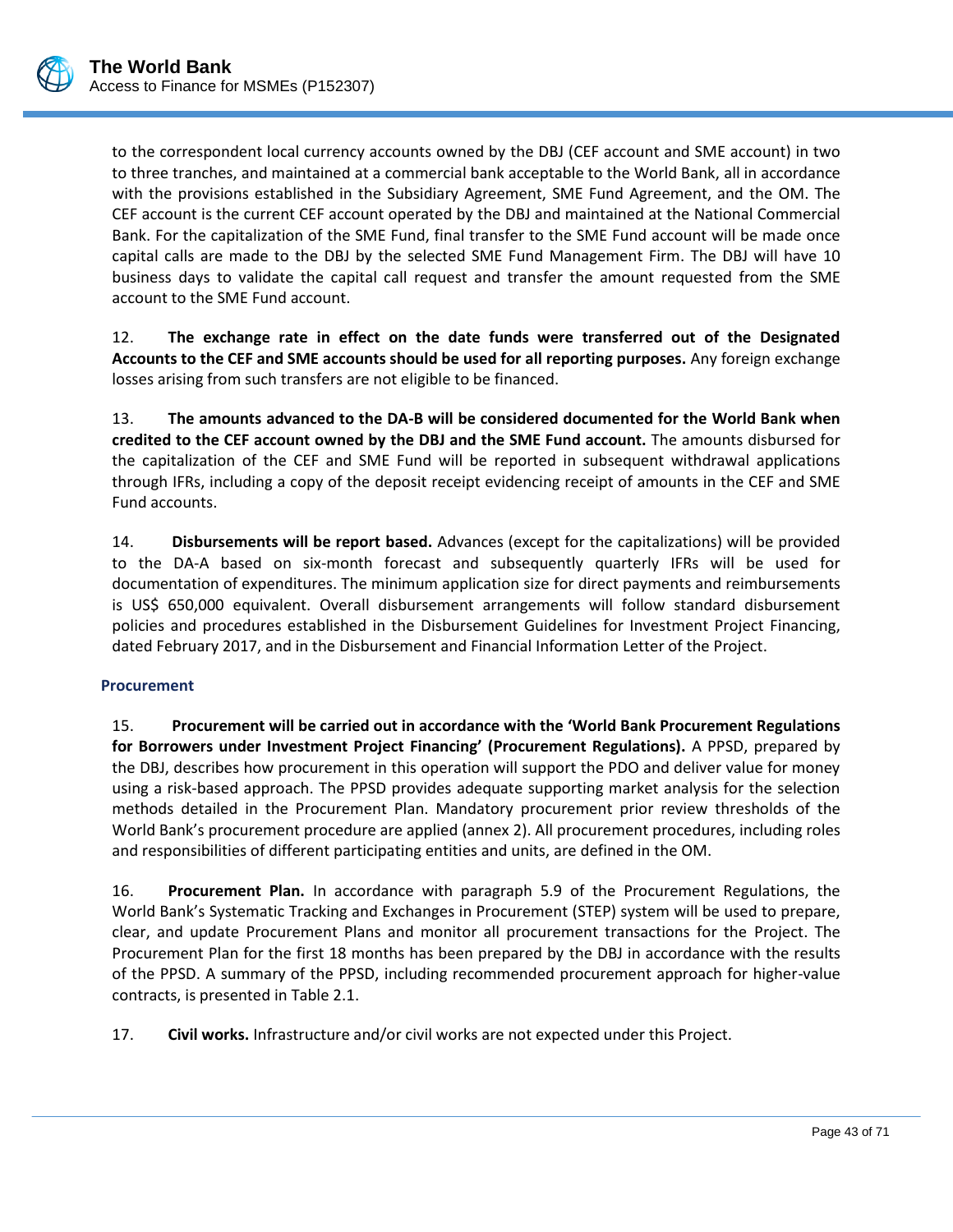to the correspondent local currency accounts owned by the DBJ (CEF account and SME account) in two to three tranches, and maintained at a commercial bank acceptable to the World Bank, all in accordance with the provisions established in the Subsidiary Agreement, SME Fund Agreement, and the OM. The CEF account is the current CEF account operated by the DBJ and maintained at the National Commercial Bank. For the capitalization of the SME Fund, final transfer to the SME Fund account will be made once capital calls are made to the DBJ by the selected SME Fund Management Firm. The DBJ will have 10 business days to validate the capital call request and transfer the amount requested from the SME account to the SME Fund account.

12. **The exchange rate in effect on the date funds were transferred out of the Designated Accounts to the CEF and SME accounts should be used for all reporting purposes.** Any foreign exchange losses arising from such transfers are not eligible to be financed.

13. **The amounts advanced to the DA-B will be considered documented for the World Bank when credited to the CEF account owned by the DBJ and the SME Fund account.** The amounts disbursed for the capitalization of the CEF and SME Fund will be reported in subsequent withdrawal applications through IFRs, including a copy of the deposit receipt evidencing receipt of amounts in the CEF and SME Fund accounts.

14. **Disbursements will be report based.** Advances (except for the capitalizations) will be provided to the DA-A based on six-month forecast and subsequently quarterly IFRs will be used for documentation of expenditures. The minimum application size for direct payments and reimbursements is US$ 650,000 equivalent. Overall disbursement arrangements will follow standard disbursement policies and procedures established in the Disbursement Guidelines for Investment Project Financing, dated February 2017, and in the Disbursement and Financial Information Letter of the Project.

### Procurement

15. **Procurement will be carried out in accordance with the 'World Bank Procurement Regulations for Borrowers under Investment Project Financing' (Procurement Regulations).** A PPSD, prepared by the DBJ, describes how procurement in this operation will support the PDO and deliver value for money using a risk-based approach. The PPSD provides adequate supporting market analysis for the selection methods detailed in the Procurement Plan. Mandatory procurement prior review thresholds of the World Bank's procurement procedure are applied (annex 2). All procurement procedures, including roles and responsibilities of different participating entities and units, are defined in the OM.

16. **Procurement Plan.** In accordance with paragraph 5.9 of the Procurement Regulations, the World Bank's Systematic Tracking and Exchanges in Procurement (STEP) system will be used to prepare, clear, and update Procurement Plans and monitor all procurement transactions for the Project. The Procurement Plan for the first 18 months has been prepared by the DBJ in accordance with the results of the PPSD. A summary of the PPSD, including recommended procurement approach for higher-value contracts, is presented in Table 2.1.

17. **Civil works.** Infrastructure and/or civil works are not expected under this Project.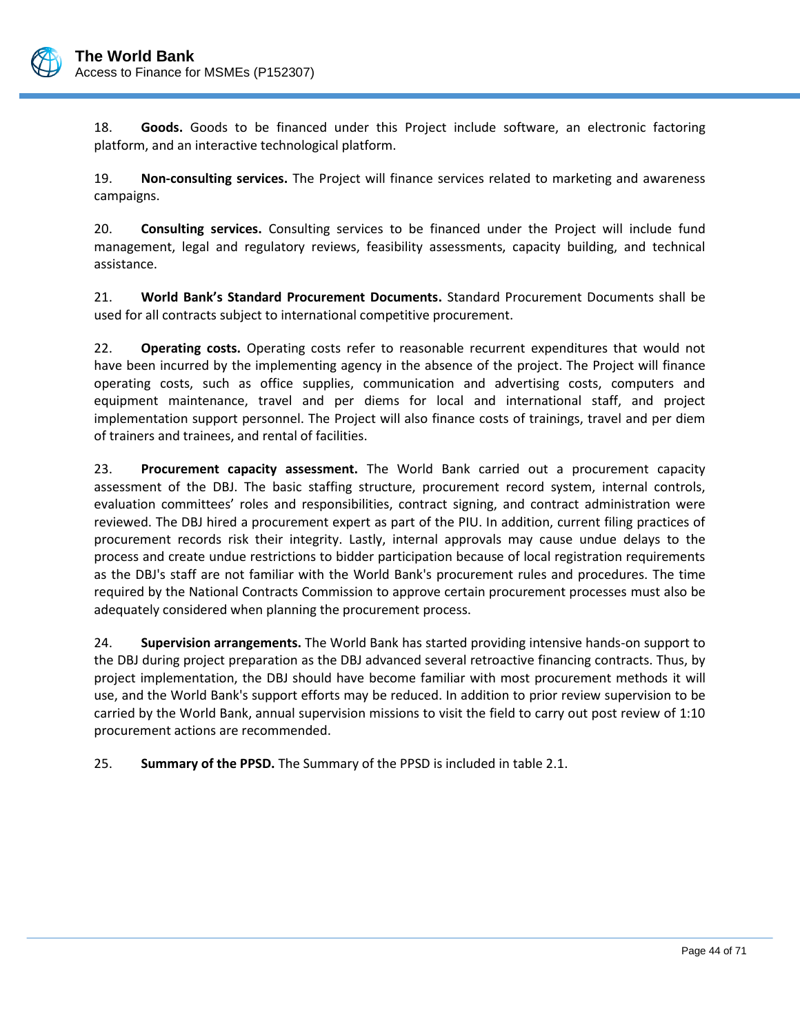18. **Goods.** Goods to be financed under this Project include software, an electronic factoring platform, and an interactive technological platform.

19. **Non-consulting services.** The Project will finance services related to marketing and awareness campaigns.

20. **Consulting services.** Consulting services to be financed under the Project will include fund management, legal and regulatory reviews, feasibility assessments, capacity building, and technical assistance.

21. **World Bank's Standard Procurement Documents.** Standard Procurement Documents shall be used for all contracts subject to international competitive procurement.

22. **Operating costs.** Operating costs refer to reasonable recurrent expenditures that would not have been incurred by the implementing agency in the absence of the project. The Project will finance operating costs, such as office supplies, communication and advertising costs, computers and equipment maintenance, travel and per diems for local and international staff, and project implementation support personnel. The Project will also finance costs of trainings, travel and per diem of trainers and trainees, and rental of facilities.

23. **Procurement capacity assessment.** The World Bank carried out a procurement capacity assessment of the DBJ. The basic staffing structure, procurement record system, internal controls, evaluation committees' roles and responsibilities, contract signing, and contract administration were reviewed. The DBJ hired a procurement expert as part of the PIU. In addition, current filing practices of procurement records risk their integrity. Lastly, internal approvals may cause undue delays to the process and create undue restrictions to bidder participation because of local registration requirements as the DBJ's staff are not familiar with the World Bank's procurement rules and procedures. The time required by the National Contracts Commission to approve certain procurement processes must also be adequately considered when planning the procurement process.

24. **Supervision arrangements.** The World Bank has started providing intensive hands-on support to the DBJ during project preparation as the DBJ advanced several retroactive financing contracts. Thus, by project implementation, the DBJ should have become familiar with most procurement methods it will use, and the World Bank's support efforts may be reduced. In addition to prior review supervision to be carried by the World Bank, annual supervision missions to visit the field to carry out post review of 1:10 procurement actions are recommended.

25. **Summary of the PPSD.** The Summary of the PPSD is included in table 2.1.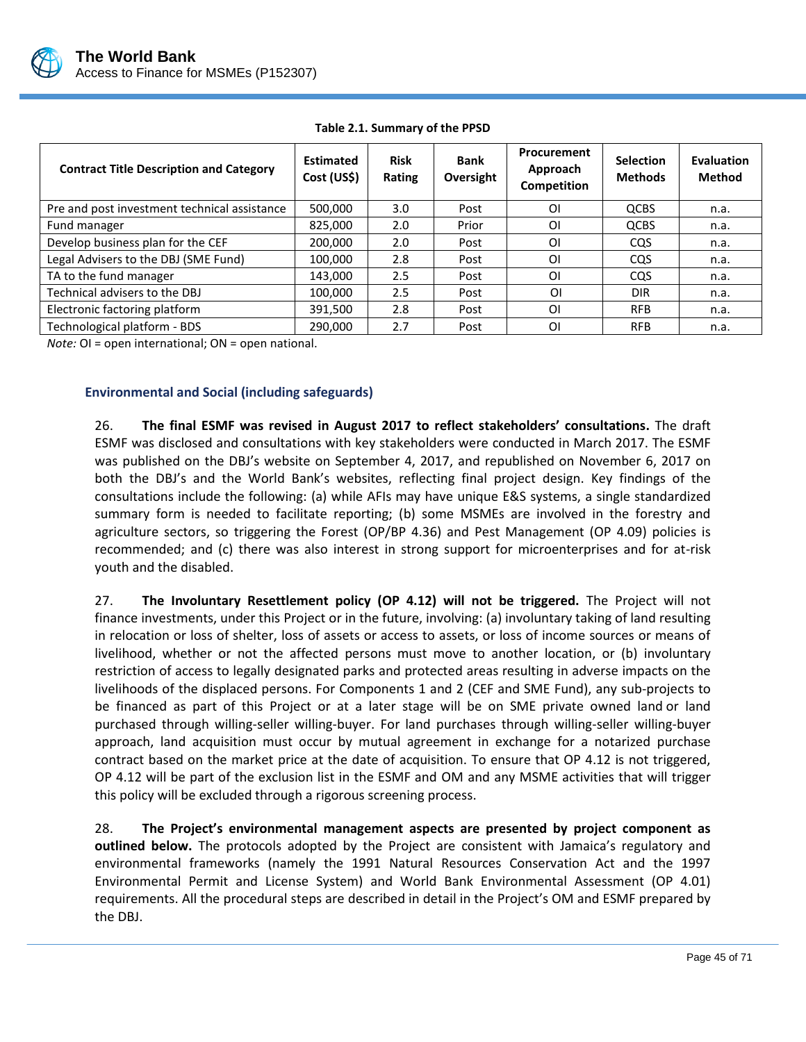**Table 2.1. Summary of the PPSD**

| Contract Title Description and Category | Estimated Cost (US$) | Risk Rating | Bank Oversight | Procurement Approach Competition | Selection Methods | Evaluation Method |
|---|---|---|---|---|---|---|
| Pre and post investment technical assistance | 500,000 | 3.0 | Post | OI | QCBS | n.a. |
| Fund manager | 825,000 | 2.0 | Prior | OI | QCBS | n.a. |
| Develop business plan for the CEF | 200,000 | 2.0 | Post | OI | CQS | n.a. |
| Legal Advisers to the DBJ (SME Fund) | 100,000 | 2.8 | Post | OI | CQS | n.a. |
| TA to the fund manager | 143,000 | 2.5 | Post | OI | CQS | n.a. |
| Technical advisers to the DBJ | 100,000 | 2.5 | Post | OI | DIR | n.a. |
| Electronic factoring platform | 391,500 | 2.8 | Post | OI | RFB | n.a. |
| Technological platform - BDS | 290,000 | 2.7 | Post | OI | RFB | n.a. |

*Note:* OI = open international; ON = open national.

### Environmental and Social (including safeguards)

26. **The final ESMF was revised in August 2017 to reflect stakeholders' consultations.** The draft ESMF was disclosed and consultations with key stakeholders were conducted in March 2017. The ESMF was published on the DBJ's website on September 4, 2017, and republished on November 6, 2017 on both the DBJ's and the World Bank's websites, reflecting final project design. Key findings of the consultations include the following: (a) while AFIs may have unique E&S systems, a single standardized summary form is needed to facilitate reporting; (b) some MSMEs are involved in the forestry and agriculture sectors, so triggering the Forest (OP/BP 4.36) and Pest Management (OP 4.09) policies is recommended; and (c) there was also interest in strong support for microenterprises and for at-risk youth and the disabled.

27. **The Involuntary Resettlement policy (OP 4.12) will not be triggered.** The Project will not finance investments, under this Project or in the future, involving: (a) involuntary taking of land resulting in relocation or loss of shelter, loss of assets or access to assets, or loss of income sources or means of livelihood, whether or not the affected persons must move to another location, or (b) involuntary restriction of access to legally designated parks and protected areas resulting in adverse impacts on the livelihoods of the displaced persons. For Components 1 and 2 (CEF and SME Fund), any sub-projects to be financed as part of this Project or at a later stage will be on SME private owned land or land purchased through willing-seller willing-buyer. For land purchases through willing-seller willing-buyer approach, land acquisition must occur by mutual agreement in exchange for a notarized purchase contract based on the market price at the date of acquisition. To ensure that OP 4.12 is not triggered, OP 4.12 will be part of the exclusion list in the ESMF and OM and any MSME activities that will trigger this policy will be excluded through a rigorous screening process.

28. **The Project's environmental management aspects are presented by project component as outlined below.** The protocols adopted by the Project are consistent with Jamaica's regulatory and environmental frameworks (namely the 1991 Natural Resources Conservation Act and the 1997 Environmental Permit and License System) and World Bank Environmental Assessment (OP 4.01) requirements. All the procedural steps are described in detail in the Project's OM and ESMF prepared by the DBJ.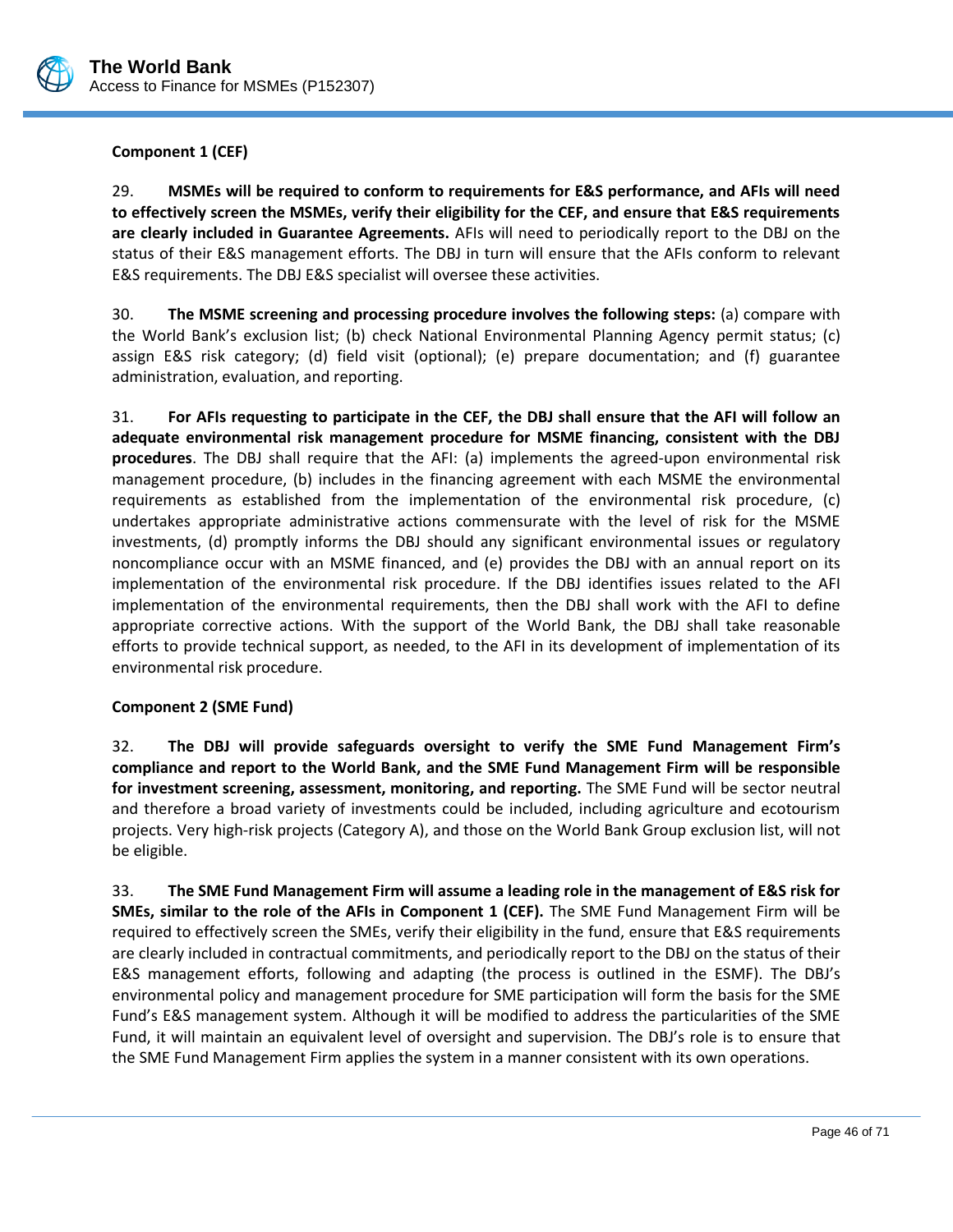**Component 1 (CEF)**

29. **MSMEs will be required to conform to requirements for E&S performance, and AFIs will need to effectively screen the MSMEs, verify their eligibility for the CEF, and ensure that E&S requirements are clearly included in Guarantee Agreements.** AFIs will need to periodically report to the DBJ on the status of their E&S management efforts. The DBJ in turn will ensure that the AFIs conform to relevant E&S requirements. The DBJ E&S specialist will oversee these activities.

30. **The MSME screening and processing procedure involves the following steps:** (a) compare with the World Bank's exclusion list; (b) check National Environmental Planning Agency permit status; (c) assign E&S risk category; (d) field visit (optional); (e) prepare documentation; and (f) guarantee administration, evaluation, and reporting.

31. **For AFIs requesting to participate in the CEF, the DBJ shall ensure that the AFI will follow an adequate environmental risk management procedure for MSME financing, consistent with the DBJ procedures**. The DBJ shall require that the AFI: (a) implements the agreed-upon environmental risk management procedure, (b) includes in the financing agreement with each MSME the environmental requirements as established from the implementation of the environmental risk procedure, (c) undertakes appropriate administrative actions commensurate with the level of risk for the MSME investments, (d) promptly informs the DBJ should any significant environmental issues or regulatory noncompliance occur with an MSME financed, and (e) provides the DBJ with an annual report on its implementation of the environmental risk procedure. If the DBJ identifies issues related to the AFI implementation of the environmental requirements, then the DBJ shall work with the AFI to define appropriate corrective actions. With the support of the World Bank, the DBJ shall take reasonable efforts to provide technical support, as needed, to the AFI in its development of implementation of its environmental risk procedure.

**Component 2 (SME Fund)**

32. **The DBJ will provide safeguards oversight to verify the SME Fund Management Firm's compliance and report to the World Bank, and the SME Fund Management Firm will be responsible for investment screening, assessment, monitoring, and reporting.** The SME Fund will be sector neutral and therefore a broad variety of investments could be included, including agriculture and ecotourism projects. Very high-risk projects (Category A), and those on the World Bank Group exclusion list, will not be eligible.

33. **The SME Fund Management Firm will assume a leading role in the management of E&S risk for SMEs, similar to the role of the AFIs in Component 1 (CEF).** The SME Fund Management Firm will be required to effectively screen the SMEs, verify their eligibility in the fund, ensure that E&S requirements are clearly included in contractual commitments, and periodically report to the DBJ on the status of their E&S management efforts, following and adapting (the process is outlined in the ESMF). The DBJ's environmental policy and management procedure for SME participation will form the basis for the SME Fund's E&S management system. Although it will be modified to address the particularities of the SME Fund, it will maintain an equivalent level of oversight and supervision. The DBJ's role is to ensure that the SME Fund Management Firm applies the system in a manner consistent with its own operations.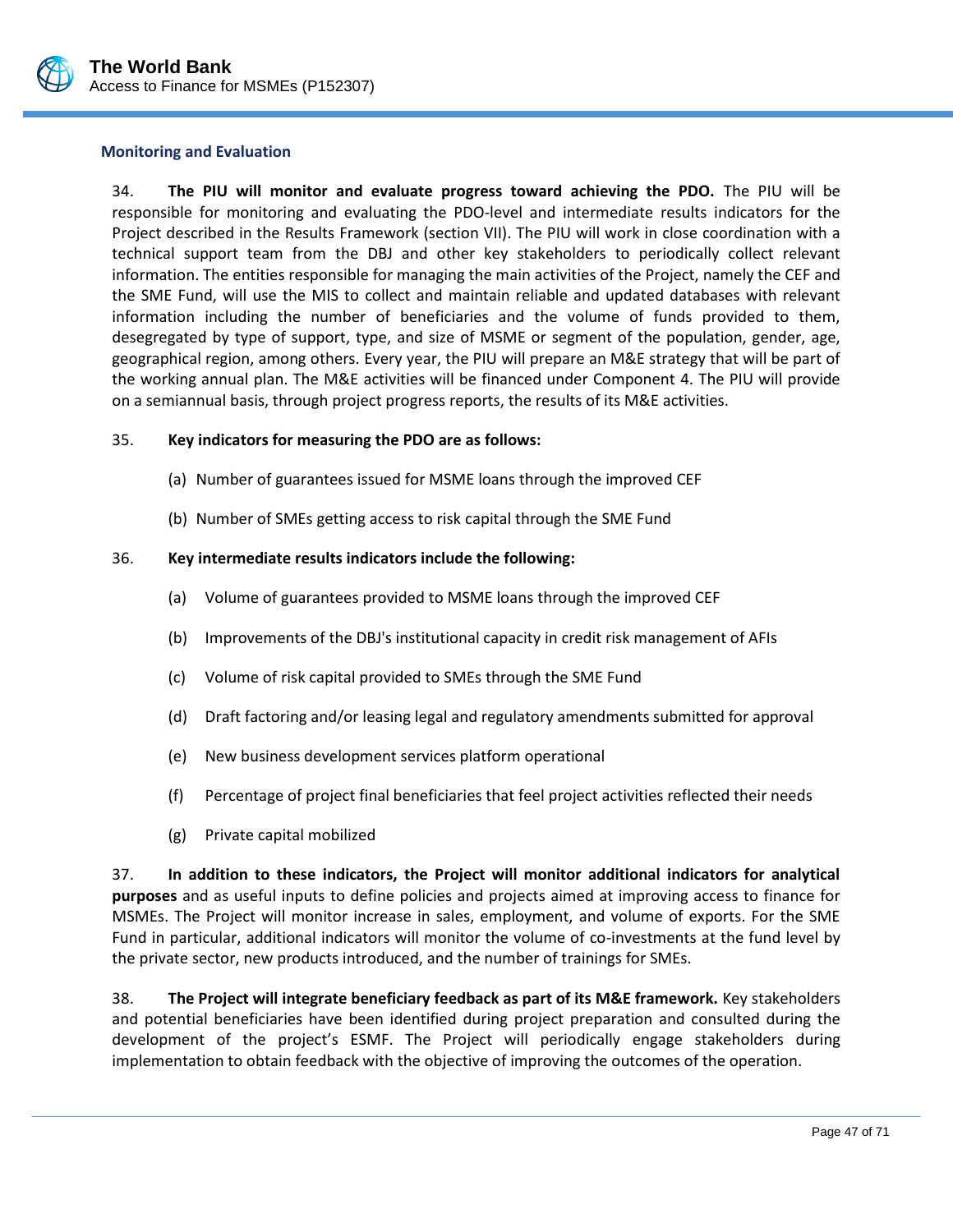### Monitoring and Evaluation

34. **The PIU will monitor and evaluate progress toward achieving the PDO.** The PIU will be responsible for monitoring and evaluating the PDO-level and intermediate results indicators for the Project described in the Results Framework (section VII). The PIU will work in close coordination with a technical support team from the DBJ and other key stakeholders to periodically collect relevant information. The entities responsible for managing the main activities of the Project, namely the CEF and the SME Fund, will use the MIS to collect and maintain reliable and updated databases with relevant information including the number of beneficiaries and the volume of funds provided to them, desegregated by type of support, type, and size of MSME or segment of the population, gender, age, geographical region, among others. Every year, the PIU will prepare an M&E strategy that will be part of the working annual plan. The M&E activities will be financed under Component 4. The PIU will provide on a semiannual basis, through project progress reports, the results of its M&E activities.

35. **Key indicators for measuring the PDO are as follows:**

(a) Number of guarantees issued for MSME loans through the improved CEF

(b) Number of SMEs getting access to risk capital through the SME Fund

36. **Key intermediate results indicators include the following:**

(a) Volume of guarantees provided to MSME loans through the improved CEF

(b) Improvements of the DBJ's institutional capacity in credit risk management of AFIs

(c) Volume of risk capital provided to SMEs through the SME Fund

(d) Draft factoring and/or leasing legal and regulatory amendments submitted for approval

(e) New business development services platform operational

(f) Percentage of project final beneficiaries that feel project activities reflected their needs

(g) Private capital mobilized

37. **In addition to these indicators, the Project will monitor additional indicators for analytical purposes** and as useful inputs to define policies and projects aimed at improving access to finance for MSMEs. The Project will monitor increase in sales, employment, and volume of exports. For the SME Fund in particular, additional indicators will monitor the volume of co-investments at the fund level by the private sector, new products introduced, and the number of trainings for SMEs.

38. **The Project will integrate beneficiary feedback as part of its M&E framework.** Key stakeholders and potential beneficiaries have been identified during project preparation and consulted during the development of the project's ESMF. The Project will periodically engage stakeholders during implementation to obtain feedback with the objective of improving the outcomes of the operation.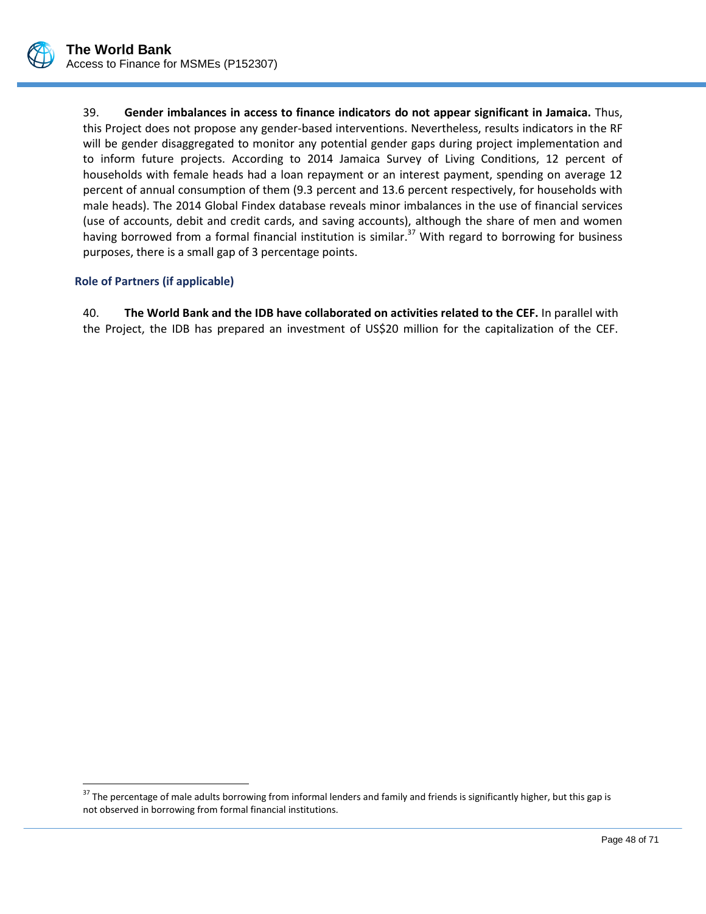39. **Gender imbalances in access to finance indicators do not appear significant in Jamaica.** Thus, this Project does not propose any gender-based interventions. Nevertheless, results indicators in the RF will be gender disaggregated to monitor any potential gender gaps during project implementation and to inform future projects. According to 2014 Jamaica Survey of Living Conditions, 12 percent of households with female heads had a loan repayment or an interest payment, spending on average 12 percent of annual consumption of them (9.3 percent and 13.6 percent respectively, for households with male heads). The 2014 Global Findex database reveals minor imbalances in the use of financial services (use of accounts, debit and credit cards, and saving accounts), although the share of men and women having borrowed from a formal financial institution is similar.[37] With regard to borrowing for business purposes, there is a small gap of 3 percentage points.

### Role of Partners (if applicable)

40. **The World Bank and the IDB have collaborated on activities related to the CEF.** In parallel with the Project, the IDB has prepared an investment of US$20 million for the capitalization of the CEF.

[37] The percentage of male adults borrowing from informal lenders and family and friends is significantly higher, but this gap is not observed in borrowing from formal financial institutions.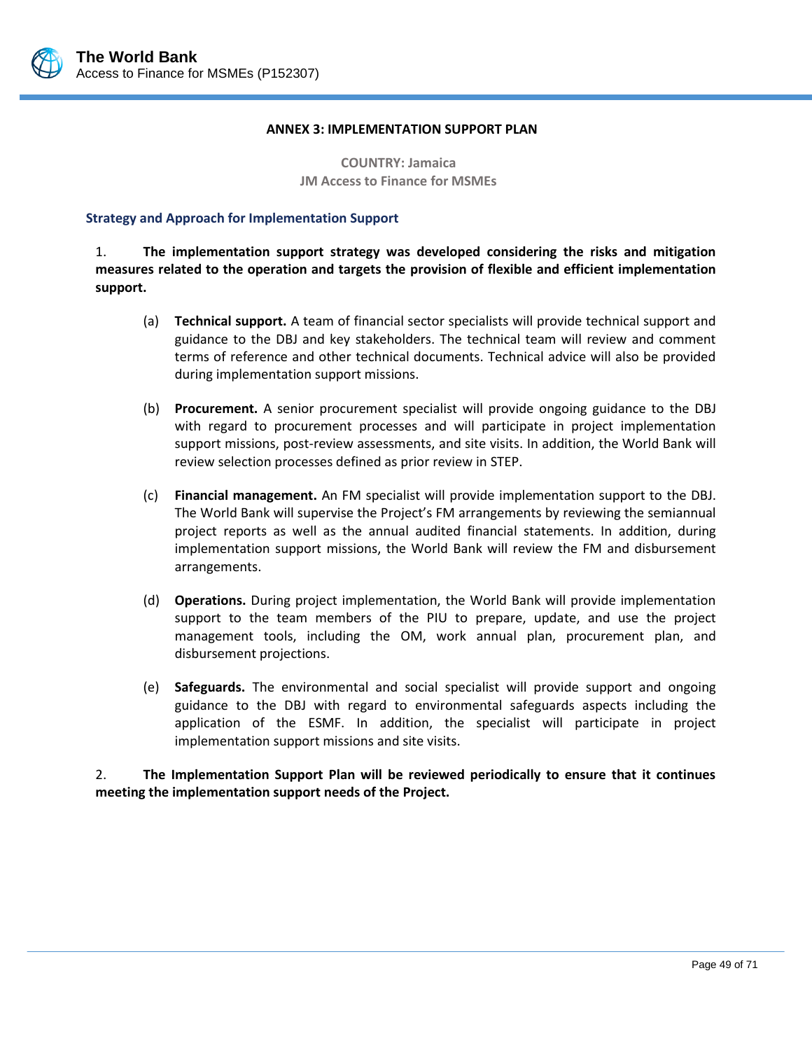## ANNEX 3: IMPLEMENTATION SUPPORT PLAN

**COUNTRY: Jamaica**
**JM Access to Finance for MSMEs**

### Strategy and Approach for Implementation Support

1. **The implementation support strategy was developed considering the risks and mitigation measures related to the operation and targets the provision of flexible and efficient implementation support.**

   (a) **Technical support.** A team of financial sector specialists will provide technical support and guidance to the DBJ and key stakeholders. The technical team will review and comment terms of reference and other technical documents. Technical advice will also be provided during implementation support missions.

   (b) **Procurement.** A senior procurement specialist will provide ongoing guidance to the DBJ with regard to procurement processes and will participate in project implementation support missions, post-review assessments, and site visits. In addition, the World Bank will review selection processes defined as prior review in STEP.

   (c) **Financial management.** An FM specialist will provide implementation support to the DBJ. The World Bank will supervise the Project's FM arrangements by reviewing the semiannual project reports as well as the annual audited financial statements. In addition, during implementation support missions, the World Bank will review the FM and disbursement arrangements.

   (d) **Operations.** During project implementation, the World Bank will provide implementation support to the team members of the PIU to prepare, update, and use the project management tools, including the OM, work annual plan, procurement plan, and disbursement projections.

   (e) **Safeguards.** The environmental and social specialist will provide support and ongoing guidance to the DBJ with regard to environmental safeguards aspects including the application of the ESMF. In addition, the specialist will participate in project implementation support missions and site visits.

2. **The Implementation Support Plan will be reviewed periodically to ensure that it continues meeting the implementation support needs of the Project.**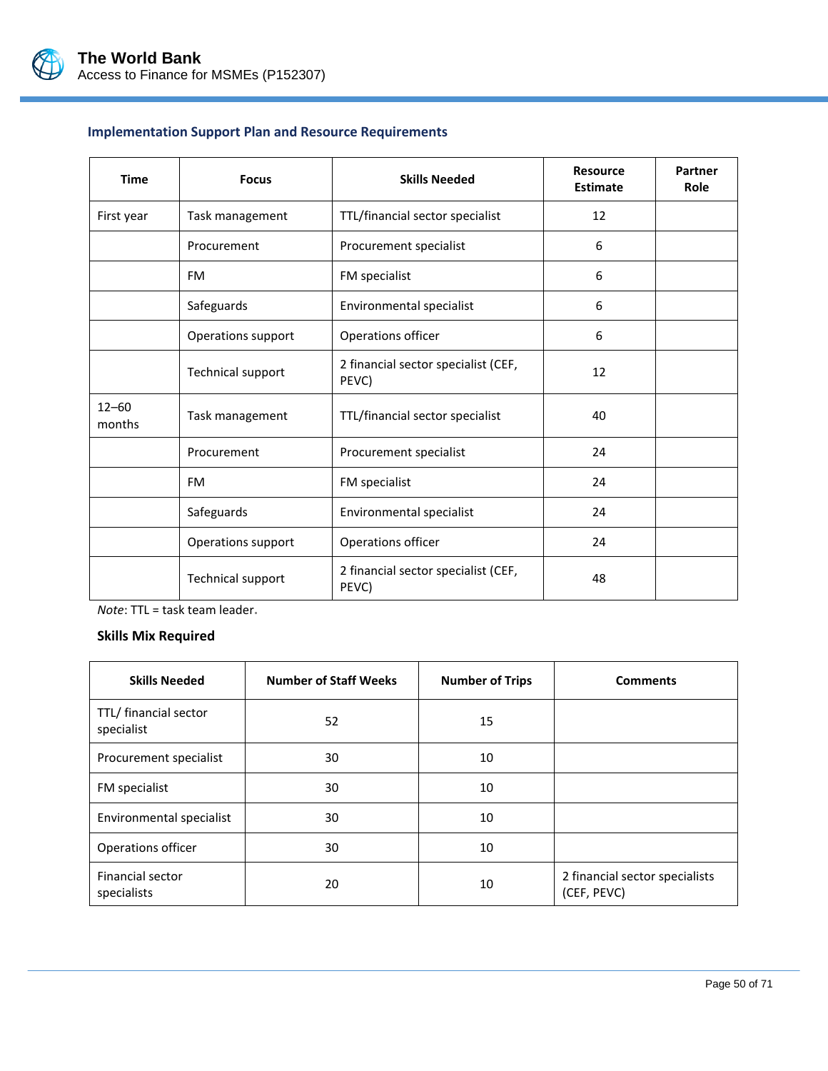### Implementation Support Plan and Resource Requirements

| Time | Focus | Skills Needed | Resource Estimate | Partner Role |
|---|---|---|---|---|
| First year | Task management | TTL/financial sector specialist | 12 | |
| | Procurement | Procurement specialist | 6 | |
| | FM | FM specialist | 6 | |
| | Safeguards | Environmental specialist | 6 | |
| | Operations support | Operations officer | 6 | |
| | Technical support | 2 financial sector specialist (CEF, PEVC) | 12 | |
| 12–60 months | Task management | TTL/financial sector specialist | 40 | |
| | Procurement | Procurement specialist | 24 | |
| | FM | FM specialist | 24 | |
| | Safeguards | Environmental specialist | 24 | |
| | Operations support | Operations officer | 24 | |
| | Technical support | 2 financial sector specialist (CEF, PEVC) | 48 | |

*Note*: TTL = task team leader.

**Skills Mix Required**

| Skills Needed | Number of Staff Weeks | Number of Trips | Comments |
|---|---|---|---|
| TTL/ financial sector specialist | 52 | 15 | |
| Procurement specialist | 30 | 10 | |
| FM specialist | 30 | 10 | |
| Environmental specialist | 30 | 10 | |
| Operations officer | 30 | 10 | |
| Financial sector specialists | 20 | 10 | 2 financial sector specialists (CEF, PEVC) |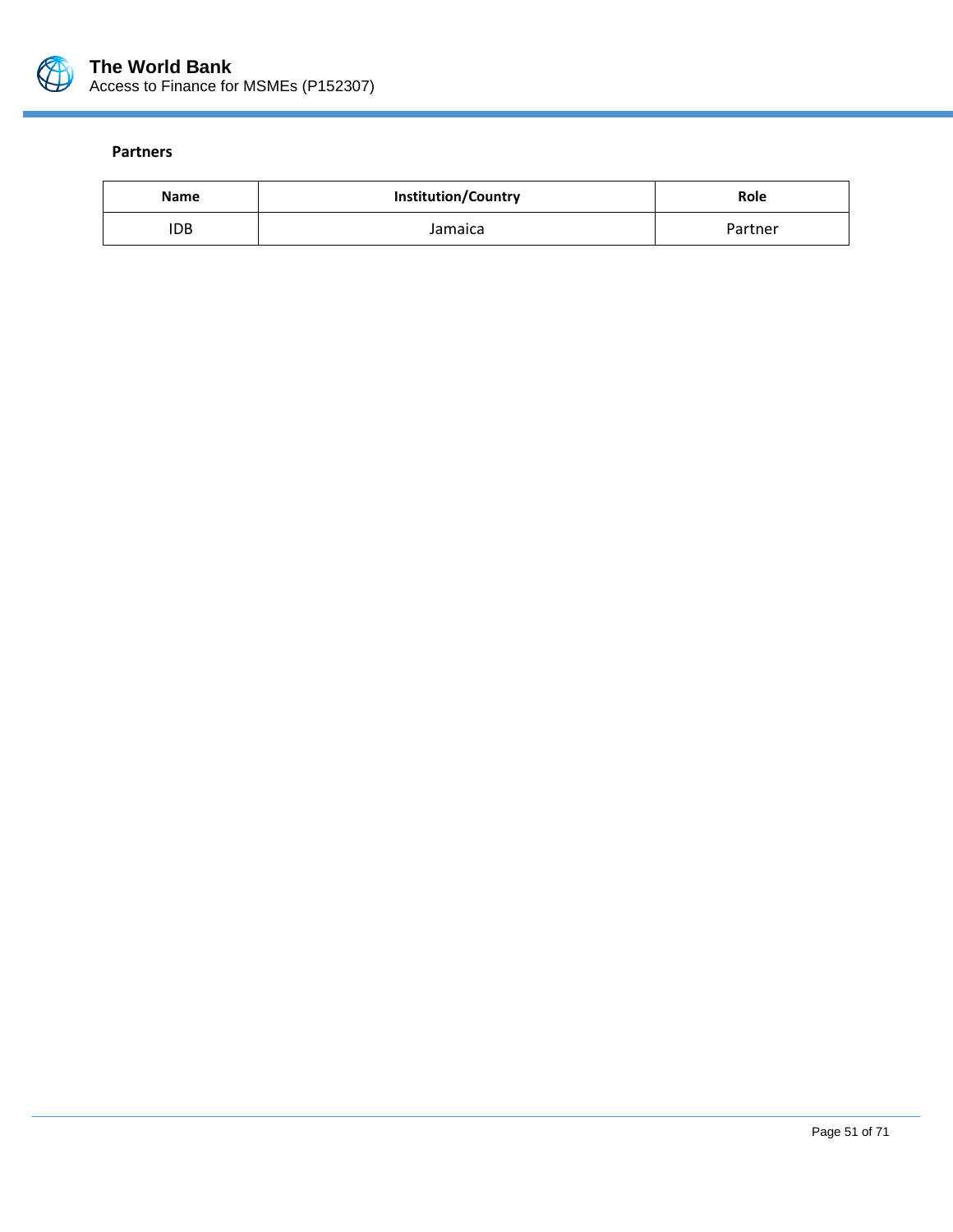**Partners**

| Name | Institution/Country | Role |
| --- | --- | --- |
| IDB | Jamaica | Partner |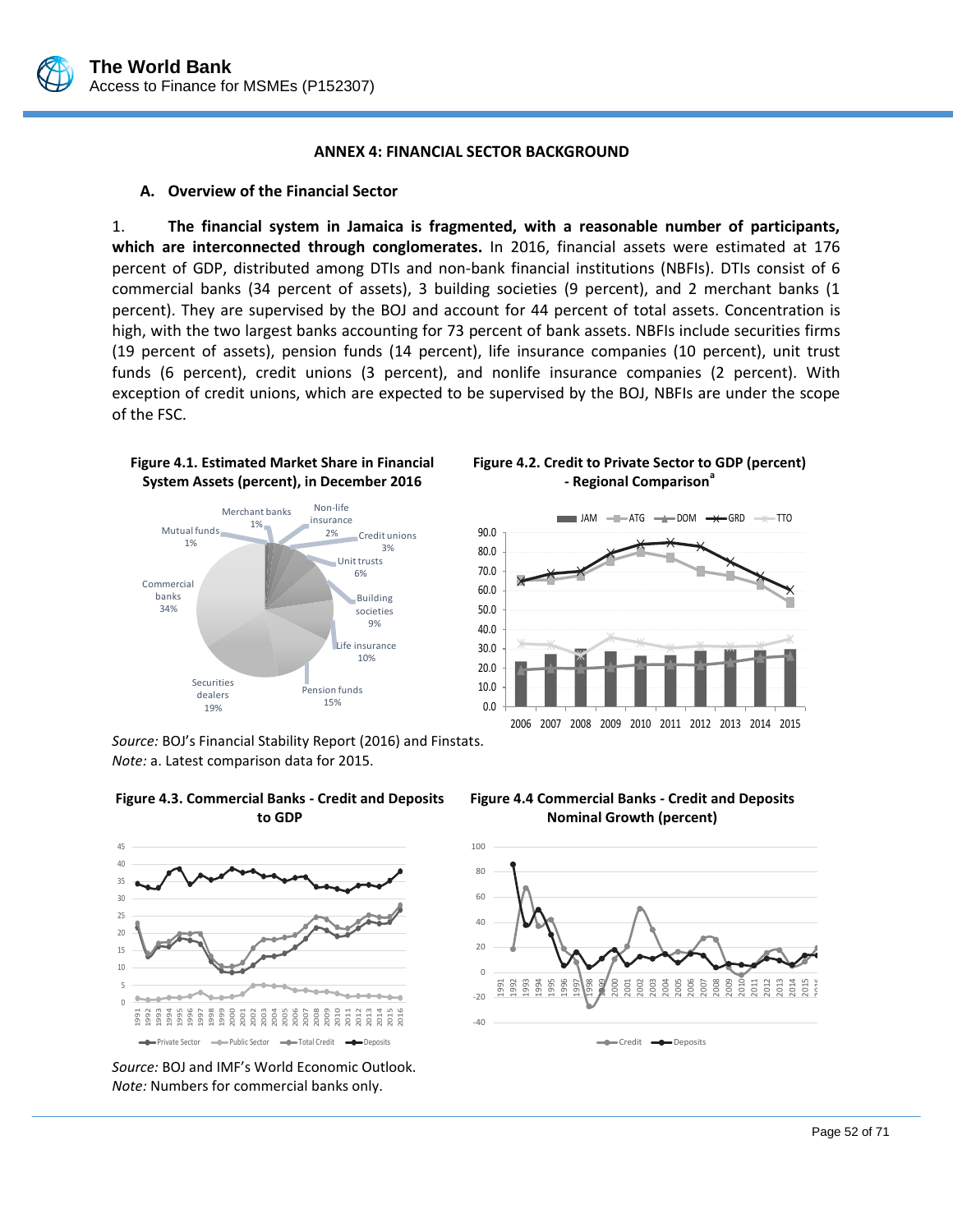# ANNEX 4: FINANCIAL SECTOR BACKGROUND

## A. Overview of the Financial Sector

1. **The financial system in Jamaica is fragmented, with a reasonable number of participants, which are interconnected through conglomerates.** In 2016, financial assets were estimated at 176 percent of GDP, distributed among DTIs and non-bank financial institutions (NBFIs). DTIs consist of 6 commercial banks (34 percent of assets), 3 building societies (9 percent), and 2 merchant banks (1 percent). They are supervised by the BOJ and account for 44 percent of total assets. Concentration is high, with the two largest banks accounting for 73 percent of bank assets. NBFIs include securities firms (19 percent of assets), pension funds (14 percent), life insurance companies (10 percent), unit trust funds (6 percent), credit unions (3 percent), and nonlife insurance companies (2 percent). With exception of credit unions, which are expected to be supervised by the BOJ, NBFIs are under the scope of the FSC.

**Figure 4.1. Estimated Market Share in Financial System Assets (percent), in December 2016**

**Figure 4.2. Credit to Private Sector to GDP (percent) - Regional Comparison[a]**

*Source:* BOJ's Financial Stability Report (2016) and Finstats.
*Note:* a. Latest comparison data for 2015.

**Figure 4.3. Commercial Banks - Credit and Deposits to GDP**

**Figure 4.4 Commercial Banks - Credit and Deposits Nominal Growth (percent)**

*Source:* BOJ and IMF's World Economic Outlook.
*Note:* Numbers for commercial banks only.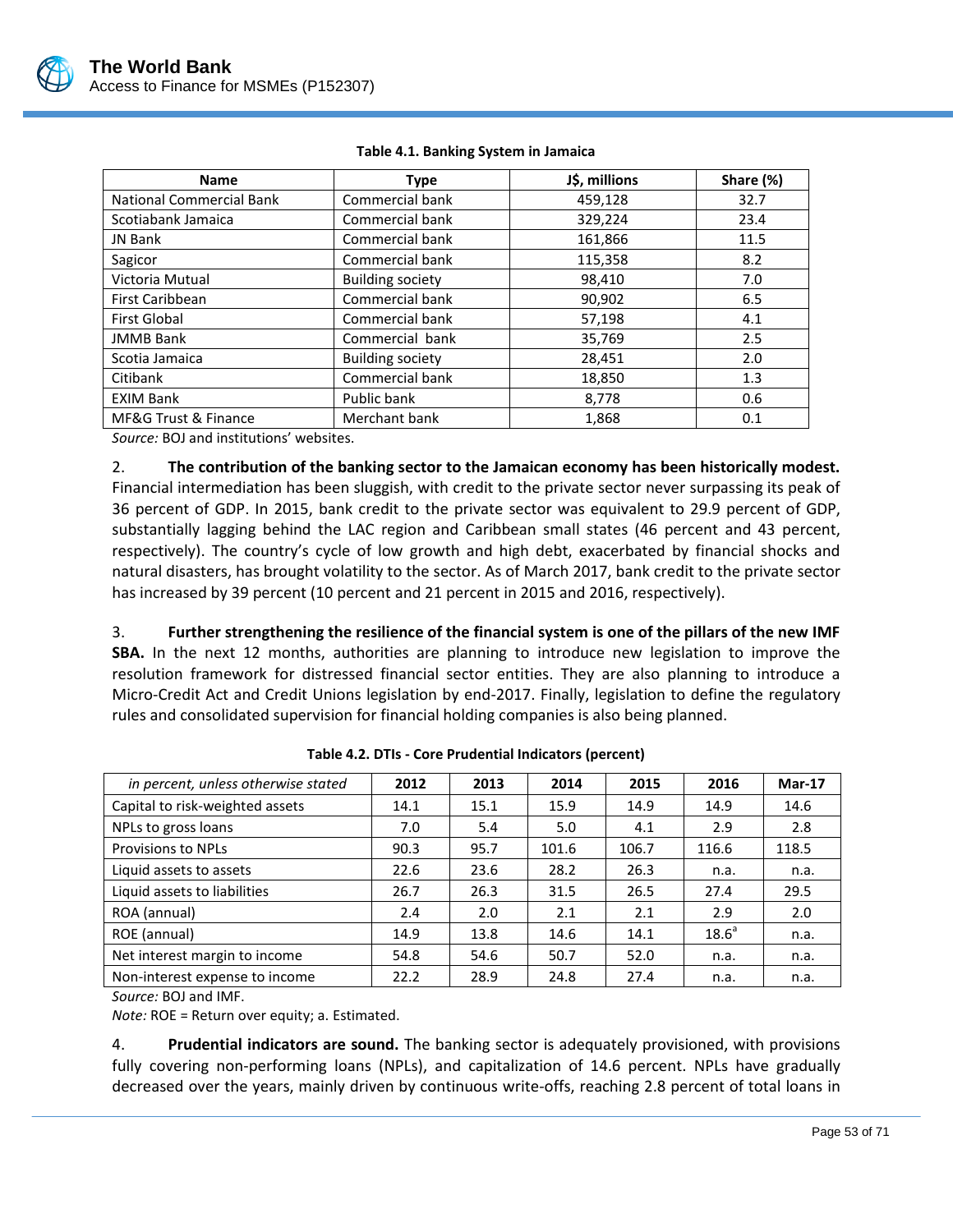**Table 4.1. Banking System in Jamaica**

| Name | Type | J$, millions | Share (%) |
|---|---|---|---|
| National Commercial Bank | Commercial bank | 459,128 | 32.7 |
| Scotiabank Jamaica | Commercial bank | 329,224 | 23.4 |
| JN Bank | Commercial bank | 161,866 | 11.5 |
| Sagicor | Commercial bank | 115,358 | 8.2 |
| Victoria Mutual | Building society | 98,410 | 7.0 |
| First Caribbean | Commercial bank | 90,902 | 6.5 |
| First Global | Commercial bank | 57,198 | 4.1 |
| JMMB Bank | Commercial bank | 35,769 | 2.5 |
| Scotia Jamaica | Building society | 28,451 | 2.0 |
| Citibank | Commercial bank | 18,850 | 1.3 |
| EXIM Bank | Public bank | 8,778 | 0.6 |
| MF&G Trust & Finance | Merchant bank | 1,868 | 0.1 |

*Source:* BOJ and institutions' websites.

2. **The contribution of the banking sector to the Jamaican economy has been historically modest.** Financial intermediation has been sluggish, with credit to the private sector never surpassing its peak of 36 percent of GDP. In 2015, bank credit to the private sector was equivalent to 29.9 percent of GDP, substantially lagging behind the LAC region and Caribbean small states (46 percent and 43 percent, respectively). The country's cycle of low growth and high debt, exacerbated by financial shocks and natural disasters, has brought volatility to the sector. As of March 2017, bank credit to the private sector has increased by 39 percent (10 percent and 21 percent in 2015 and 2016, respectively).

3. **Further strengthening the resilience of the financial system is one of the pillars of the new IMF SBA.** In the next 12 months, authorities are planning to introduce new legislation to improve the resolution framework for distressed financial sector entities. They are also planning to introduce a Micro-Credit Act and Credit Unions legislation by end-2017. Finally, legislation to define the regulatory rules and consolidated supervision for financial holding companies is also being planned.

**Table 4.2. DTIs - Core Prudential Indicators (percent)**

| *in percent, unless otherwise stated* | 2012 | 2013 | 2014 | 2015 | 2016 | Mar-17 |
|---|---|---|---|---|---|---|
| Capital to risk-weighted assets | 14.1 | 15.1 | 15.9 | 14.9 | 14.9 | 14.6 |
| NPLs to gross loans | 7.0 | 5.4 | 5.0 | 4.1 | 2.9 | 2.8 |
| Provisions to NPLs | 90.3 | 95.7 | 101.6 | 106.7 | 116.6 | 118.5 |
| Liquid assets to assets | 22.6 | 23.6 | 28.2 | 26.3 | n.a. | n.a. |
| Liquid assets to liabilities | 26.7 | 26.3 | 31.5 | 26.5 | 27.4 | 29.5 |
| ROA (annual) | 2.4 | 2.0 | 2.1 | 2.1 | 2.9 | 2.0 |
| ROE (annual) | 14.9 | 13.8 | 14.6 | 14.1 | 18.6[a] | n.a. |
| Net interest margin to income | 54.8 | 54.6 | 50.7 | 52.0 | n.a. | n.a. |
| Non-interest expense to income | 22.2 | 28.9 | 24.8 | 27.4 | n.a. | n.a. |

*Source:* BOJ and IMF.

*Note:* ROE = Return over equity; a. Estimated.

4. **Prudential indicators are sound.** The banking sector is adequately provisioned, with provisions fully covering non-performing loans (NPLs), and capitalization of 14.6 percent. NPLs have gradually decreased over the years, mainly driven by continuous write-offs, reaching 2.8 percent of total loans in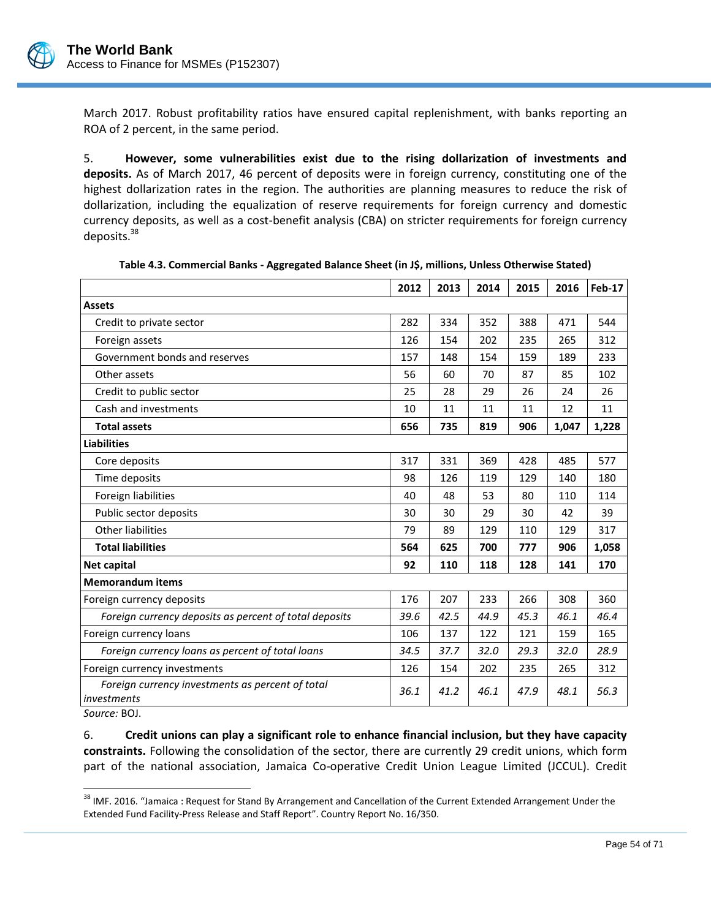March 2017. Robust profitability ratios have ensured capital replenishment, with banks reporting an ROA of 2 percent, in the same period.

5. **However, some vulnerabilities exist due to the rising dollarization of investments and deposits.** As of March 2017, 46 percent of deposits were in foreign currency, constituting one of the highest dollarization rates in the region. The authorities are planning measures to reduce the risk of dollarization, including the equalization of reserve requirements for foreign currency and domestic currency deposits, as well as a cost-benefit analysis (CBA) on stricter requirements for foreign currency deposits.[38]

**Table 4.3. Commercial Banks - Aggregated Balance Sheet (in J$, millions, Unless Otherwise Stated)**

| | 2012 | 2013 | 2014 | 2015 | 2016 | Feb-17 |
|---|---|---|---|---|---|---|
| **Assets** | | | | | | |
| Credit to private sector | 282 | 334 | 352 | 388 | 471 | 544 |
| Foreign assets | 126 | 154 | 202 | 235 | 265 | 312 |
| Government bonds and reserves | 157 | 148 | 154 | 159 | 189 | 233 |
| Other assets | 56 | 60 | 70 | 87 | 85 | 102 |
| Credit to public sector | 25 | 28 | 29 | 26 | 24 | 26 |
| Cash and investments | 10 | 11 | 11 | 11 | 12 | 11 |
| **Total assets** | **656** | **735** | **819** | **906** | **1,047** | **1,228** |
| **Liabilities** | | | | | | |
| Core deposits | 317 | 331 | 369 | 428 | 485 | 577 |
| Time deposits | 98 | 126 | 119 | 129 | 140 | 180 |
| Foreign liabilities | 40 | 48 | 53 | 80 | 110 | 114 |
| Public sector deposits | 30 | 30 | 29 | 30 | 42 | 39 |
| Other liabilities | 79 | 89 | 129 | 110 | 129 | 317 |
| **Total liabilities** | **564** | **625** | **700** | **777** | **906** | **1,058** |
| **Net capital** | **92** | **110** | **118** | **128** | **141** | **170** |
| **Memorandum items** | | | | | | |
| Foreign currency deposits | 176 | 207 | 233 | 266 | 308 | 360 |
| *Foreign currency deposits as percent of total deposits* | *39.6* | *42.5* | *44.9* | *45.3* | *46.1* | *46.4* |
| Foreign currency loans | 106 | 137 | 122 | 121 | 159 | 165 |
| *Foreign currency loans as percent of total loans* | *34.5* | *37.7* | *32.0* | *29.3* | *32.0* | *28.9* |
| Foreign currency investments | 126 | 154 | 202 | 235 | 265 | 312 |
| *Foreign currency investments as percent of total investments* | *36.1* | *41.2* | *46.1* | *47.9* | *48.1* | *56.3* |

*Source:* BOJ.

6. **Credit unions can play a significant role to enhance financial inclusion, but they have capacity constraints.** Following the consolidation of the sector, there are currently 29 credit unions, which form part of the national association, Jamaica Co-operative Credit Union League Limited (JCCUL). Credit

[38] IMF. 2016. "Jamaica : Request for Stand By Arrangement and Cancellation of the Current Extended Arrangement Under the Extended Fund Facility-Press Release and Staff Report". Country Report No. 16/350.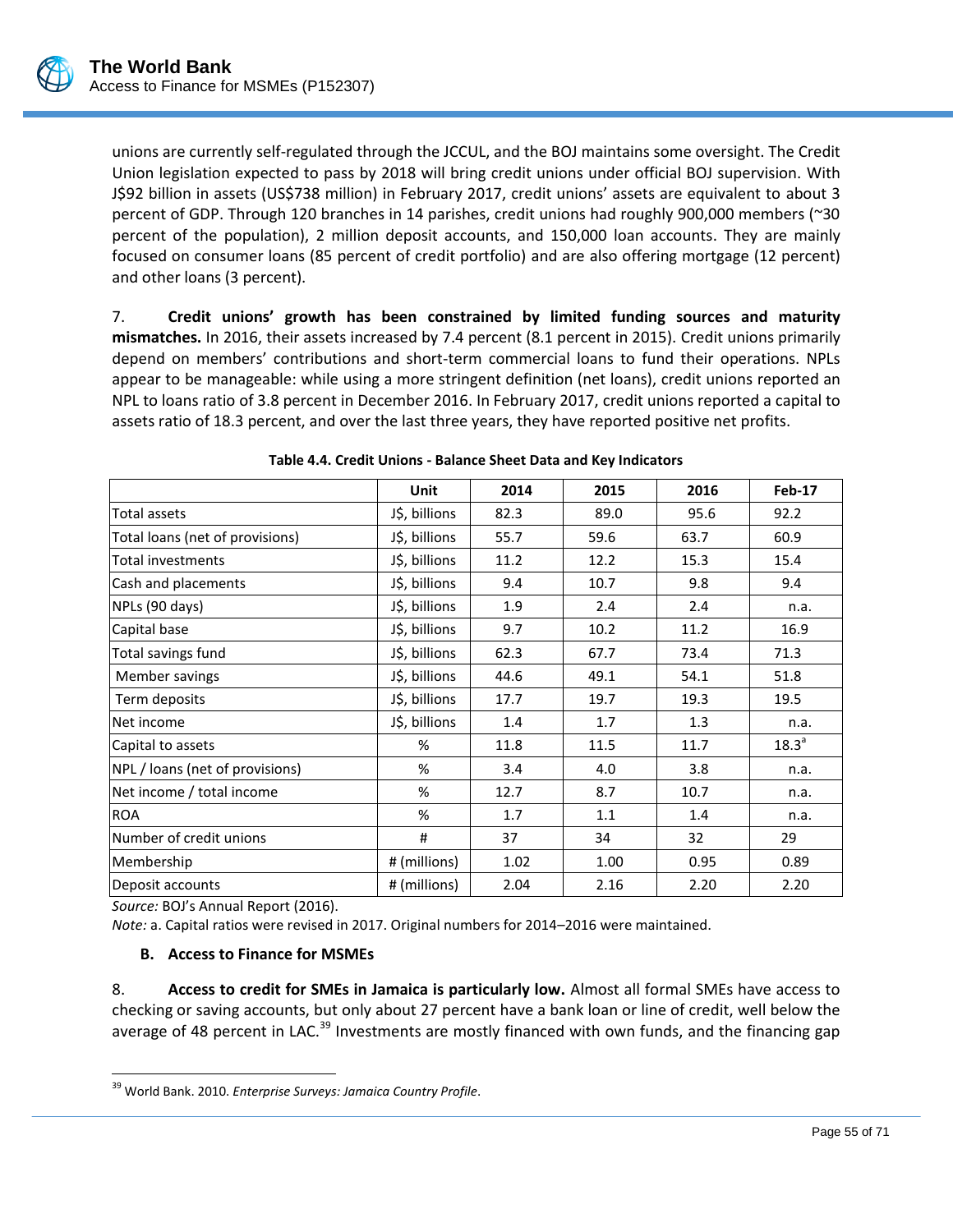unions are currently self-regulated through the JCCUL, and the BOJ maintains some oversight. The Credit Union legislation expected to pass by 2018 will bring credit unions under official BOJ supervision. With J$92 billion in assets (US$738 million) in February 2017, credit unions' assets are equivalent to about 3 percent of GDP. Through 120 branches in 14 parishes, credit unions had roughly 900,000 members (~30 percent of the population), 2 million deposit accounts, and 150,000 loan accounts. They are mainly focused on consumer loans (85 percent of credit portfolio) and are also offering mortgage (12 percent) and other loans (3 percent).

7. **Credit unions' growth has been constrained by limited funding sources and maturity mismatches.** In 2016, their assets increased by 7.4 percent (8.1 percent in 2015). Credit unions primarily depend on members' contributions and short-term commercial loans to fund their operations. NPLs appear to be manageable: while using a more stringent definition (net loans), credit unions reported an NPL to loans ratio of 3.8 percent in December 2016. In February 2017, credit unions reported a capital to assets ratio of 18.3 percent, and over the last three years, they have reported positive net profits.

**Table 4.4. Credit Unions - Balance Sheet Data and Key Indicators**

| | Unit | 2014 | 2015 | 2016 | Feb-17 |
|---|---|---|---|---|---|
| Total assets | J$, billions | 82.3 | 89.0 | 95.6 | 92.2 |
| Total loans (net of provisions) | J$, billions | 55.7 | 59.6 | 63.7 | 60.9 |
| Total investments | J$, billions | 11.2 | 12.2 | 15.3 | 15.4 |
| Cash and placements | J$, billions | 9.4 | 10.7 | 9.8 | 9.4 |
| NPLs (90 days) | J$, billions | 1.9 | 2.4 | 2.4 | n.a. |
| Capital base | J$, billions | 9.7 | 10.2 | 11.2 | 16.9 |
| Total savings fund | J$, billions | 62.3 | 67.7 | 73.4 | 71.3 |
| Member savings | J$, billions | 44.6 | 49.1 | 54.1 | 51.8 |
| Term deposits | J$, billions | 17.7 | 19.7 | 19.3 | 19.5 |
| Net income | J$, billions | 1.4 | 1.7 | 1.3 | n.a. |
| Capital to assets | % | 11.8 | 11.5 | 11.7 | 18.3[a] |
| NPL / loans (net of provisions) | % | 3.4 | 4.0 | 3.8 | n.a. |
| Net income / total income | % | 12.7 | 8.7 | 10.7 | n.a. |
| ROA | % | 1.7 | 1.1 | 1.4 | n.a. |
| Number of credit unions | # | 37 | 34 | 32 | 29 |
| Membership | # (millions) | 1.02 | 1.00 | 0.95 | 0.89 |
| Deposit accounts | # (millions) | 2.04 | 2.16 | 2.20 | 2.20 |

*Source:* BOJ's Annual Report (2016).

*Note:* a. Capital ratios were revised in 2017. Original numbers for 2014–2016 were maintained.

### B. Access to Finance for MSMEs

8. **Access to credit for SMEs in Jamaica is particularly low.** Almost all formal SMEs have access to checking or saving accounts, but only about 27 percent have a bank loan or line of credit, well below the average of 48 percent in LAC.[39] Investments are mostly financed with own funds, and the financing gap

[39] World Bank. 2010. *Enterprise Surveys: Jamaica Country Profile*.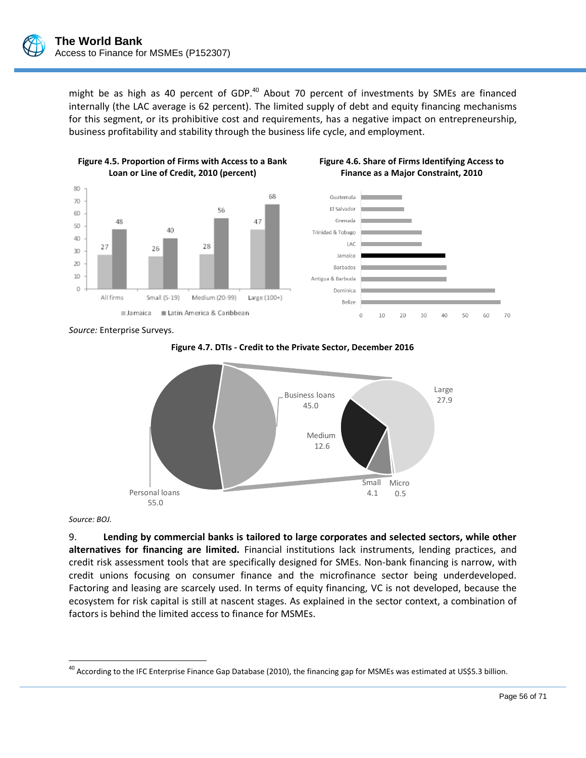might be as high as 40 percent of GDP.[40] About 70 percent of investments by SMEs are financed internally (the LAC average is 62 percent). The limited supply of debt and equity financing mechanisms for this segment, or its prohibitive cost and requirements, has a negative impact on entrepreneurship, business profitability and stability through the business life cycle, and employment.

**Figure 4.5. Proportion of Firms with Access to a Bank Loan or Line of Credit, 2010 (percent)**

**Figure 4.6. Share of Firms Identifying Access to Finance as a Major Constraint, 2010**

*Source:* Enterprise Surveys.

**Figure 4.7. DTIs - Credit to the Private Sector, December 2016**

*Source: BOJ.*

9. **Lending by commercial banks is tailored to large corporates and selected sectors, while other alternatives for financing are limited.** Financial institutions lack instruments, lending practices, and credit risk assessment tools that are specifically designed for SMEs. Non-bank financing is narrow, with credit unions focusing on consumer finance and the microfinance sector being underdeveloped. Factoring and leasing are scarcely used. In terms of equity financing, VC is not developed, because the ecosystem for risk capital is still at nascent stages. As explained in the sector context, a combination of factors is behind the limited access to finance for MSMEs.

[40] According to the IFC Enterprise Finance Gap Database (2010), the financing gap for MSMEs was estimated at US$5.3 billion.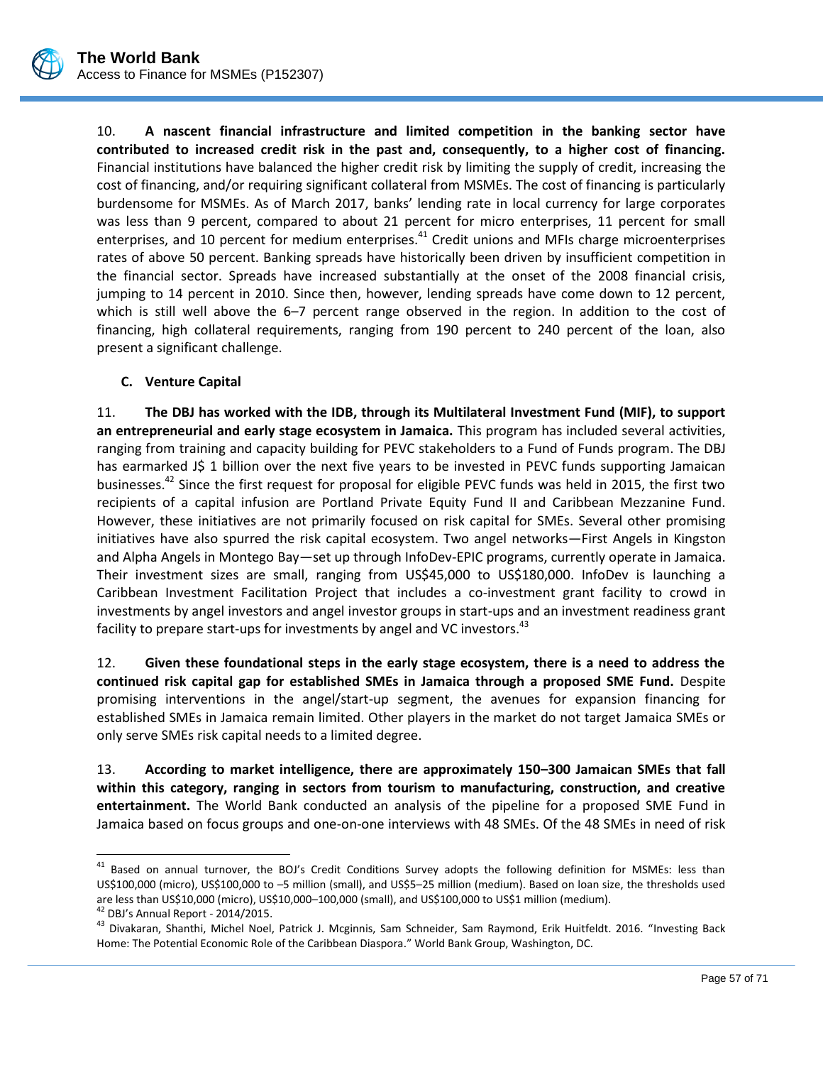10. **A nascent financial infrastructure and limited competition in the banking sector have contributed to increased credit risk in the past and, consequently, to a higher cost of financing.** Financial institutions have balanced the higher credit risk by limiting the supply of credit, increasing the cost of financing, and/or requiring significant collateral from MSMEs. The cost of financing is particularly burdensome for MSMEs. As of March 2017, banks' lending rate in local currency for large corporates was less than 9 percent, compared to about 21 percent for micro enterprises, 11 percent for small enterprises, and 10 percent for medium enterprises.[41] Credit unions and MFIs charge microenterprises rates of above 50 percent. Banking spreads have historically been driven by insufficient competition in the financial sector. Spreads have increased substantially at the onset of the 2008 financial crisis, jumping to 14 percent in 2010. Since then, however, lending spreads have come down to 12 percent, which is still well above the 6–7 percent range observed in the region. In addition to the cost of financing, high collateral requirements, ranging from 190 percent to 240 percent of the loan, also present a significant challenge.

### C. Venture Capital

11. **The DBJ has worked with the IDB, through its Multilateral Investment Fund (MIF), to support an entrepreneurial and early stage ecosystem in Jamaica.** This program has included several activities, ranging from training and capacity building for PEVC stakeholders to a Fund of Funds program. The DBJ has earmarked J$ 1 billion over the next five years to be invested in PEVC funds supporting Jamaican businesses.[42] Since the first request for proposal for eligible PEVC funds was held in 2015, the first two recipients of a capital infusion are Portland Private Equity Fund II and Caribbean Mezzanine Fund. However, these initiatives are not primarily focused on risk capital for SMEs. Several other promising initiatives have also spurred the risk capital ecosystem. Two angel networks—First Angels in Kingston and Alpha Angels in Montego Bay—set up through InfoDev-EPIC programs, currently operate in Jamaica. Their investment sizes are small, ranging from US$45,000 to US$180,000. InfoDev is launching a Caribbean Investment Facilitation Project that includes a co-investment grant facility to crowd in investments by angel investors and angel investor groups in start-ups and an investment readiness grant facility to prepare start-ups for investments by angel and VC investors.[43]

12. **Given these foundational steps in the early stage ecosystem, there is a need to address the continued risk capital gap for established SMEs in Jamaica through a proposed SME Fund.** Despite promising interventions in the angel/start-up segment, the avenues for expansion financing for established SMEs in Jamaica remain limited. Other players in the market do not target Jamaica SMEs or only serve SMEs risk capital needs to a limited degree.

13. **According to market intelligence, there are approximately 150–300 Jamaican SMEs that fall within this category, ranging in sectors from tourism to manufacturing, construction, and creative entertainment.** The World Bank conducted an analysis of the pipeline for a proposed SME Fund in Jamaica based on focus groups and one-on-one interviews with 48 SMEs. Of the 48 SMEs in need of risk

---

[41] Based on annual turnover, the BOJ's Credit Conditions Survey adopts the following definition for MSMEs: less than US$100,000 (micro), US$100,000 to –5 million (small), and US$5–25 million (medium). Based on loan size, the thresholds used are less than US$10,000 (micro), US$10,000–100,000 (small), and US$100,000 to US$1 million (medium).

[42] DBJ's Annual Report - 2014/2015.

[43] Divakaran, Shanthi, Michel Noel, Patrick J. Mcginnis, Sam Schneider, Sam Raymond, Erik Huitfeldt. 2016. "Investing Back Home: The Potential Economic Role of the Caribbean Diaspora." World Bank Group, Washington, DC.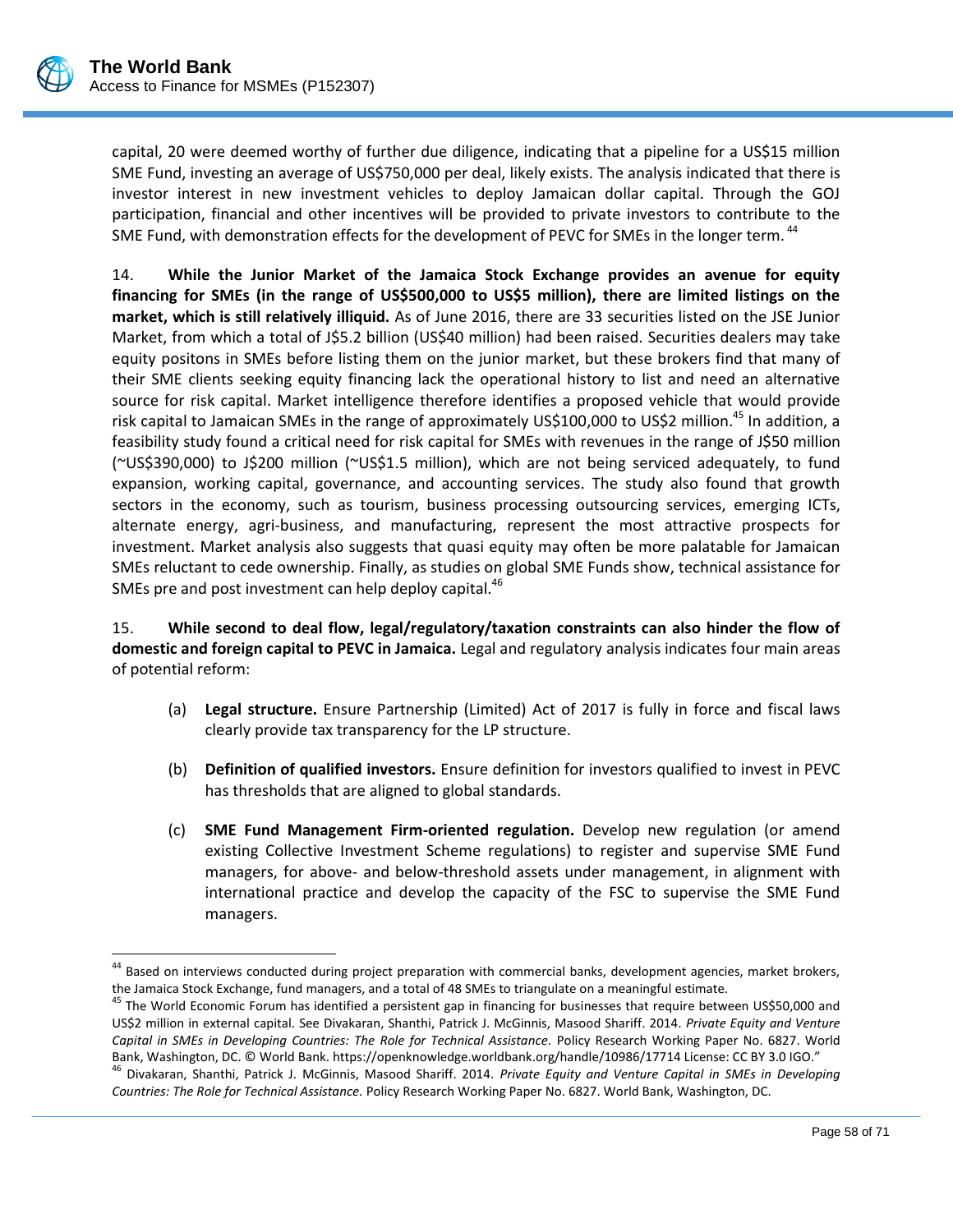capital, 20 were deemed worthy of further due diligence, indicating that a pipeline for a US$15 million SME Fund, investing an average of US$750,000 per deal, likely exists. The analysis indicated that there is investor interest in new investment vehicles to deploy Jamaican dollar capital. Through the GOJ participation, financial and other incentives will be provided to private investors to contribute to the SME Fund, with demonstration effects for the development of PEVC for SMEs in the longer term.[44]

14. **While the Junior Market of the Jamaica Stock Exchange provides an avenue for equity financing for SMEs (in the range of US$500,000 to US$5 million), there are limited listings on the market, which is still relatively illiquid.** As of June 2016, there are 33 securities listed on the JSE Junior Market, from which a total of J$5.2 billion (US$40 million) had been raised. Securities dealers may take equity positons in SMEs before listing them on the junior market, but these brokers find that many of their SME clients seeking equity financing lack the operational history to list and need an alternative source for risk capital. Market intelligence therefore identifies a proposed vehicle that would provide risk capital to Jamaican SMEs in the range of approximately US$100,000 to US$2 million.[45] In addition, a feasibility study found a critical need for risk capital for SMEs with revenues in the range of J$50 million (~US$390,000) to J$200 million (~US$1.5 million), which are not being serviced adequately, to fund expansion, working capital, governance, and accounting services. The study also found that growth sectors in the economy, such as tourism, business processing outsourcing services, emerging ICTs, alternate energy, agri-business, and manufacturing, represent the most attractive prospects for investment. Market analysis also suggests that quasi equity may often be more palatable for Jamaican SMEs reluctant to cede ownership. Finally, as studies on global SME Funds show, technical assistance for SMEs pre and post investment can help deploy capital.[46]

15. **While second to deal flow, legal/regulatory/taxation constraints can also hinder the flow of domestic and foreign capital to PEVC in Jamaica.** Legal and regulatory analysis indicates four main areas of potential reform:

(a) **Legal structure.** Ensure Partnership (Limited) Act of 2017 is fully in force and fiscal laws clearly provide tax transparency for the LP structure.

(b) **Definition of qualified investors.** Ensure definition for investors qualified to invest in PEVC has thresholds that are aligned to global standards.

(c) **SME Fund Management Firm-oriented regulation.** Develop new regulation (or amend existing Collective Investment Scheme regulations) to register and supervise SME Fund managers, for above- and below-threshold assets under management, in alignment with international practice and develop the capacity of the FSC to supervise the SME Fund managers.

---

[44] Based on interviews conducted during project preparation with commercial banks, development agencies, market brokers, the Jamaica Stock Exchange, fund managers, and a total of 48 SMEs to triangulate on a meaningful estimate.

[45] The World Economic Forum has identified a persistent gap in financing for businesses that require between US$50,000 and US$2 million in external capital. See Divakaran, Shanthi, Patrick J. McGinnis, Masood Shariff. 2014. *Private Equity and Venture Capital in SMEs in Developing Countries: The Role for Technical Assistance*. Policy Research Working Paper No. 6827. World Bank, Washington, DC. © World Bank. https://openknowledge.worldbank.org/handle/10986/17714 License: CC BY 3.0 IGO."

[46] Divakaran, Shanthi, Patrick J. McGinnis, Masood Shariff. 2014. *Private Equity and Venture Capital in SMEs in Developing Countries: The Role for Technical Assistance.* Policy Research Working Paper No. 6827. World Bank, Washington, DC.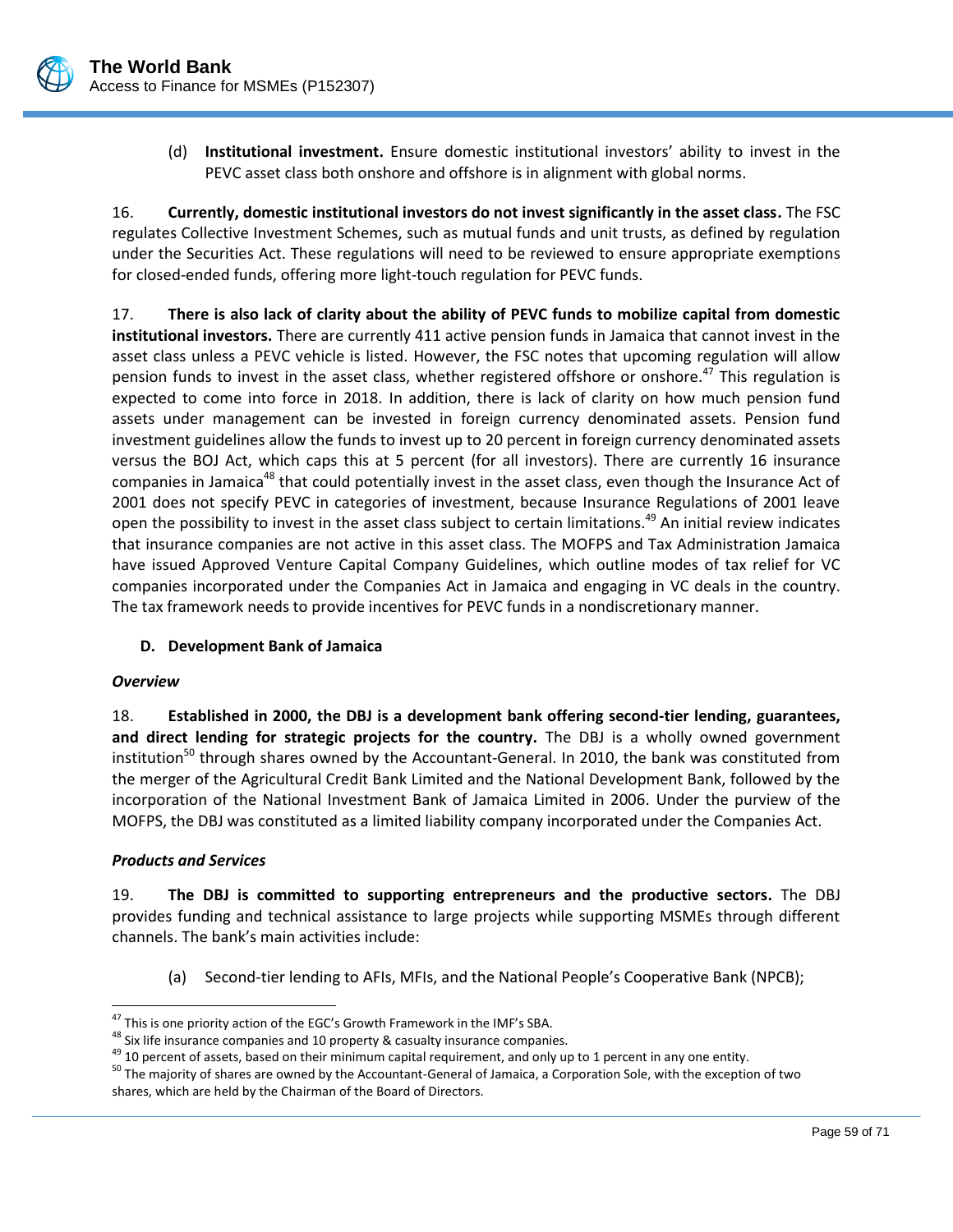(d) **Institutional investment.** Ensure domestic institutional investors' ability to invest in the PEVC asset class both onshore and offshore is in alignment with global norms.

16. **Currently, domestic institutional investors do not invest significantly in the asset class.** The FSC regulates Collective Investment Schemes, such as mutual funds and unit trusts, as defined by regulation under the Securities Act. These regulations will need to be reviewed to ensure appropriate exemptions for closed-ended funds, offering more light-touch regulation for PEVC funds.

17. **There is also lack of clarity about the ability of PEVC funds to mobilize capital from domestic institutional investors.** There are currently 411 active pension funds in Jamaica that cannot invest in the asset class unless a PEVC vehicle is listed. However, the FSC notes that upcoming regulation will allow pension funds to invest in the asset class, whether registered offshore or onshore.[47] This regulation is expected to come into force in 2018. In addition, there is lack of clarity on how much pension fund assets under management can be invested in foreign currency denominated assets. Pension fund investment guidelines allow the funds to invest up to 20 percent in foreign currency denominated assets versus the BOJ Act, which caps this at 5 percent (for all investors). There are currently 16 insurance companies in Jamaica[48] that could potentially invest in the asset class, even though the Insurance Act of 2001 does not specify PEVC in categories of investment, because Insurance Regulations of 2001 leave open the possibility to invest in the asset class subject to certain limitations.[49] An initial review indicates that insurance companies are not active in this asset class. The MOFPS and Tax Administration Jamaica have issued Approved Venture Capital Company Guidelines, which outline modes of tax relief for VC companies incorporated under the Companies Act in Jamaica and engaging in VC deals in the country. The tax framework needs to provide incentives for PEVC funds in a nondiscretionary manner.

### D. Development Bank of Jamaica

#### *Overview*

18. **Established in 2000, the DBJ is a development bank offering second-tier lending, guarantees, and direct lending for strategic projects for the country.** The DBJ is a wholly owned government institution[50] through shares owned by the Accountant-General. In 2010, the bank was constituted from the merger of the Agricultural Credit Bank Limited and the National Development Bank, followed by the incorporation of the National Investment Bank of Jamaica Limited in 2006. Under the purview of the MOFPS, the DBJ was constituted as a limited liability company incorporated under the Companies Act.

#### *Products and Services*

19. **The DBJ is committed to supporting entrepreneurs and the productive sectors.** The DBJ provides funding and technical assistance to large projects while supporting MSMEs through different channels. The bank's main activities include:

(a) Second-tier lending to AFIs, MFIs, and the National People's Cooperative Bank (NPCB);

---

[47] This is one priority action of the EGC's Growth Framework in the IMF's SBA.

[48] Six life insurance companies and 10 property & casualty insurance companies.

[49] 10 percent of assets, based on their minimum capital requirement, and only up to 1 percent in any one entity.

[50] The majority of shares are owned by the Accountant-General of Jamaica, a Corporation Sole, with the exception of two shares, which are held by the Chairman of the Board of Directors.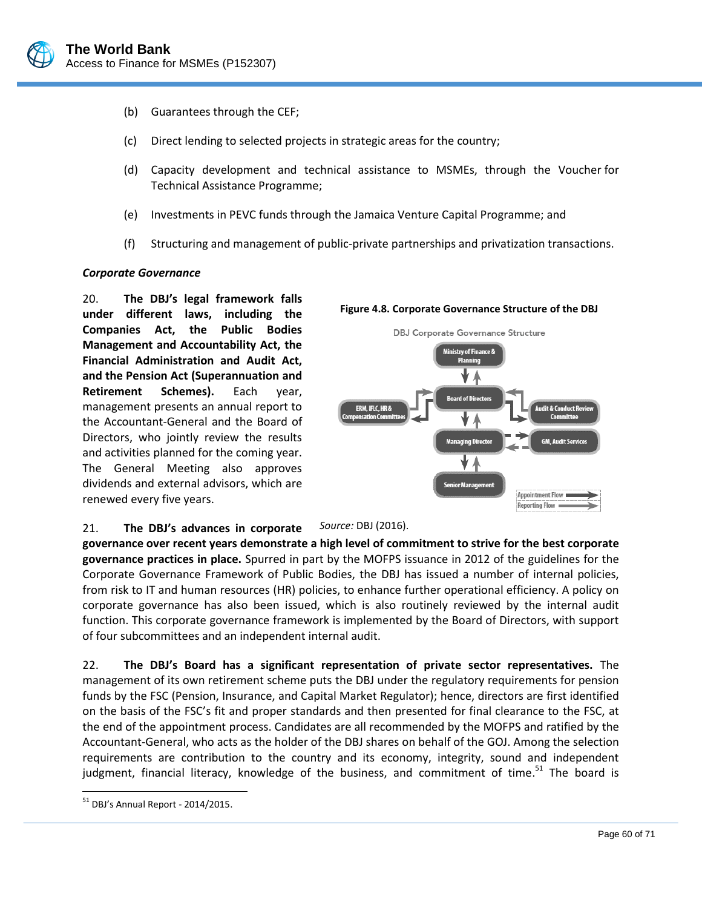(b) Guarantees through the CEF;

(c) Direct lending to selected projects in strategic areas for the country;

(d) Capacity development and technical assistance to MSMEs, through the Voucher for Technical Assistance Programme;

(e) Investments in PEVC funds through the Jamaica Venture Capital Programme; and

(f) Structuring and management of public-private partnerships and privatization transactions.

***Corporate Governance***

20. **The DBJ's legal framework falls under different laws, including the Companies Act, the Public Bodies Management and Accountability Act, the Financial Administration and Audit Act, and the Pension Act (Superannuation and Retirement Schemes).** Each year, management presents an annual report to the Accountant-General and the Board of Directors, who jointly review the results and activities planned for the coming year. The General Meeting also approves dividends and external advisors, which are renewed every five years.

**Figure 4.8. Corporate Governance Structure of the DBJ**

*Source:* DBJ (2016).

21. **The DBJ's advances in corporate governance over recent years demonstrate a high level of commitment to strive for the best corporate governance practices in place.** Spurred in part by the MOFPS issuance in 2012 of the guidelines for the Corporate Governance Framework of Public Bodies, the DBJ has issued a number of internal policies, from risk to IT and human resources (HR) policies, to enhance further operational efficiency. A policy on corporate governance has also been issued, which is also routinely reviewed by the internal audit function. This corporate governance framework is implemented by the Board of Directors, with support of four subcommittees and an independent internal audit.

22. **The DBJ's Board has a significant representation of private sector representatives.** The management of its own retirement scheme puts the DBJ under the regulatory requirements for pension funds by the FSC (Pension, Insurance, and Capital Market Regulator); hence, directors are first identified on the basis of the FSC's fit and proper standards and then presented for final clearance to the FSC, at the end of the appointment process. Candidates are all recommended by the MOFPS and ratified by the Accountant-General, who acts as the holder of the DBJ shares on behalf of the GOJ. Among the selection requirements are contribution to the country and its economy, integrity, sound and independent judgment, financial literacy, knowledge of the business, and commitment of time.[51] The board is

[51] DBJ's Annual Report - 2014/2015.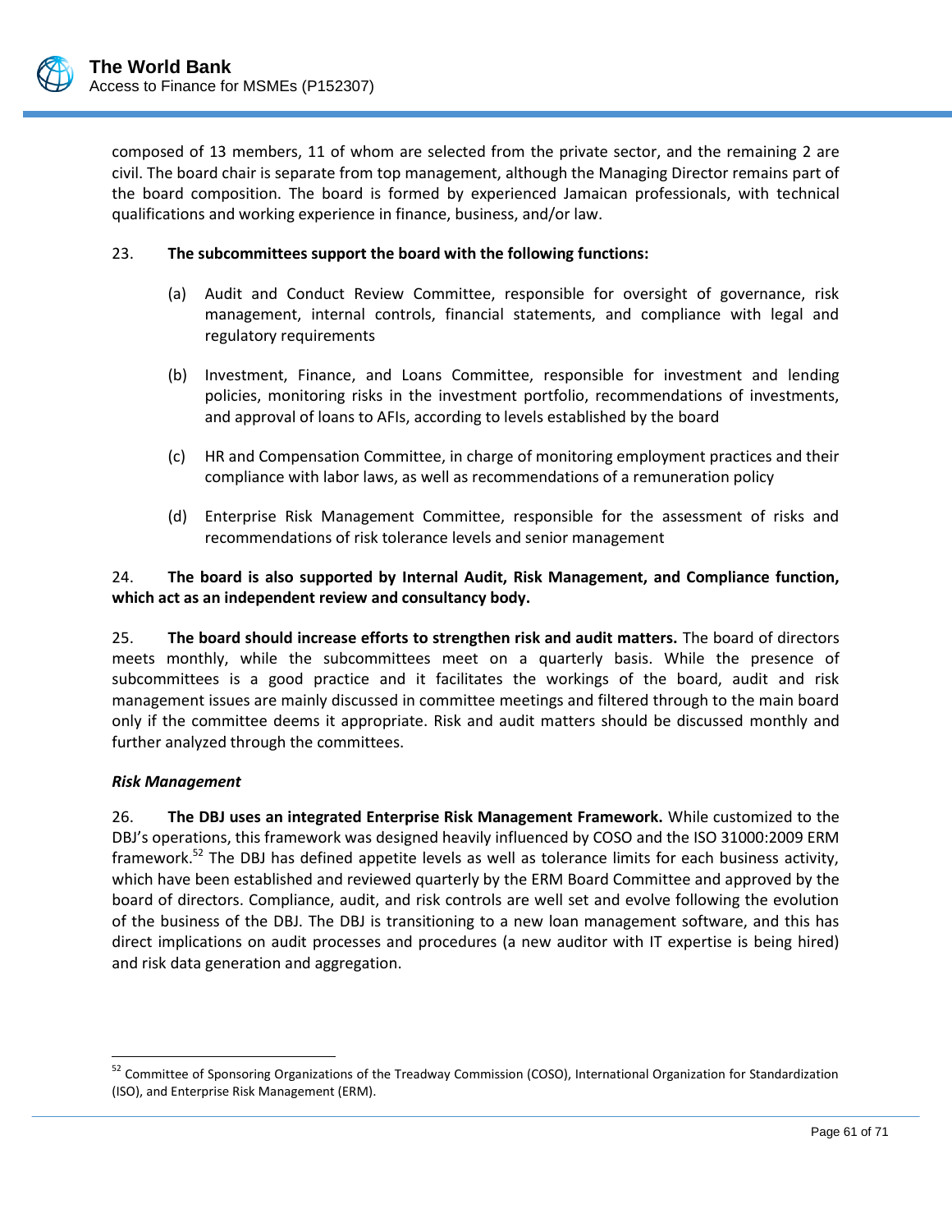composed of 13 members, 11 of whom are selected from the private sector, and the remaining 2 are civil. The board chair is separate from top management, although the Managing Director remains part of the board composition. The board is formed by experienced Jamaican professionals, with technical qualifications and working experience in finance, business, and/or law.

23. **The subcommittees support the board with the following functions:**

(a) Audit and Conduct Review Committee, responsible for oversight of governance, risk management, internal controls, financial statements, and compliance with legal and regulatory requirements

(b) Investment, Finance, and Loans Committee, responsible for investment and lending policies, monitoring risks in the investment portfolio, recommendations of investments, and approval of loans to AFIs, according to levels established by the board

(c) HR and Compensation Committee, in charge of monitoring employment practices and their compliance with labor laws, as well as recommendations of a remuneration policy

(d) Enterprise Risk Management Committee, responsible for the assessment of risks and recommendations of risk tolerance levels and senior management

24. **The board is also supported by Internal Audit, Risk Management, and Compliance function, which act as an independent review and consultancy body.**

25. **The board should increase efforts to strengthen risk and audit matters.** The board of directors meets monthly, while the subcommittees meet on a quarterly basis. While the presence of subcommittees is a good practice and it facilitates the workings of the board, audit and risk management issues are mainly discussed in committee meetings and filtered through to the main board only if the committee deems it appropriate. Risk and audit matters should be discussed monthly and further analyzed through the committees.

***Risk Management***

26. **The DBJ uses an integrated Enterprise Risk Management Framework.** While customized to the DBJ's operations, this framework was designed heavily influenced by COSO and the ISO 31000:2009 ERM framework.[52] The DBJ has defined appetite levels as well as tolerance limits for each business activity, which have been established and reviewed quarterly by the ERM Board Committee and approved by the board of directors. Compliance, audit, and risk controls are well set and evolve following the evolution of the business of the DBJ. The DBJ is transitioning to a new loan management software, and this has direct implications on audit processes and procedures (a new auditor with IT expertise is being hired) and risk data generation and aggregation.

[52] Committee of Sponsoring Organizations of the Treadway Commission (COSO), International Organization for Standardization (ISO), and Enterprise Risk Management (ERM).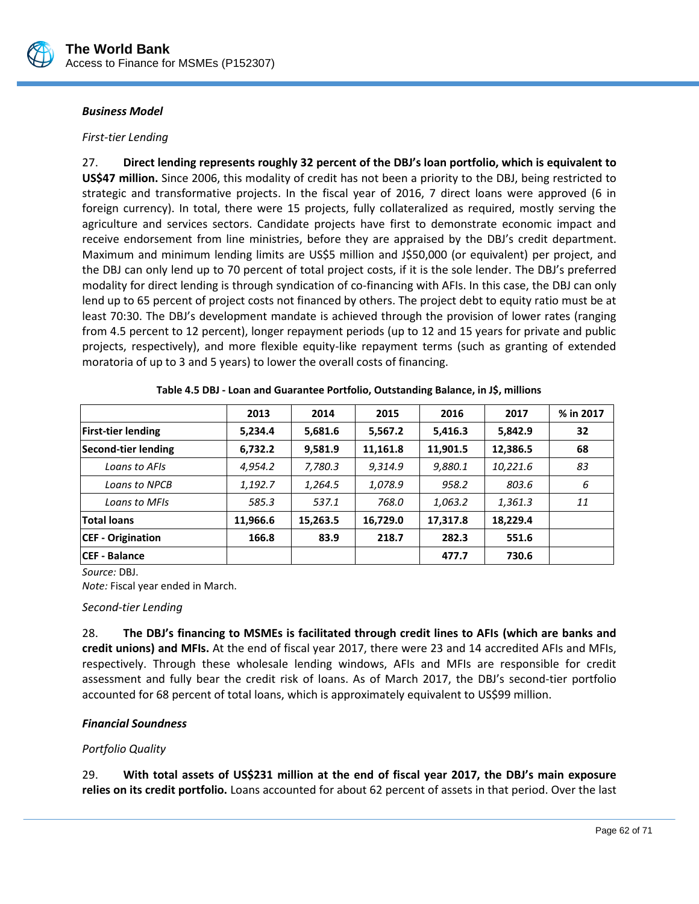***Business Model***

*First-tier Lending*

27. **Direct lending represents roughly 32 percent of the DBJ's loan portfolio, which is equivalent to US$47 million.** Since 2006, this modality of credit has not been a priority to the DBJ, being restricted to strategic and transformative projects. In the fiscal year of 2016, 7 direct loans were approved (6 in foreign currency). In total, there were 15 projects, fully collateralized as required, mostly serving the agriculture and services sectors. Candidate projects have first to demonstrate economic impact and receive endorsement from line ministries, before they are appraised by the DBJ's credit department. Maximum and minimum lending limits are US$5 million and J$50,000 (or equivalent) per project, and the DBJ can only lend up to 70 percent of total project costs, if it is the sole lender. The DBJ's preferred modality for direct lending is through syndication of co-financing with AFIs. In this case, the DBJ can only lend up to 65 percent of project costs not financed by others. The project debt to equity ratio must be at least 70:30. The DBJ's development mandate is achieved through the provision of lower rates (ranging from 4.5 percent to 12 percent), longer repayment periods (up to 12 and 15 years for private and public projects, respectively), and more flexible equity-like repayment terms (such as granting of extended moratoria of up to 3 and 5 years) to lower the overall costs of financing.

**Table 4.5 DBJ - Loan and Guarantee Portfolio, Outstanding Balance, in J$, millions**

| | 2013 | 2014 | 2015 | 2016 | 2017 | % in 2017 |
|---|---|---|---|---|---|---|
| **First-tier lending** | **5,234.4** | **5,681.6** | **5,567.2** | **5,416.3** | **5,842.9** | **32** |
| **Second-tier lending** | **6,732.2** | **9,581.9** | **11,161.8** | **11,901.5** | **12,386.5** | **68** |
| *Loans to AFIs* | *4,954.2* | *7,780.3* | *9,314.9* | *9,880.1* | *10,221.6* | *83* |
| *Loans to NPCB* | *1,192.7* | *1,264.5* | *1,078.9* | *958.2* | *803.6* | *6* |
| *Loans to MFIs* | *585.3* | *537.1* | *768.0* | *1,063.2* | *1,361.3* | *11* |
| **Total loans** | **11,966.6** | **15,263.5** | **16,729.0** | **17,317.8** | **18,229.4** | |
| **CEF - Origination** | **166.8** | **83.9** | **218.7** | **282.3** | **551.6** | |
| **CEF - Balance** | | | | **477.7** | **730.6** | |

*Source:* DBJ.
*Note:* Fiscal year ended in March.

*Second-tier Lending*

28. **The DBJ's financing to MSMEs is facilitated through credit lines to AFIs (which are banks and credit unions) and MFIs.** At the end of fiscal year 2017, there were 23 and 14 accredited AFIs and MFIs, respectively. Through these wholesale lending windows, AFIs and MFIs are responsible for credit assessment and fully bear the credit risk of loans. As of March 2017, the DBJ's second-tier portfolio accounted for 68 percent of total loans, which is approximately equivalent to US$99 million.

***Financial Soundness***

*Portfolio Quality*

29. **With total assets of US$231 million at the end of fiscal year 2017, the DBJ's main exposure relies on its credit portfolio.** Loans accounted for about 62 percent of assets in that period. Over the last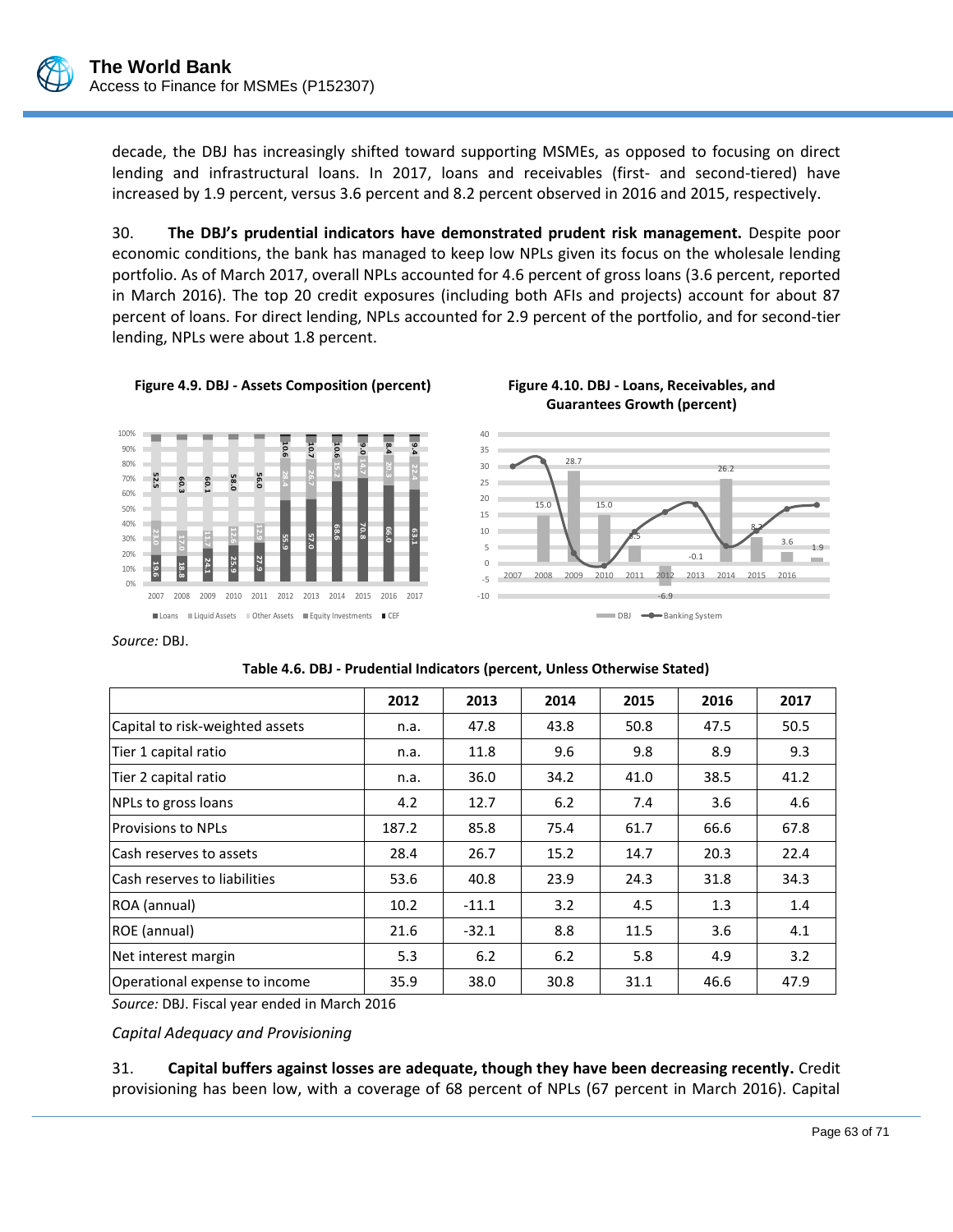decade, the DBJ has increasingly shifted toward supporting MSMEs, as opposed to focusing on direct lending and infrastructural loans. In 2017, loans and receivables (first- and second-tiered) have increased by 1.9 percent, versus 3.6 percent and 8.2 percent observed in 2016 and 2015, respectively.

30. **The DBJ's prudential indicators have demonstrated prudent risk management.** Despite poor economic conditions, the bank has managed to keep low NPLs given its focus on the wholesale lending portfolio. As of March 2017, overall NPLs accounted for 4.6 percent of gross loans (3.6 percent, reported in March 2016). The top 20 credit exposures (including both AFIs and projects) account for about 87 percent of loans. For direct lending, NPLs accounted for 2.9 percent of the portfolio, and for second-tier lending, NPLs were about 1.8 percent.

**Figure 4.9. DBJ - Assets Composition (percent)**

**Figure 4.10. DBJ - Loans, Receivables, and Guarantees Growth (percent)**

*Source:* DBJ.

**Table 4.6. DBJ - Prudential Indicators (percent, Unless Otherwise Stated)**

| | 2012 | 2013 | 2014 | 2015 | 2016 | 2017 |
|---|---|---|---|---|---|---|
| Capital to risk-weighted assets | n.a. | 47.8 | 43.8 | 50.8 | 47.5 | 50.5 |
| Tier 1 capital ratio | n.a. | 11.8 | 9.6 | 9.8 | 8.9 | 9.3 |
| Tier 2 capital ratio | n.a. | 36.0 | 34.2 | 41.0 | 38.5 | 41.2 |
| NPLs to gross loans | 4.2 | 12.7 | 6.2 | 7.4 | 3.6 | 4.6 |
| Provisions to NPLs | 187.2 | 85.8 | 75.4 | 61.7 | 66.6 | 67.8 |
| Cash reserves to assets | 28.4 | 26.7 | 15.2 | 14.7 | 20.3 | 22.4 |
| Cash reserves to liabilities | 53.6 | 40.8 | 23.9 | 24.3 | 31.8 | 34.3 |
| ROA (annual) | 10.2 | -11.1 | 3.2 | 4.5 | 1.3 | 1.4 |
| ROE (annual) | 21.6 | -32.1 | 8.8 | 11.5 | 3.6 | 4.1 |
| Net interest margin | 5.3 | 6.2 | 6.2 | 5.8 | 4.9 | 3.2 |
| Operational expense to income | 35.9 | 38.0 | 30.8 | 31.1 | 46.6 | 47.9 |

*Source:* DBJ. Fiscal year ended in March 2016

*Capital Adequacy and Provisioning*

31. **Capital buffers against losses are adequate, though they have been decreasing recently.** Credit provisioning has been low, with a coverage of 68 percent of NPLs (67 percent in March 2016). Capital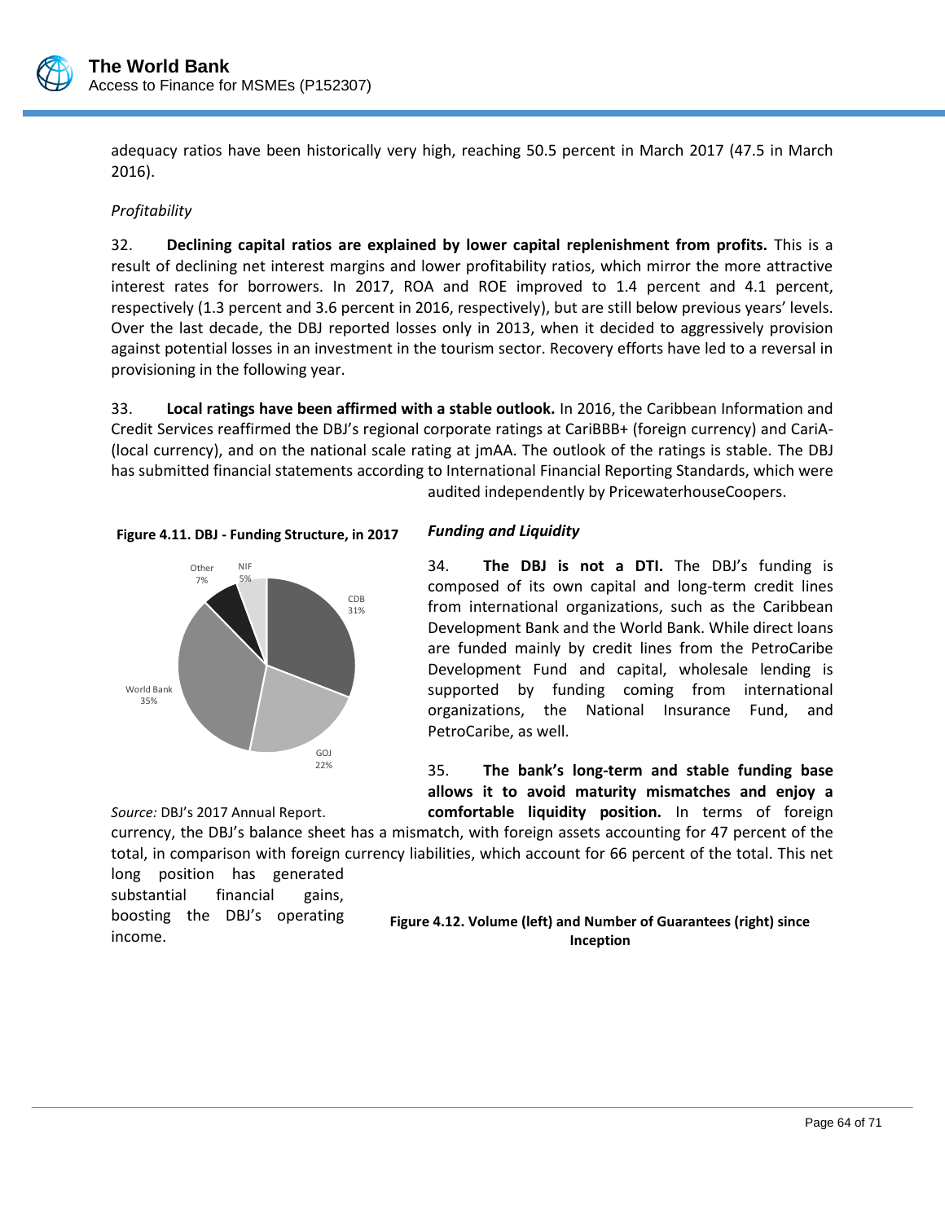adequacy ratios have been historically very high, reaching 50.5 percent in March 2017 (47.5 in March 2016).

*Profitability*

32. **Declining capital ratios are explained by lower capital replenishment from profits.** This is a result of declining net interest margins and lower profitability ratios, which mirror the more attractive interest rates for borrowers. In 2017, ROA and ROE improved to 1.4 percent and 4.1 percent, respectively (1.3 percent and 3.6 percent in 2016, respectively), but are still below previous years' levels. Over the last decade, the DBJ reported losses only in 2013, when it decided to aggressively provision against potential losses in an investment in the tourism sector. Recovery efforts have led to a reversal in provisioning in the following year.

33. **Local ratings have been affirmed with a stable outlook.** In 2016, the Caribbean Information and Credit Services reaffirmed the DBJ's regional corporate ratings at CariBBB+ (foreign currency) and CariA- (local currency), and on the national scale rating at jmAA. The outlook of the ratings is stable. The DBJ has submitted financial statements according to International Financial Reporting Standards, which were audited independently by PricewaterhouseCoopers.

**Figure 4.11. DBJ - Funding Structure, in 2017**

| Source | Share |
|---|---|
| CDB | 31% |
| GOJ | 22% |
| World Bank | 35% |
| Other | 7% |
| NIF | 5% |

*Source:* DBJ's 2017 Annual Report.

***Funding and Liquidity***

34. **The DBJ is not a DTI.** The DBJ's funding is composed of its own capital and long-term credit lines from international organizations, such as the Caribbean Development Bank and the World Bank. While direct loans are funded mainly by credit lines from the PetroCaribe Development Fund and capital, wholesale lending is supported by funding coming from international organizations, the National Insurance Fund, and PetroCaribe, as well.

35. **The bank's long-term and stable funding base allows it to avoid maturity mismatches and enjoy a comfortable liquidity position.** In terms of foreign currency, the DBJ's balance sheet has a mismatch, with foreign assets accounting for 47 percent of the total, in comparison with foreign currency liabilities, which account for 66 percent of the total. This net long position has generated substantial financial gains, boosting the DBJ's operating income.

**Figure 4.12. Volume (left) and Number of Guarantees (right) since Inception**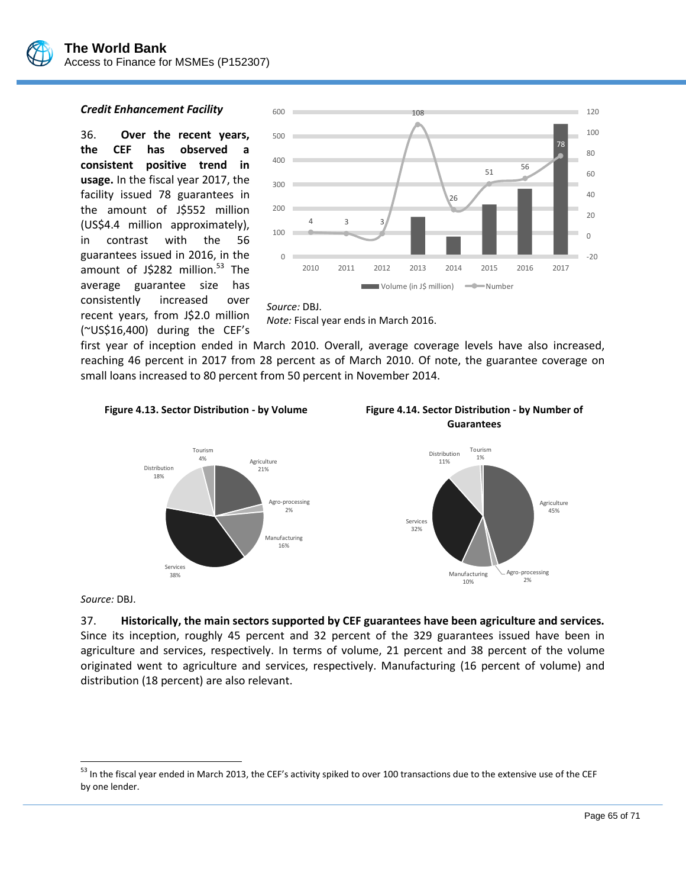***Credit Enhancement Facility***

36. **Over the recent years, the CEF has observed a consistent positive trend in usage.** In the fiscal year 2017, the facility issued 78 guarantees in the amount of J$552 million (US$4.4 million approximately), in contrast with the 56 guarantees issued in 2016, in the amount of J$282 million.[53] The average guarantee size has consistently increased over recent years, from J$2.0 million (~US$16,400) during the CEF's first year of inception ended in March 2010. Overall, average coverage levels have also increased, reaching 46 percent in 2017 from 28 percent as of March 2010. Of note, the guarantee coverage on small loans increased to 80 percent from 50 percent in November 2014.

*Source:* DBJ.
*Note:* Fiscal year ends in March 2016.

**Figure 4.13. Sector Distribution - by Volume**

**Figure 4.14. Sector Distribution - by Number of Guarantees**

*Source:* DBJ.

37. **Historically, the main sectors supported by CEF guarantees have been agriculture and services.** Since its inception, roughly 45 percent and 32 percent of the 329 guarantees issued have been in agriculture and services, respectively. In terms of volume, 21 percent and 38 percent of the volume originated went to agriculture and services, respectively. Manufacturing (16 percent of volume) and distribution (18 percent) are also relevant.

[53] In the fiscal year ended in March 2013, the CEF's activity spiked to over 100 transactions due to the extensive use of the CEF by one lender.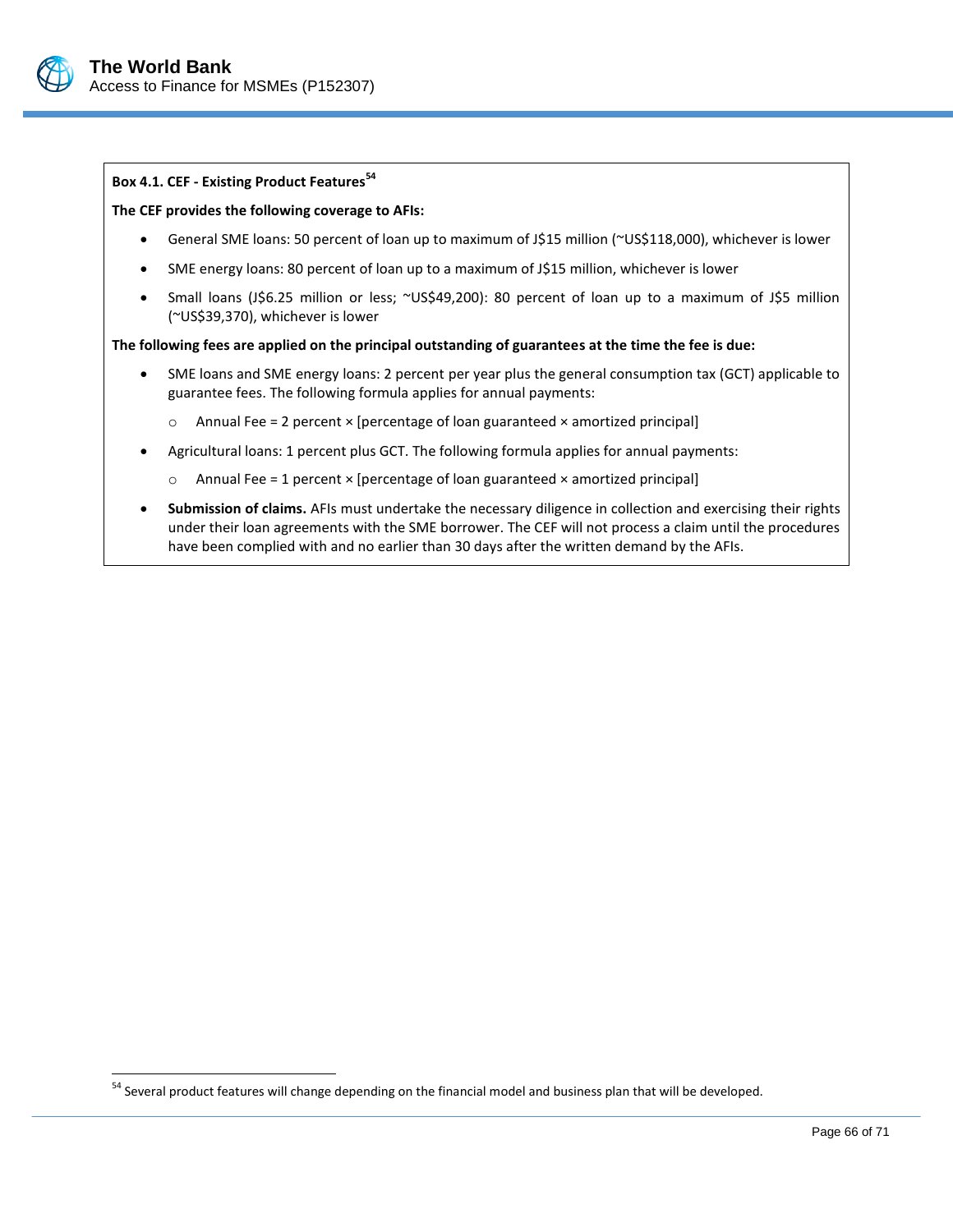**Box 4.1. CEF - Existing Product Features[54]**

**The CEF provides the following coverage to AFIs:**

- General SME loans: 50 percent of loan up to maximum of J$15 million (~US$118,000), whichever is lower
- SME energy loans: 80 percent of loan up to a maximum of J$15 million, whichever is lower
- Small loans (J$6.25 million or less; ~US$49,200): 80 percent of loan up to a maximum of J$5 million (~US$39,370), whichever is lower

**The following fees are applied on the principal outstanding of guarantees at the time the fee is due:**

- SME loans and SME energy loans: 2 percent per year plus the general consumption tax (GCT) applicable to guarantee fees. The following formula applies for annual payments:
  - Annual Fee = 2 percent × [percentage of loan guaranteed × amortized principal]
- Agricultural loans: 1 percent plus GCT. The following formula applies for annual payments:
  - Annual Fee = 1 percent × [percentage of loan guaranteed × amortized principal]
- **Submission of claims.** AFIs must undertake the necessary diligence in collection and exercising their rights under their loan agreements with the SME borrower. The CEF will not process a claim until the procedures have been complied with and no earlier than 30 days after the written demand by the AFIs.

[54] Several product features will change depending on the financial model and business plan that will be developed.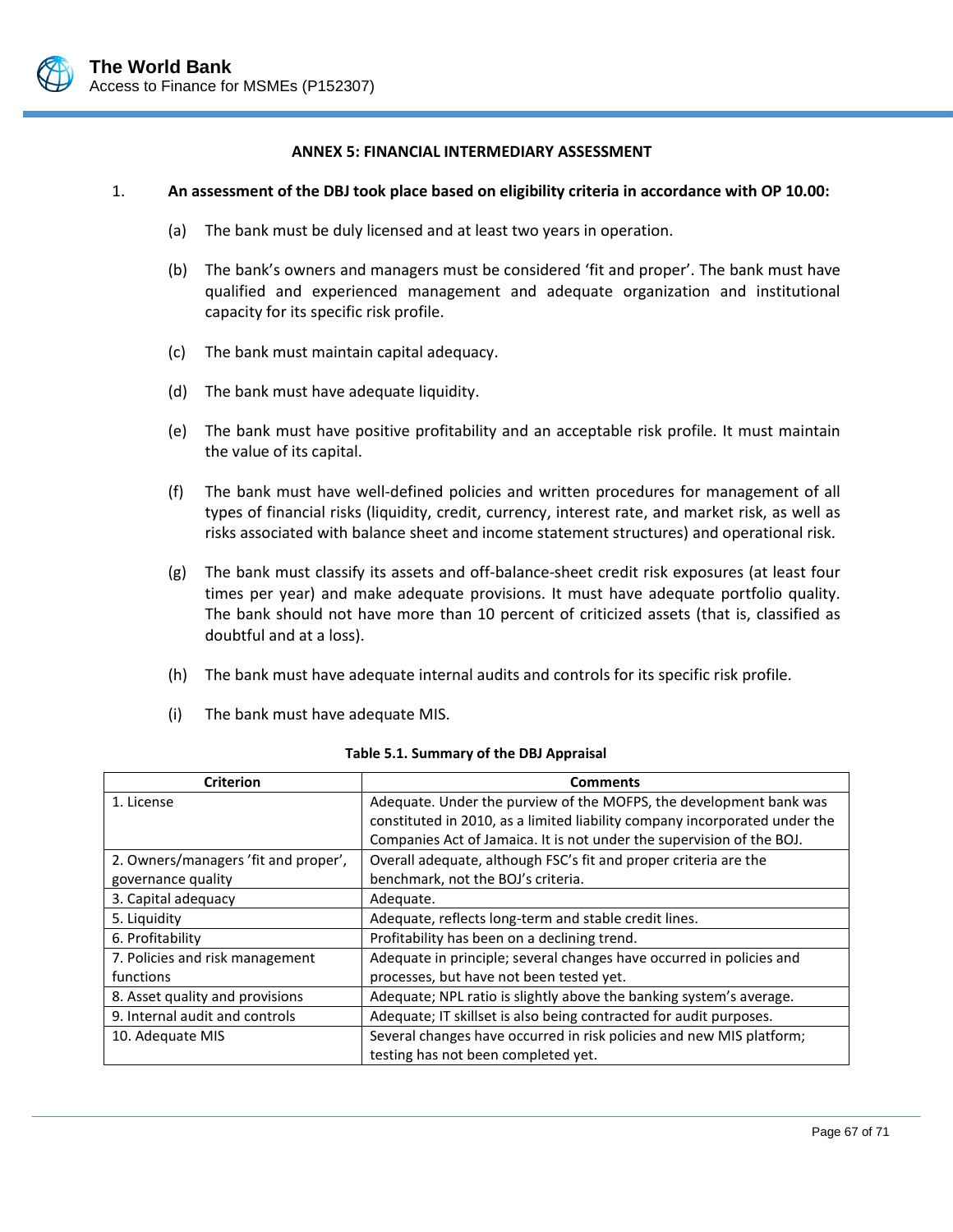## ANNEX 5: FINANCIAL INTERMEDIARY ASSESSMENT

1. **An assessment of the DBJ took place based on eligibility criteria in accordance with OP 10.00:**

   (a) The bank must be duly licensed and at least two years in operation.

   (b) The bank's owners and managers must be considered 'fit and proper'. The bank must have qualified and experienced management and adequate organization and institutional capacity for its specific risk profile.

   (c) The bank must maintain capital adequacy.

   (d) The bank must have adequate liquidity.

   (e) The bank must have positive profitability and an acceptable risk profile. It must maintain the value of its capital.

   (f) The bank must have well-defined policies and written procedures for management of all types of financial risks (liquidity, credit, currency, interest rate, and market risk, as well as risks associated with balance sheet and income statement structures) and operational risk.

   (g) The bank must classify its assets and off-balance-sheet credit risk exposures (at least four times per year) and make adequate provisions. It must have adequate portfolio quality. The bank should not have more than 10 percent of criticized assets (that is, classified as doubtful and at a loss).

   (h) The bank must have adequate internal audits and controls for its specific risk profile.

   (i) The bank must have adequate MIS.

**Table 5.1. Summary of the DBJ Appraisal**

| Criterion | Comments |
|---|---|
| 1. License | Adequate. Under the purview of the MOFPS, the development bank was constituted in 2010, as a limited liability company incorporated under the Companies Act of Jamaica. It is not under the supervision of the BOJ. |
| 2. Owners/managers 'fit and proper', governance quality | Overall adequate, although FSC's fit and proper criteria are the benchmark, not the BOJ's criteria. |
| 3. Capital adequacy | Adequate. |
| 5. Liquidity | Adequate, reflects long-term and stable credit lines. |
| 6. Profitability | Profitability has been on a declining trend. |
| 7. Policies and risk management functions | Adequate in principle; several changes have occurred in policies and processes, but have not been tested yet. |
| 8. Asset quality and provisions | Adequate; NPL ratio is slightly above the banking system's average. |
| 9. Internal audit and controls | Adequate; IT skillset is also being contracted for audit purposes. |
| 10. Adequate MIS | Several changes have occurred in risk policies and new MIS platform; testing has not been completed yet. |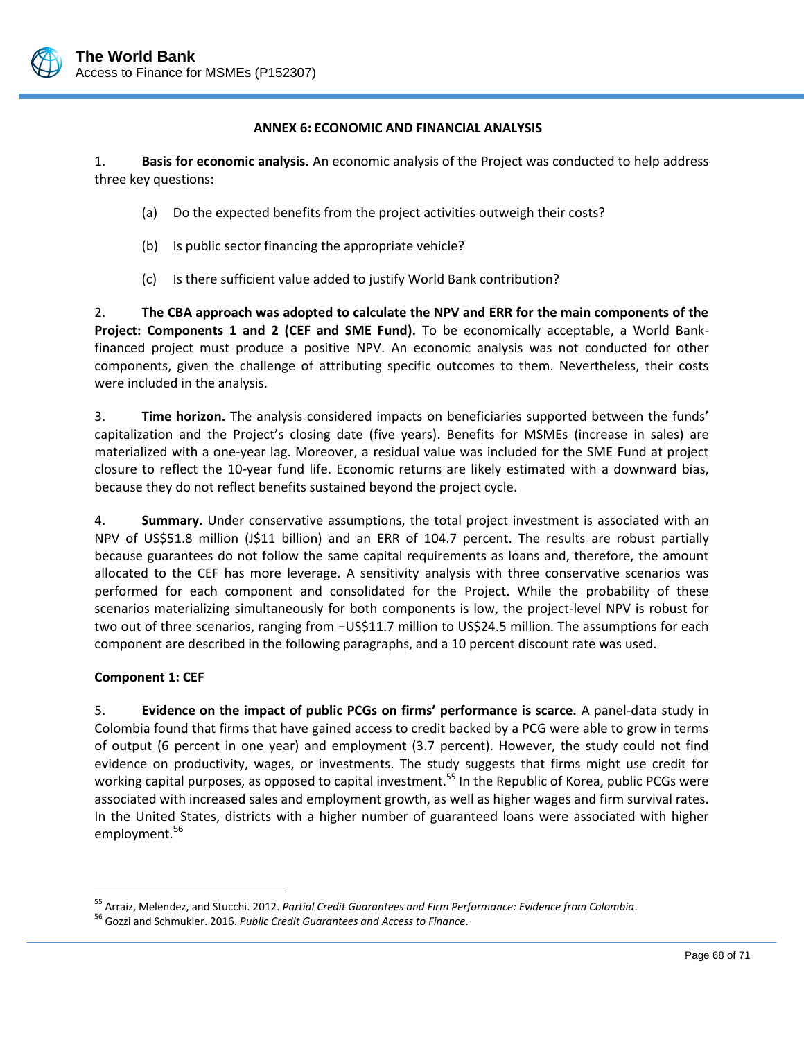## ANNEX 6: ECONOMIC AND FINANCIAL ANALYSIS

1. **Basis for economic analysis.** An economic analysis of the Project was conducted to help address three key questions:

   (a) Do the expected benefits from the project activities outweigh their costs?

   (b) Is public sector financing the appropriate vehicle?

   (c) Is there sufficient value added to justify World Bank contribution?

2. **The CBA approach was adopted to calculate the NPV and ERR for the main components of the Project: Components 1 and 2 (CEF and SME Fund).** To be economically acceptable, a World Bank-financed project must produce a positive NPV. An economic analysis was not conducted for other components, given the challenge of attributing specific outcomes to them. Nevertheless, their costs were included in the analysis.

3. **Time horizon.** The analysis considered impacts on beneficiaries supported between the funds' capitalization and the Project's closing date (five years). Benefits for MSMEs (increase in sales) are materialized with a one-year lag. Moreover, a residual value was included for the SME Fund at project closure to reflect the 10-year fund life. Economic returns are likely estimated with a downward bias, because they do not reflect benefits sustained beyond the project cycle.

4. **Summary.** Under conservative assumptions, the total project investment is associated with an NPV of US$51.8 million (J$11 billion) and an ERR of 104.7 percent. The results are robust partially because guarantees do not follow the same capital requirements as loans and, therefore, the amount allocated to the CEF has more leverage. A sensitivity analysis with three conservative scenarios was performed for each component and consolidated for the Project. While the probability of these scenarios materializing simultaneously for both components is low, the project-level NPV is robust for two out of three scenarios, ranging from −US$11.7 million to US$24.5 million. The assumptions for each component are described in the following paragraphs, and a 10 percent discount rate was used.

### Component 1: CEF

5. **Evidence on the impact of public PCGs on firms' performance is scarce.** A panel-data study in Colombia found that firms that have gained access to credit backed by a PCG were able to grow in terms of output (6 percent in one year) and employment (3.7 percent). However, the study could not find evidence on productivity, wages, or investments. The study suggests that firms might use credit for working capital purposes, as opposed to capital investment.[55] In the Republic of Korea, public PCGs were associated with increased sales and employment growth, as well as higher wages and firm survival rates. In the United States, districts with a higher number of guaranteed loans were associated with higher employment.[56]

---

[55] Arraiz, Melendez, and Stucchi. 2012. *Partial Credit Guarantees and Firm Performance: Evidence from Colombia*.

[56] Gozzi and Schmukler. 2016. *Public Credit Guarantees and Access to Finance*.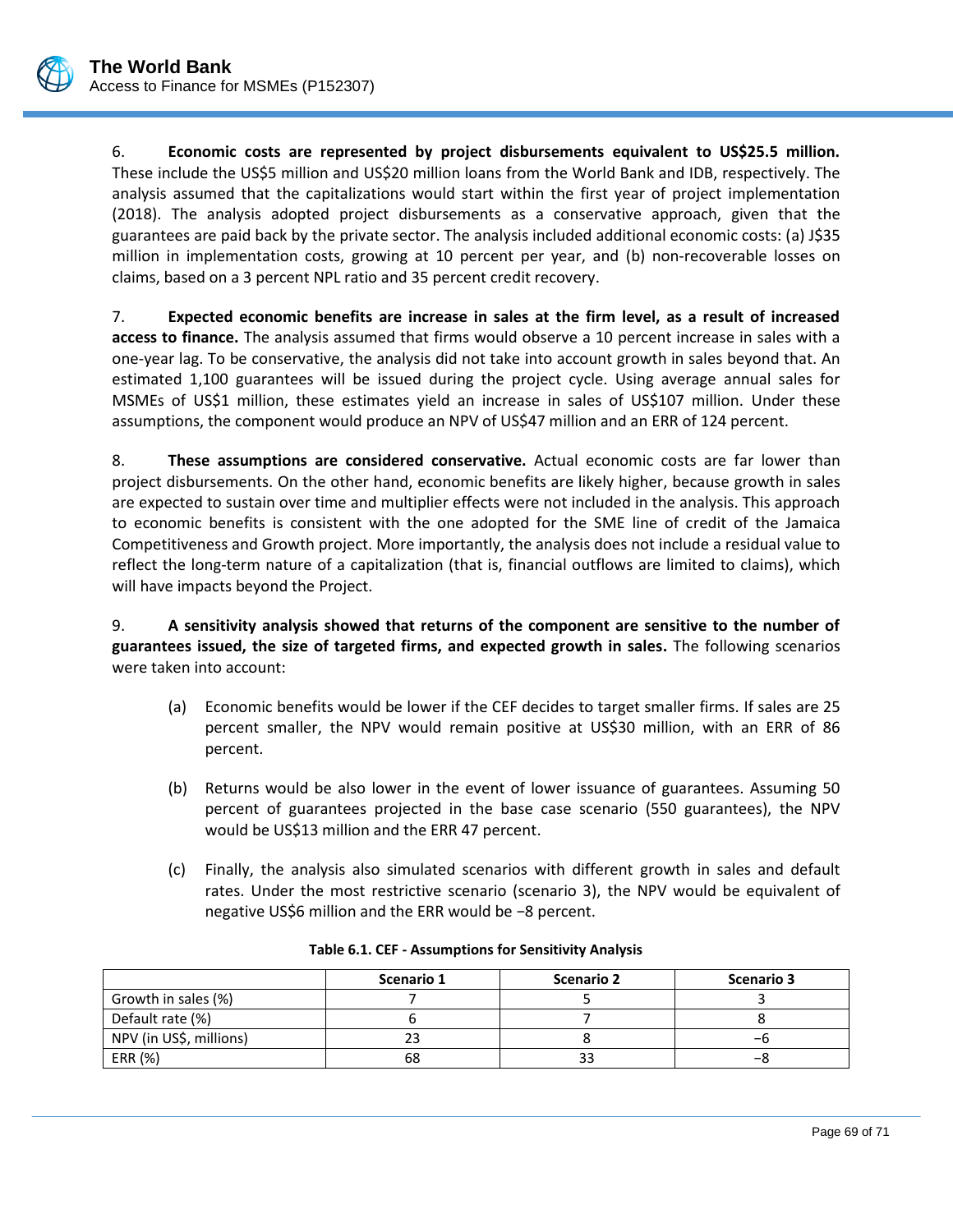6. **Economic costs are represented by project disbursements equivalent to US$25.5 million.** These include the US$5 million and US$20 million loans from the World Bank and IDB, respectively. The analysis assumed that the capitalizations would start within the first year of project implementation (2018). The analysis adopted project disbursements as a conservative approach, given that the guarantees are paid back by the private sector. The analysis included additional economic costs: (a) J$35 million in implementation costs, growing at 10 percent per year, and (b) non-recoverable losses on claims, based on a 3 percent NPL ratio and 35 percent credit recovery.

7. **Expected economic benefits are increase in sales at the firm level, as a result of increased access to finance.** The analysis assumed that firms would observe a 10 percent increase in sales with a one-year lag. To be conservative, the analysis did not take into account growth in sales beyond that. An estimated 1,100 guarantees will be issued during the project cycle. Using average annual sales for MSMEs of US$1 million, these estimates yield an increase in sales of US$107 million. Under these assumptions, the component would produce an NPV of US$47 million and an ERR of 124 percent.

8. **These assumptions are considered conservative.** Actual economic costs are far lower than project disbursements. On the other hand, economic benefits are likely higher, because growth in sales are expected to sustain over time and multiplier effects were not included in the analysis. This approach to economic benefits is consistent with the one adopted for the SME line of credit of the Jamaica Competitiveness and Growth project. More importantly, the analysis does not include a residual value to reflect the long-term nature of a capitalization (that is, financial outflows are limited to claims), which will have impacts beyond the Project.

9. **A sensitivity analysis showed that returns of the component are sensitive to the number of guarantees issued, the size of targeted firms, and expected growth in sales.** The following scenarios were taken into account:

(a) Economic benefits would be lower if the CEF decides to target smaller firms. If sales are 25 percent smaller, the NPV would remain positive at US$30 million, with an ERR of 86 percent.

(b) Returns would be also lower in the event of lower issuance of guarantees. Assuming 50 percent of guarantees projected in the base case scenario (550 guarantees), the NPV would be US$13 million and the ERR 47 percent.

(c) Finally, the analysis also simulated scenarios with different growth in sales and default rates. Under the most restrictive scenario (scenario 3), the NPV would be equivalent of negative US$6 million and the ERR would be −8 percent.

**Table 6.1. CEF - Assumptions for Sensitivity Analysis**

| | Scenario 1 | Scenario 2 | Scenario 3 |
|---|---|---|---|
| Growth in sales (%) | 7 | 5 | 3 |
| Default rate (%) | 6 | 7 | 8 |
| NPV (in US$, millions) | 23 | 8 | −6 |
| ERR (%) | 68 | 33 | −8 |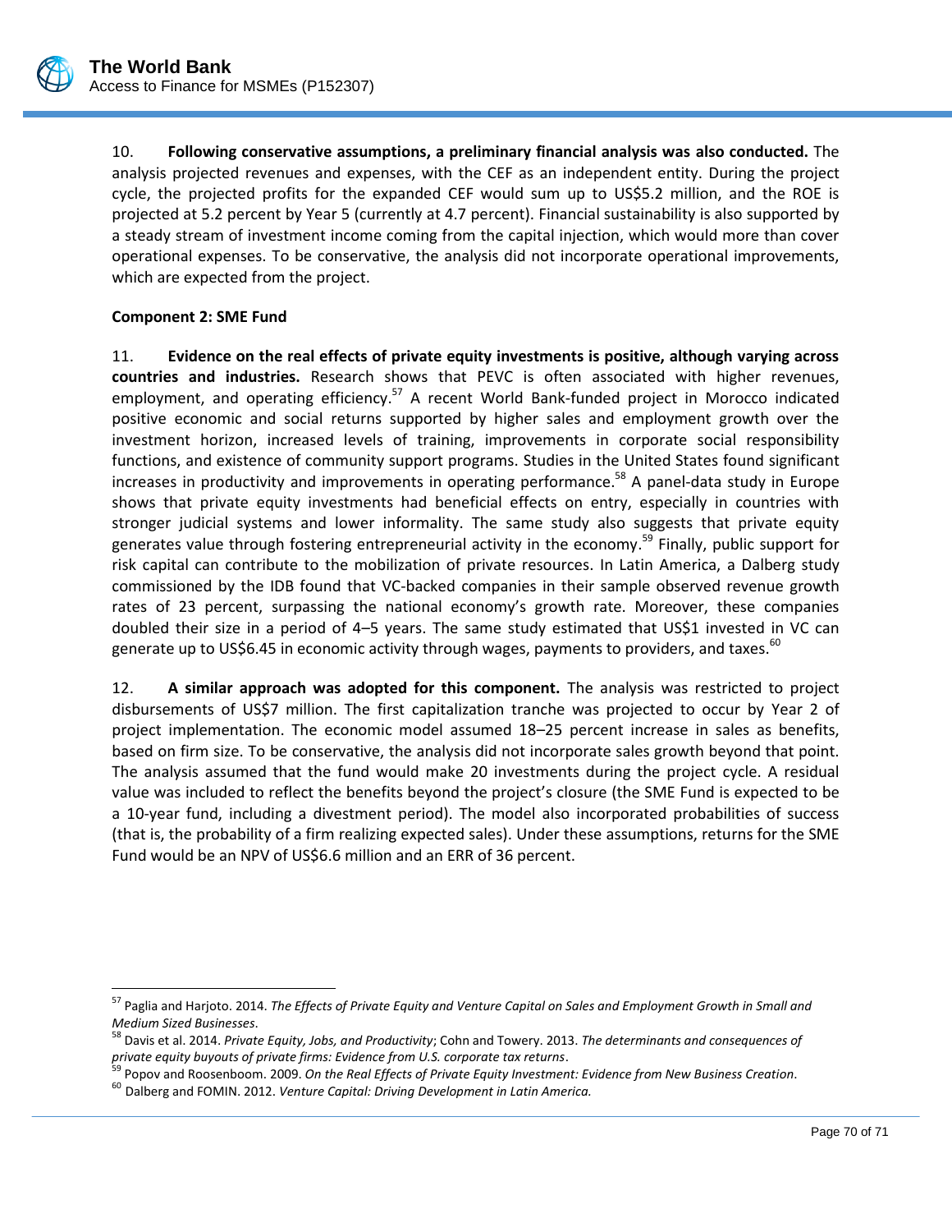10. **Following conservative assumptions, a preliminary financial analysis was also conducted.** The analysis projected revenues and expenses, with the CEF as an independent entity. During the project cycle, the projected profits for the expanded CEF would sum up to US$5.2 million, and the ROE is projected at 5.2 percent by Year 5 (currently at 4.7 percent). Financial sustainability is also supported by a steady stream of investment income coming from the capital injection, which would more than cover operational expenses. To be conservative, the analysis did not incorporate operational improvements, which are expected from the project.

**Component 2: SME Fund**

11. **Evidence on the real effects of private equity investments is positive, although varying across countries and industries.** Research shows that PEVC is often associated with higher revenues, employment, and operating efficiency.[57] A recent World Bank-funded project in Morocco indicated positive economic and social returns supported by higher sales and employment growth over the investment horizon, increased levels of training, improvements in corporate social responsibility functions, and existence of community support programs. Studies in the United States found significant increases in productivity and improvements in operating performance.[58] A panel-data study in Europe shows that private equity investments had beneficial effects on entry, especially in countries with stronger judicial systems and lower informality. The same study also suggests that private equity generates value through fostering entrepreneurial activity in the economy.[59] Finally, public support for risk capital can contribute to the mobilization of private resources. In Latin America, a Dalberg study commissioned by the IDB found that VC-backed companies in their sample observed revenue growth rates of 23 percent, surpassing the national economy's growth rate. Moreover, these companies doubled their size in a period of 4–5 years. The same study estimated that US$1 invested in VC can generate up to US$6.45 in economic activity through wages, payments to providers, and taxes.[60]

12. **A similar approach was adopted for this component.** The analysis was restricted to project disbursements of US$7 million. The first capitalization tranche was projected to occur by Year 2 of project implementation. The economic model assumed 18–25 percent increase in sales as benefits, based on firm size. To be conservative, the analysis did not incorporate sales growth beyond that point. The analysis assumed that the fund would make 20 investments during the project cycle. A residual value was included to reflect the benefits beyond the project's closure (the SME Fund is expected to be a 10-year fund, including a divestment period). The model also incorporated probabilities of success (that is, the probability of a firm realizing expected sales). Under these assumptions, returns for the SME Fund would be an NPV of US$6.6 million and an ERR of 36 percent.

---

[57] Paglia and Harjoto. 2014. *The Effects of Private Equity and Venture Capital on Sales and Employment Growth in Small and Medium Sized Businesses*.

[58] Davis et al. 2014. *Private Equity, Jobs, and Productivity*; Cohn and Towery. 2013. *The determinants and consequences of private equity buyouts of private firms: Evidence from U.S. corporate tax returns*.

[59] Popov and Roosenboom. 2009. *On the Real Effects of Private Equity Investment: Evidence from New Business Creation*.

[60] Dalberg and FOMIN. 2012. *Venture Capital: Driving Development in Latin America.*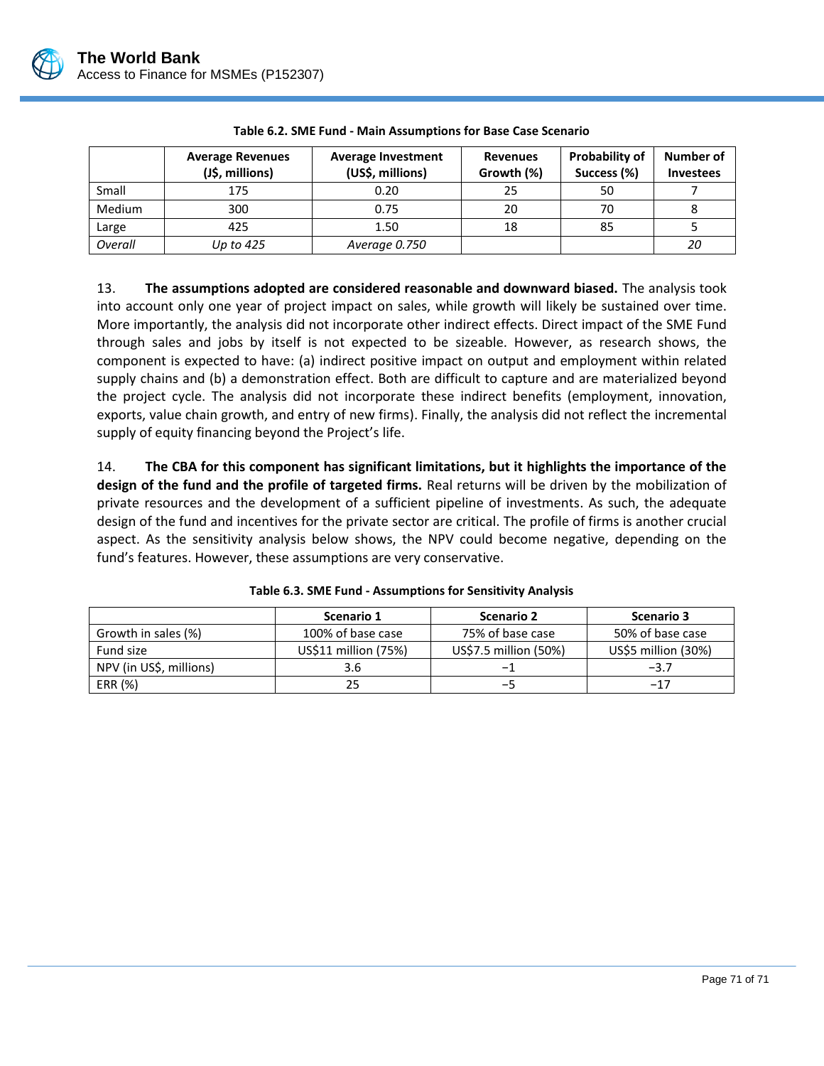**Table 6.2. SME Fund - Main Assumptions for Base Case Scenario**

| | Average Revenues (J$, millions) | Average Investment (US$, millions) | Revenues Growth (%) | Probability of Success (%) | Number of Investees |
|---|---|---|---|---|---|
| Small | 175 | 0.20 | 25 | 50 | 7 |
| Medium | 300 | 0.75 | 20 | 70 | 8 |
| Large | 425 | 1.50 | 18 | 85 | 5 |
| *Overall* | *Up to 425* | *Average 0.750* | | | *20* |

13. **The assumptions adopted are considered reasonable and downward biased.** The analysis took into account only one year of project impact on sales, while growth will likely be sustained over time. More importantly, the analysis did not incorporate other indirect effects. Direct impact of the SME Fund through sales and jobs by itself is not expected to be sizeable. However, as research shows, the component is expected to have: (a) indirect positive impact on output and employment within related supply chains and (b) a demonstration effect. Both are difficult to capture and are materialized beyond the project cycle. The analysis did not incorporate these indirect benefits (employment, innovation, exports, value chain growth, and entry of new firms). Finally, the analysis did not reflect the incremental supply of equity financing beyond the Project's life.

14. **The CBA for this component has significant limitations, but it highlights the importance of the design of the fund and the profile of targeted firms.** Real returns will be driven by the mobilization of private resources and the development of a sufficient pipeline of investments. As such, the adequate design of the fund and incentives for the private sector are critical. The profile of firms is another crucial aspect. As the sensitivity analysis below shows, the NPV could become negative, depending on the fund's features. However, these assumptions are very conservative.

**Table 6.3. SME Fund - Assumptions for Sensitivity Analysis**

| | Scenario 1 | Scenario 2 | Scenario 3 |
|---|---|---|---|
| Growth in sales (%) | 100% of base case | 75% of base case | 50% of base case |
| Fund size | US$11 million (75%) | US$7.5 million (50%) | US$5 million (30%) |
| NPV (in US$, millions) | 3.6 | −1 | −3.7 |
| ERR (%) | 25 | −5 | −17 |